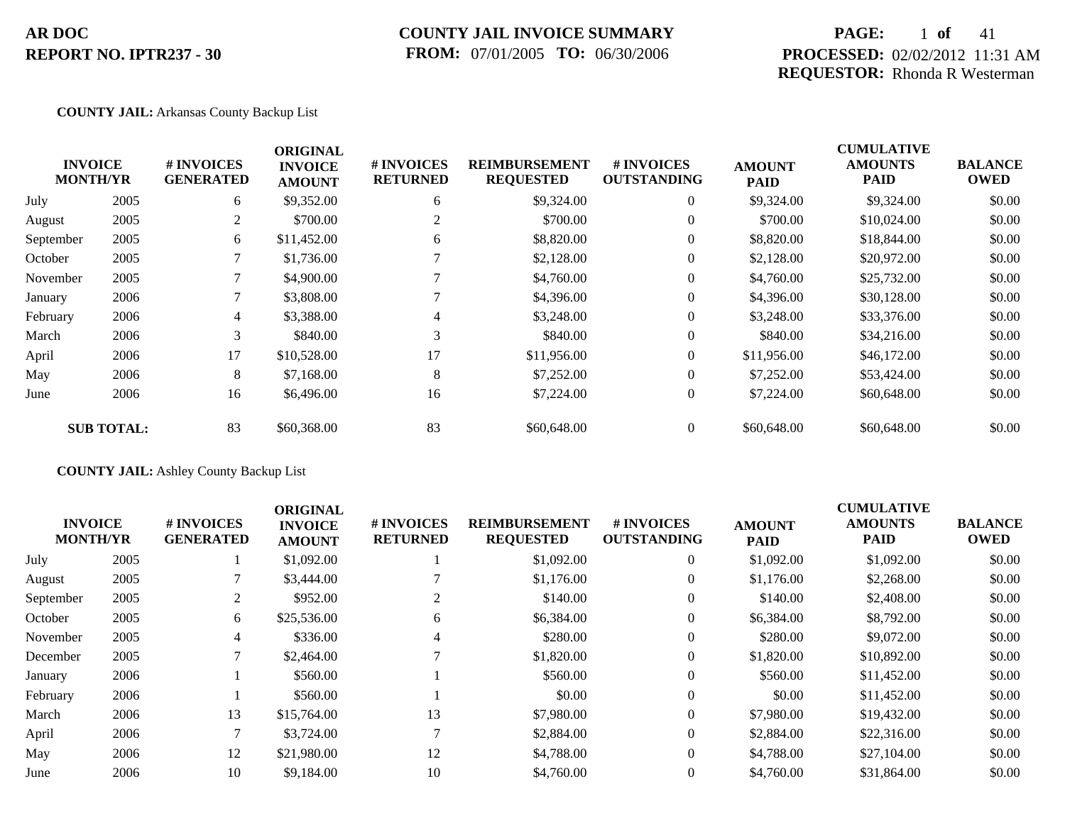**AR DOC**
**REPORT NO. IPTR237 - 30**

**COUNTY JAIL INVOICE SUMMARY**
**FROM:** 07/01/2005 **TO:** 06/30/2006

**PROCESSED:** 02/02/2012 11:31 AM
**REQUESTOR:** Rhonda R Westerman

**COUNTY JAIL:** Arkansas County Backup List

| INVOICE MONTH/YR | | # INVOICES GENERATED | ORIGINAL INVOICE AMOUNT | # INVOICES RETURNED | REIMBURSEMENT REQUESTED | # INVOICES OUTSTANDING | AMOUNT PAID | CUMULATIVE AMOUNTS PAID | BALANCE OWED |
|---|---|---|---|---|---|---|---|---|---|
| July | 2005 | 6 | $9,352.00 | 6 | $9,324.00 | 0 | $9,324.00 | $9,324.00 | $0.00 |
| August | 2005 | 2 | $700.00 | 2 | $700.00 | 0 | $700.00 | $10,024.00 | $0.00 |
| September | 2005 | 6 | $11,452.00 | 6 | $8,820.00 | 0 | $8,820.00 | $18,844.00 | $0.00 |
| October | 2005 | 7 | $1,736.00 | 7 | $2,128.00 | 0 | $2,128.00 | $20,972.00 | $0.00 |
| November | 2005 | 7 | $4,900.00 | 7 | $4,760.00 | 0 | $4,760.00 | $25,732.00 | $0.00 |
| January | 2006 | 7 | $3,808.00 | 7 | $4,396.00 | 0 | $4,396.00 | $30,128.00 | $0.00 |
| February | 2006 | 4 | $3,388.00 | 4 | $3,248.00 | 0 | $3,248.00 | $33,376.00 | $0.00 |
| March | 2006 | 3 | $840.00 | 3 | $840.00 | 0 | $840.00 | $34,216.00 | $0.00 |
| April | 2006 | 17 | $10,528.00 | 17 | $11,956.00 | 0 | $11,956.00 | $46,172.00 | $0.00 |
| May | 2006 | 8 | $7,168.00 | 8 | $7,252.00 | 0 | $7,252.00 | $53,424.00 | $0.00 |
| June | 2006 | 16 | $6,496.00 | 16 | $7,224.00 | 0 | $7,224.00 | $60,648.00 | $0.00 |
| **SUB TOTAL:** | | 83 | $60,368.00 | 83 | $60,648.00 | 0 | $60,648.00 | $60,648.00 | $0.00 |

**COUNTY JAIL:** Ashley County Backup List

| INVOICE MONTH/YR | | # INVOICES GENERATED | ORIGINAL INVOICE AMOUNT | # INVOICES RETURNED | REIMBURSEMENT REQUESTED | # INVOICES OUTSTANDING | AMOUNT PAID | CUMULATIVE AMOUNTS PAID | BALANCE OWED |
|---|---|---|---|---|---|---|---|---|---|
| July | 2005 | 1 | $1,092.00 | 1 | $1,092.00 | 0 | $1,092.00 | $1,092.00 | $0.00 |
| August | 2005 | 7 | $3,444.00 | 7 | $1,176.00 | 0 | $1,176.00 | $2,268.00 | $0.00 |
| September | 2005 | 2 | $952.00 | 2 | $140.00 | 0 | $140.00 | $2,408.00 | $0.00 |
| October | 2005 | 6 | $25,536.00 | 6 | $6,384.00 | 0 | $6,384.00 | $8,792.00 | $0.00 |
| November | 2005 | 4 | $336.00 | 4 | $280.00 | 0 | $280.00 | $9,072.00 | $0.00 |
| December | 2005 | 7 | $2,464.00 | 7 | $1,820.00 | 0 | $1,820.00 | $10,892.00 | $0.00 |
| January | 2006 | 1 | $560.00 | 1 | $560.00 | 0 | $560.00 | $11,452.00 | $0.00 |
| February | 2006 | 1 | $560.00 | 1 | $0.00 | 0 | $0.00 | $11,452.00 | $0.00 |
| March | 2006 | 13 | $15,764.00 | 13 | $7,980.00 | 0 | $7,980.00 | $19,432.00 | $0.00 |
| April | 2006 | 7 | $3,724.00 | 7 | $2,884.00 | 0 | $2,884.00 | $22,316.00 | $0.00 |
| May | 2006 | 12 | $21,980.00 | 12 | $4,788.00 | 0 | $4,788.00 | $27,104.00 | $0.00 |
| June | 2006 | 10 | $9,184.00 | 10 | $4,760.00 | 0 | $4,760.00 | $31,864.00 | $0.00 |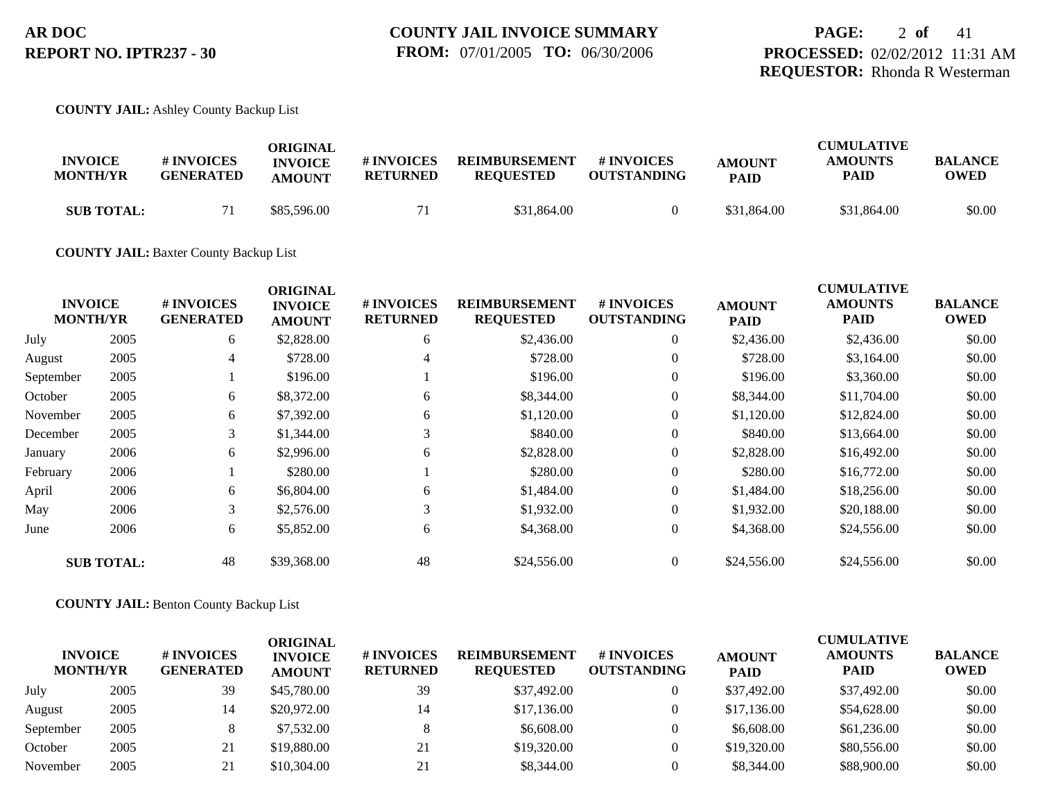**AR DOC**
**REPORT NO. IPTR237 - 30**

**COUNTY JAIL INVOICE SUMMARY**
**FROM:** 07/01/2005 **TO:** 06/30/2006

**PROCESSED:** 02/02/2012 11:31 AM
**REQUESTOR:** Rhonda R Westerman

**COUNTY JAIL:** Ashley County Backup List

| INVOICE MONTH/YR | | # INVOICES GENERATED | ORIGINAL INVOICE AMOUNT | # INVOICES RETURNED | REIMBURSEMENT REQUESTED | # INVOICES OUTSTANDING | AMOUNT PAID | CUMULATIVE AMOUNTS PAID | BALANCE OWED |
|---|---|---|---|---|---|---|---|---|---|
| **SUB TOTAL:** | | 71 | $85,596.00 | 71 | $31,864.00 | 0 | $31,864.00 | $31,864.00 | $0.00 |

**COUNTY JAIL:** Baxter County Backup List

| INVOICE MONTH/YR | | # INVOICES GENERATED | ORIGINAL INVOICE AMOUNT | # INVOICES RETURNED | REIMBURSEMENT REQUESTED | # INVOICES OUTSTANDING | AMOUNT PAID | CUMULATIVE AMOUNTS PAID | BALANCE OWED |
|---|---|---|---|---|---|---|---|---|---|
| July | 2005 | 6 | $2,828.00 | 6 | $2,436.00 | 0 | $2,436.00 | $2,436.00 | $0.00 |
| August | 2005 | 4 | $728.00 | 4 | $728.00 | 0 | $728.00 | $3,164.00 | $0.00 |
| September | 2005 | 1 | $196.00 | 1 | $196.00 | 0 | $196.00 | $3,360.00 | $0.00 |
| October | 2005 | 6 | $8,372.00 | 6 | $8,344.00 | 0 | $8,344.00 | $11,704.00 | $0.00 |
| November | 2005 | 6 | $7,392.00 | 6 | $1,120.00 | 0 | $1,120.00 | $12,824.00 | $0.00 |
| December | 2005 | 3 | $1,344.00 | 3 | $840.00 | 0 | $840.00 | $13,664.00 | $0.00 |
| January | 2006 | 6 | $2,996.00 | 6 | $2,828.00 | 0 | $2,828.00 | $16,492.00 | $0.00 |
| February | 2006 | 1 | $280.00 | 1 | $280.00 | 0 | $280.00 | $16,772.00 | $0.00 |
| April | 2006 | 6 | $6,804.00 | 6 | $1,484.00 | 0 | $1,484.00 | $18,256.00 | $0.00 |
| May | 2006 | 3 | $2,576.00 | 3 | $1,932.00 | 0 | $1,932.00 | $20,188.00 | $0.00 |
| June | 2006 | 6 | $5,852.00 | 6 | $4,368.00 | 0 | $4,368.00 | $24,556.00 | $0.00 |
| **SUB TOTAL:** | | 48 | $39,368.00 | 48 | $24,556.00 | 0 | $24,556.00 | $24,556.00 | $0.00 |

**COUNTY JAIL:** Benton County Backup List

| INVOICE MONTH/YR | | # INVOICES GENERATED | ORIGINAL INVOICE AMOUNT | # INVOICES RETURNED | REIMBURSEMENT REQUESTED | # INVOICES OUTSTANDING | AMOUNT PAID | CUMULATIVE AMOUNTS PAID | BALANCE OWED |
|---|---|---|---|---|---|---|---|---|---|
| July | 2005 | 39 | $45,780.00 | 39 | $37,492.00 | 0 | $37,492.00 | $37,492.00 | $0.00 |
| August | 2005 | 14 | $20,972.00 | 14 | $17,136.00 | 0 | $17,136.00 | $54,628.00 | $0.00 |
| September | 2005 | 8 | $7,532.00 | 8 | $6,608.00 | 0 | $6,608.00 | $61,236.00 | $0.00 |
| October | 2005 | 21 | $19,880.00 | 21 | $19,320.00 | 0 | $19,320.00 | $80,556.00 | $0.00 |
| November | 2005 | 21 | $10,304.00 | 21 | $8,344.00 | 0 | $8,344.00 | $88,900.00 | $0.00 |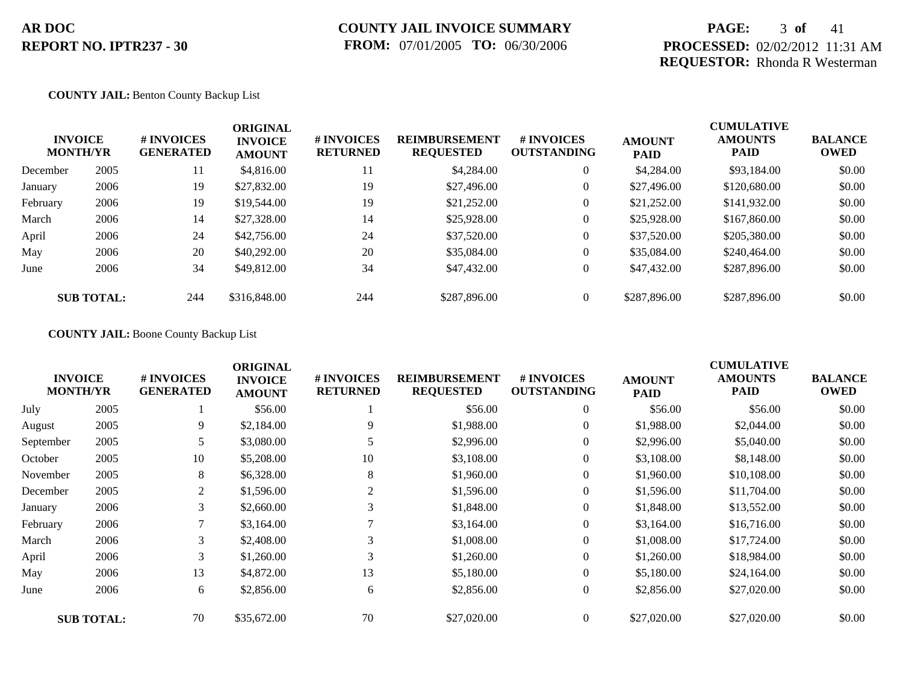**AR DOC**
**REPORT NO. IPTR237 - 30**

**COUNTY JAIL INVOICE SUMMARY**
**FROM:** 07/01/2005 **TO:** 06/30/2006

**PROCESSED:** 02/02/2012 11:31 AM
**REQUESTOR:** Rhonda R Westerman

**COUNTY JAIL:** Benton County Backup List

| INVOICE MONTH/YR | | # INVOICES GENERATED | ORIGINAL INVOICE AMOUNT | # INVOICES RETURNED | REIMBURSEMENT REQUESTED | # INVOICES OUTSTANDING | AMOUNT PAID | CUMULATIVE AMOUNTS PAID | BALANCE OWED |
|---|---|---|---|---|---|---|---|---|---|
| December | 2005 | 11 | $4,816.00 | 11 | $4,284.00 | 0 | $4,284.00 | $93,184.00 | $0.00 |
| January | 2006 | 19 | $27,832.00 | 19 | $27,496.00 | 0 | $27,496.00 | $120,680.00 | $0.00 |
| February | 2006 | 19 | $19,544.00 | 19 | $21,252.00 | 0 | $21,252.00 | $141,932.00 | $0.00 |
| March | 2006 | 14 | $27,328.00 | 14 | $25,928.00 | 0 | $25,928.00 | $167,860.00 | $0.00 |
| April | 2006 | 24 | $42,756.00 | 24 | $37,520.00 | 0 | $37,520.00 | $205,380.00 | $0.00 |
| May | 2006 | 20 | $40,292.00 | 20 | $35,084.00 | 0 | $35,084.00 | $240,464.00 | $0.00 |
| June | 2006 | 34 | $49,812.00 | 34 | $47,432.00 | 0 | $47,432.00 | $287,896.00 | $0.00 |
| **SUB TOTAL:** | | 244 | $316,848.00 | 244 | $287,896.00 | 0 | $287,896.00 | $287,896.00 | $0.00 |

**COUNTY JAIL:** Boone County Backup List

| INVOICE MONTH/YR | | # INVOICES GENERATED | ORIGINAL INVOICE AMOUNT | # INVOICES RETURNED | REIMBURSEMENT REQUESTED | # INVOICES OUTSTANDING | AMOUNT PAID | CUMULATIVE AMOUNTS PAID | BALANCE OWED |
|---|---|---|---|---|---|---|---|---|---|
| July | 2005 | 1 | $56.00 | 1 | $56.00 | 0 | $56.00 | $56.00 | $0.00 |
| August | 2005 | 9 | $2,184.00 | 9 | $1,988.00 | 0 | $1,988.00 | $2,044.00 | $0.00 |
| September | 2005 | 5 | $3,080.00 | 5 | $2,996.00 | 0 | $2,996.00 | $5,040.00 | $0.00 |
| October | 2005 | 10 | $5,208.00 | 10 | $3,108.00 | 0 | $3,108.00 | $8,148.00 | $0.00 |
| November | 2005 | 8 | $6,328.00 | 8 | $1,960.00 | 0 | $1,960.00 | $10,108.00 | $0.00 |
| December | 2005 | 2 | $1,596.00 | 2 | $1,596.00 | 0 | $1,596.00 | $11,704.00 | $0.00 |
| January | 2006 | 3 | $2,660.00 | 3 | $1,848.00 | 0 | $1,848.00 | $13,552.00 | $0.00 |
| February | 2006 | 7 | $3,164.00 | 7 | $3,164.00 | 0 | $3,164.00 | $16,716.00 | $0.00 |
| March | 2006 | 3 | $2,408.00 | 3 | $1,008.00 | 0 | $1,008.00 | $17,724.00 | $0.00 |
| April | 2006 | 3 | $1,260.00 | 3 | $1,260.00 | 0 | $1,260.00 | $18,984.00 | $0.00 |
| May | 2006 | 13 | $4,872.00 | 13 | $5,180.00 | 0 | $5,180.00 | $24,164.00 | $0.00 |
| June | 2006 | 6 | $2,856.00 | 6 | $2,856.00 | 0 | $2,856.00 | $27,020.00 | $0.00 |
| **SUB TOTAL:** | | 70 | $35,672.00 | 70 | $27,020.00 | 0 | $27,020.00 | $27,020.00 | $0.00 |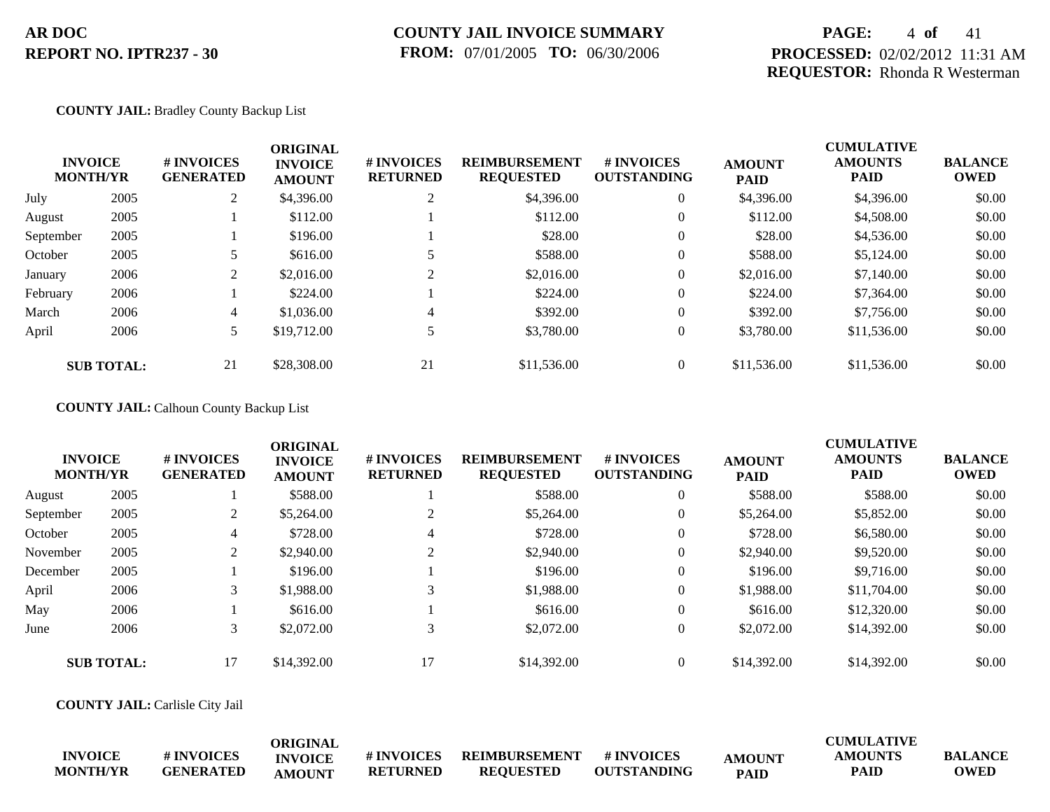**AR DOC**
**REPORT NO. IPTR237 - 30**

**COUNTY JAIL INVOICE SUMMARY**
**FROM:** 07/01/2005 **TO:** 06/30/2006

**PROCESSED:** 02/02/2012 11:31 AM
**REQUESTOR:** Rhonda R Westerman

**COUNTY JAIL:** Bradley County Backup List

| INVOICE MONTH/YR | | # INVOICES GENERATED | ORIGINAL INVOICE AMOUNT | # INVOICES RETURNED | REIMBURSEMENT REQUESTED | # INVOICES OUTSTANDING | AMOUNT PAID | CUMULATIVE AMOUNTS PAID | BALANCE OWED |
|---|---|---|---|---|---|---|---|---|---|
| July | 2005 | 2 | $4,396.00 | 2 | $4,396.00 | 0 | $4,396.00 | $4,396.00 | $0.00 |
| August | 2005 | 1 | $112.00 | 1 | $112.00 | 0 | $112.00 | $4,508.00 | $0.00 |
| September | 2005 | 1 | $196.00 | 1 | $28.00 | 0 | $28.00 | $4,536.00 | $0.00 |
| October | 2005 | 5 | $616.00 | 5 | $588.00 | 0 | $588.00 | $5,124.00 | $0.00 |
| January | 2006 | 2 | $2,016.00 | 2 | $2,016.00 | 0 | $2,016.00 | $7,140.00 | $0.00 |
| February | 2006 | 1 | $224.00 | 1 | $224.00 | 0 | $224.00 | $7,364.00 | $0.00 |
| March | 2006 | 4 | $1,036.00 | 4 | $392.00 | 0 | $392.00 | $7,756.00 | $0.00 |
| April | 2006 | 5 | $19,712.00 | 5 | $3,780.00 | 0 | $3,780.00 | $11,536.00 | $0.00 |
| **SUB TOTAL:** | | 21 | $28,308.00 | 21 | $11,536.00 | 0 | $11,536.00 | $11,536.00 | $0.00 |

**COUNTY JAIL:** Calhoun County Backup List

| INVOICE MONTH/YR | | # INVOICES GENERATED | ORIGINAL INVOICE AMOUNT | # INVOICES RETURNED | REIMBURSEMENT REQUESTED | # INVOICES OUTSTANDING | AMOUNT PAID | CUMULATIVE AMOUNTS PAID | BALANCE OWED |
|---|---|---|---|---|---|---|---|---|---|
| August | 2005 | 1 | $588.00 | 1 | $588.00 | 0 | $588.00 | $588.00 | $0.00 |
| September | 2005 | 2 | $5,264.00 | 2 | $5,264.00 | 0 | $5,264.00 | $5,852.00 | $0.00 |
| October | 2005 | 4 | $728.00 | 4 | $728.00 | 0 | $728.00 | $6,580.00 | $0.00 |
| November | 2005 | 2 | $2,940.00 | 2 | $2,940.00 | 0 | $2,940.00 | $9,520.00 | $0.00 |
| December | 2005 | 1 | $196.00 | 1 | $196.00 | 0 | $196.00 | $9,716.00 | $0.00 |
| April | 2006 | 3 | $1,988.00 | 3 | $1,988.00 | 0 | $1,988.00 | $11,704.00 | $0.00 |
| May | 2006 | 1 | $616.00 | 1 | $616.00 | 0 | $616.00 | $12,320.00 | $0.00 |
| June | 2006 | 3 | $2,072.00 | 3 | $2,072.00 | 0 | $2,072.00 | $14,392.00 | $0.00 |
| **SUB TOTAL:** | | 17 | $14,392.00 | 17 | $14,392.00 | 0 | $14,392.00 | $14,392.00 | $0.00 |

**COUNTY JAIL:** Carlisle City Jail

| INVOICE MONTH/YR | # INVOICES GENERATED | ORIGINAL INVOICE AMOUNT | # INVOICES RETURNED | REIMBURSEMENT REQUESTED | # INVOICES OUTSTANDING | AMOUNT PAID | CUMULATIVE AMOUNTS PAID | BALANCE OWED |
|---|---|---|---|---|---|---|---|---|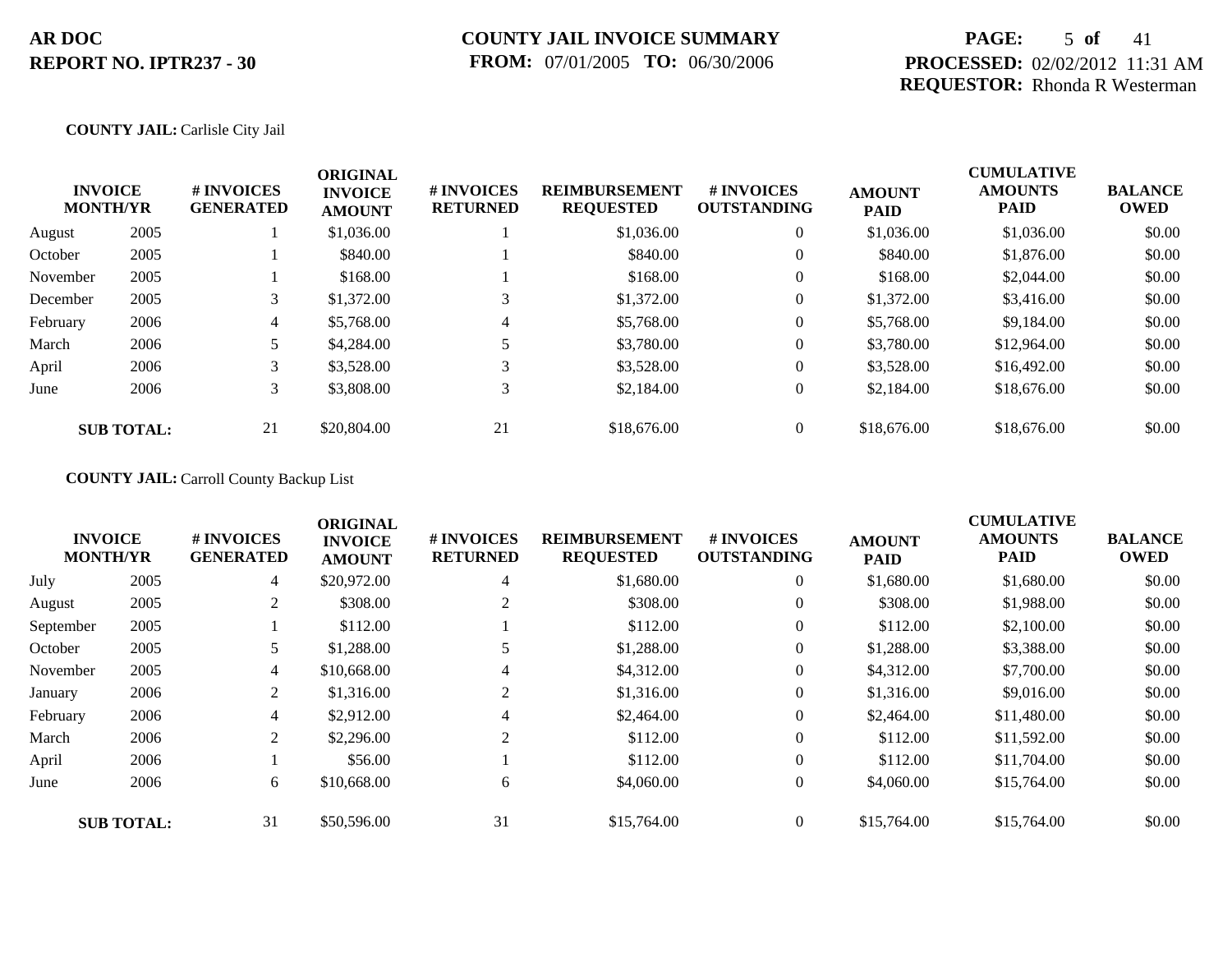AR DOC
REPORT NO. IPTR237 - 30

COUNTY JAIL INVOICE SUMMARY
FROM: 07/01/2005 TO: 06/30/2006

PROCESSED: 02/02/2012 11:31 AM
REQUESTOR: Rhonda R Westerman

**COUNTY JAIL:** Carlisle City Jail

| INVOICE MONTH/YR | | # INVOICES GENERATED | ORIGINAL INVOICE AMOUNT | # INVOICES RETURNED | REIMBURSEMENT REQUESTED | # INVOICES OUTSTANDING | AMOUNT PAID | CUMULATIVE AMOUNTS PAID | BALANCE OWED |
|---|---|---|---|---|---|---|---|---|---|
| August | 2005 | 1 | $1,036.00 | 1 | $1,036.00 | 0 | $1,036.00 | $1,036.00 | $0.00 |
| October | 2005 | 1 | $840.00 | 1 | $840.00 | 0 | $840.00 | $1,876.00 | $0.00 |
| November | 2005 | 1 | $168.00 | 1 | $168.00 | 0 | $168.00 | $2,044.00 | $0.00 |
| December | 2005 | 3 | $1,372.00 | 3 | $1,372.00 | 0 | $1,372.00 | $3,416.00 | $0.00 |
| February | 2006 | 4 | $5,768.00 | 4 | $5,768.00 | 0 | $5,768.00 | $9,184.00 | $0.00 |
| March | 2006 | 5 | $4,284.00 | 5 | $3,780.00 | 0 | $3,780.00 | $12,964.00 | $0.00 |
| April | 2006 | 3 | $3,528.00 | 3 | $3,528.00 | 0 | $3,528.00 | $16,492.00 | $0.00 |
| June | 2006 | 3 | $3,808.00 | 3 | $2,184.00 | 0 | $2,184.00 | $18,676.00 | $0.00 |
| **SUB TOTAL:** | | 21 | $20,804.00 | 21 | $18,676.00 | 0 | $18,676.00 | $18,676.00 | $0.00 |

**COUNTY JAIL:** Carroll County Backup List

| INVOICE MONTH/YR | | # INVOICES GENERATED | ORIGINAL INVOICE AMOUNT | # INVOICES RETURNED | REIMBURSEMENT REQUESTED | # INVOICES OUTSTANDING | AMOUNT PAID | CUMULATIVE AMOUNTS PAID | BALANCE OWED |
|---|---|---|---|---|---|---|---|---|---|
| July | 2005 | 4 | $20,972.00 | 4 | $1,680.00 | 0 | $1,680.00 | $1,680.00 | $0.00 |
| August | 2005 | 2 | $308.00 | 2 | $308.00 | 0 | $308.00 | $1,988.00 | $0.00 |
| September | 2005 | 1 | $112.00 | 1 | $112.00 | 0 | $112.00 | $2,100.00 | $0.00 |
| October | 2005 | 5 | $1,288.00 | 5 | $1,288.00 | 0 | $1,288.00 | $3,388.00 | $0.00 |
| November | 2005 | 4 | $10,668.00 | 4 | $4,312.00 | 0 | $4,312.00 | $7,700.00 | $0.00 |
| January | 2006 | 2 | $1,316.00 | 2 | $1,316.00 | 0 | $1,316.00 | $9,016.00 | $0.00 |
| February | 2006 | 4 | $2,912.00 | 4 | $2,464.00 | 0 | $2,464.00 | $11,480.00 | $0.00 |
| March | 2006 | 2 | $2,296.00 | 2 | $112.00 | 0 | $112.00 | $11,592.00 | $0.00 |
| April | 2006 | 1 | $56.00 | 1 | $112.00 | 0 | $112.00 | $11,704.00 | $0.00 |
| June | 2006 | 6 | $10,668.00 | 6 | $4,060.00 | 0 | $4,060.00 | $15,764.00 | $0.00 |
| **SUB TOTAL:** | | 31 | $50,596.00 | 31 | $15,764.00 | 0 | $15,764.00 | $15,764.00 | $0.00 |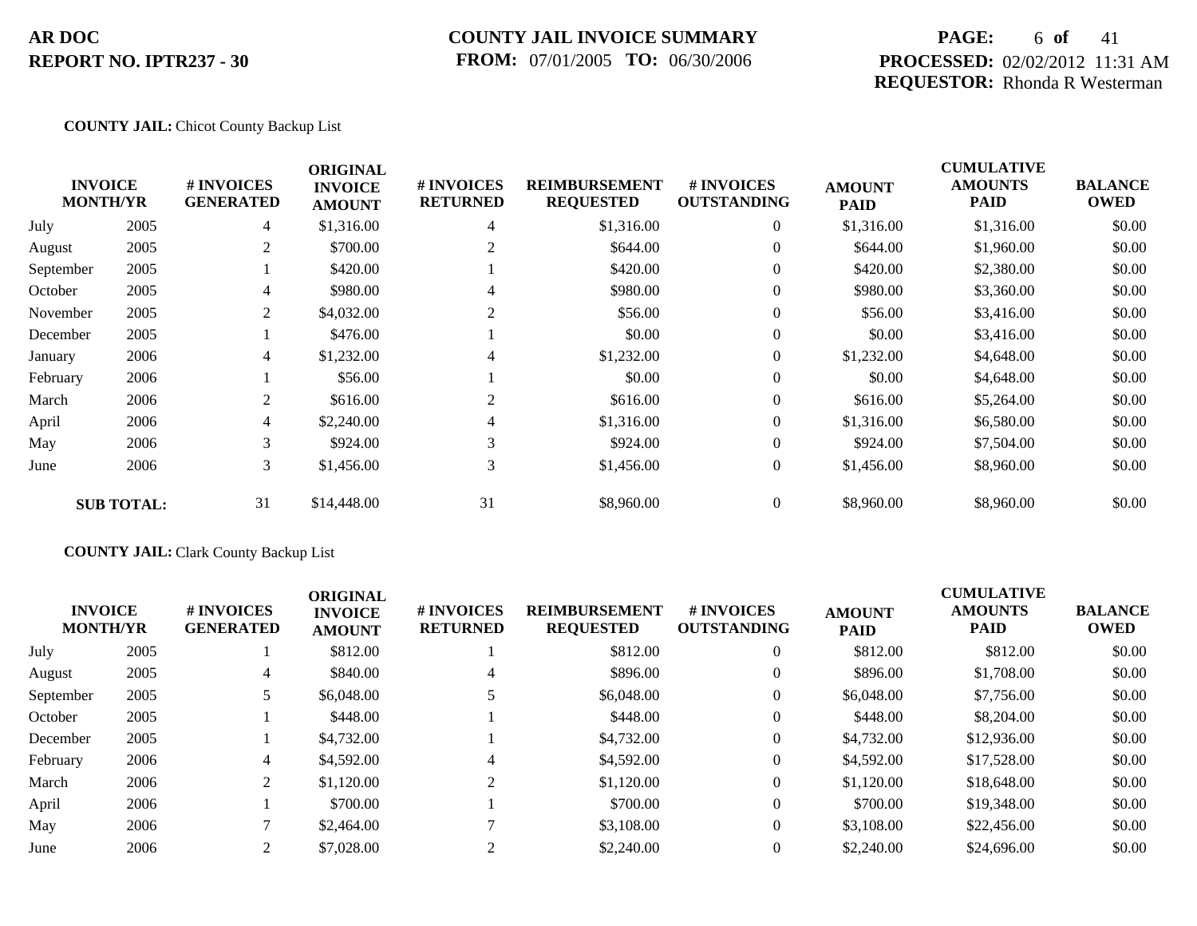**COUNTY JAIL:** Chicot County Backup List

| INVOICE MONTH/YR | | # INVOICES GENERATED | ORIGINAL INVOICE AMOUNT | # INVOICES RETURNED | REIMBURSEMENT REQUESTED | # INVOICES OUTSTANDING | AMOUNT PAID | CUMULATIVE AMOUNTS PAID | BALANCE OWED |
|---|---|---|---|---|---|---|---|---|---|
| July | 2005 | 4 | $1,316.00 | 4 | $1,316.00 | 0 | $1,316.00 | $1,316.00 | $0.00 |
| August | 2005 | 2 | $700.00 | 2 | $644.00 | 0 | $644.00 | $1,960.00 | $0.00 |
| September | 2005 | 1 | $420.00 | 1 | $420.00 | 0 | $420.00 | $2,380.00 | $0.00 |
| October | 2005 | 4 | $980.00 | 4 | $980.00 | 0 | $980.00 | $3,360.00 | $0.00 |
| November | 2005 | 2 | $4,032.00 | 2 | $56.00 | 0 | $56.00 | $3,416.00 | $0.00 |
| December | 2005 | 1 | $476.00 | 1 | $0.00 | 0 | $0.00 | $3,416.00 | $0.00 |
| January | 2006 | 4 | $1,232.00 | 4 | $1,232.00 | 0 | $1,232.00 | $4,648.00 | $0.00 |
| February | 2006 | 1 | $56.00 | 1 | $0.00 | 0 | $0.00 | $4,648.00 | $0.00 |
| March | 2006 | 2 | $616.00 | 2 | $616.00 | 0 | $616.00 | $5,264.00 | $0.00 |
| April | 2006 | 4 | $2,240.00 | 4 | $1,316.00 | 0 | $1,316.00 | $6,580.00 | $0.00 |
| May | 2006 | 3 | $924.00 | 3 | $924.00 | 0 | $924.00 | $7,504.00 | $0.00 |
| June | 2006 | 3 | $1,456.00 | 3 | $1,456.00 | 0 | $1,456.00 | $8,960.00 | $0.00 |
| **SUB TOTAL:** | | 31 | $14,448.00 | 31 | $8,960.00 | 0 | $8,960.00 | $8,960.00 | $0.00 |

**COUNTY JAIL:** Clark County Backup List

| INVOICE MONTH/YR | | # INVOICES GENERATED | ORIGINAL INVOICE AMOUNT | # INVOICES RETURNED | REIMBURSEMENT REQUESTED | # INVOICES OUTSTANDING | AMOUNT PAID | CUMULATIVE AMOUNTS PAID | BALANCE OWED |
|---|---|---|---|---|---|---|---|---|---|
| July | 2005 | 1 | $812.00 | 1 | $812.00 | 0 | $812.00 | $812.00 | $0.00 |
| August | 2005 | 4 | $840.00 | 4 | $896.00 | 0 | $896.00 | $1,708.00 | $0.00 |
| September | 2005 | 5 | $6,048.00 | 5 | $6,048.00 | 0 | $6,048.00 | $7,756.00 | $0.00 |
| October | 2005 | 1 | $448.00 | 1 | $448.00 | 0 | $448.00 | $8,204.00 | $0.00 |
| December | 2005 | 1 | $4,732.00 | 1 | $4,732.00 | 0 | $4,732.00 | $12,936.00 | $0.00 |
| February | 2006 | 4 | $4,592.00 | 4 | $4,592.00 | 0 | $4,592.00 | $17,528.00 | $0.00 |
| March | 2006 | 2 | $1,120.00 | 2 | $1,120.00 | 0 | $1,120.00 | $18,648.00 | $0.00 |
| April | 2006 | 1 | $700.00 | 1 | $700.00 | 0 | $700.00 | $19,348.00 | $0.00 |
| May | 2006 | 7 | $2,464.00 | 7 | $3,108.00 | 0 | $3,108.00 | $22,456.00 | $0.00 |
| June | 2006 | 2 | $7,028.00 | 2 | $2,240.00 | 0 | $2,240.00 | $24,696.00 | $0.00 |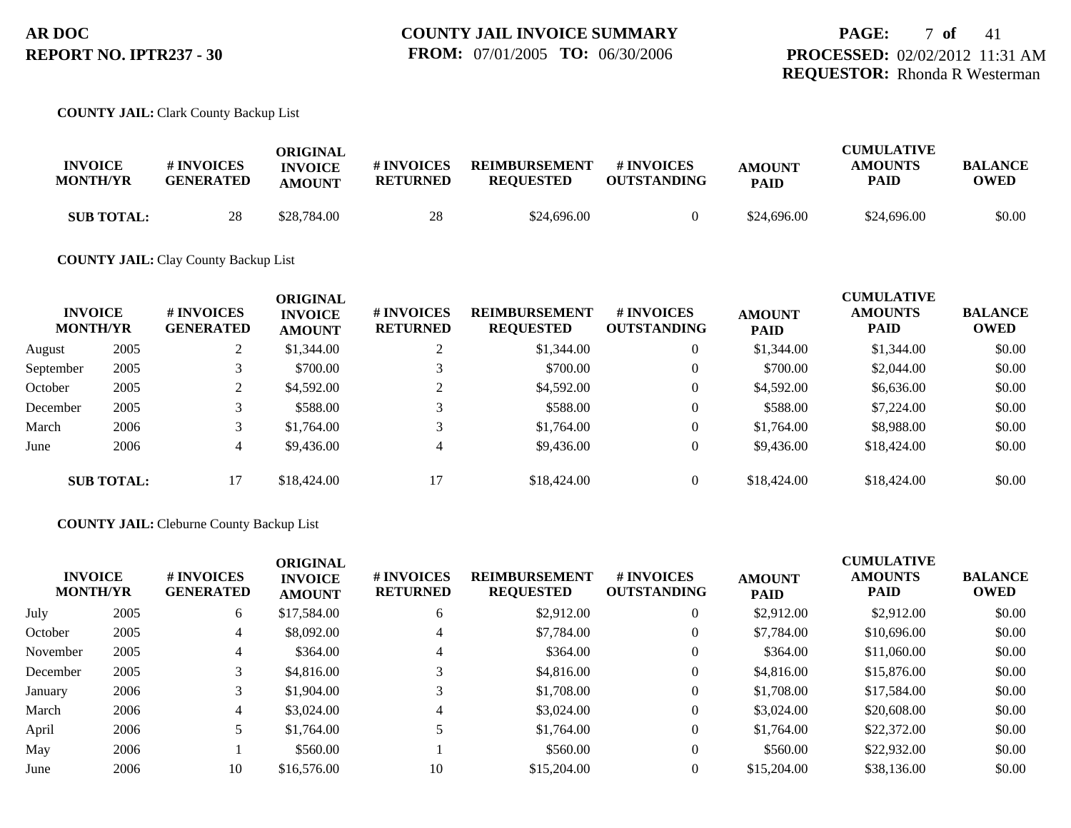**AR DOC**
**REPORT NO. IPTR237 - 30**

**COUNTY JAIL INVOICE SUMMARY**
**FROM:** 07/01/2005 **TO:** 06/30/2006

**PROCESSED:** 02/02/2012 11:31 AM
**REQUESTOR:** Rhonda R Westerman

**COUNTY JAIL:** Clark County Backup List

| INVOICE MONTH/YR | | # INVOICES GENERATED | ORIGINAL INVOICE AMOUNT | # INVOICES RETURNED | REIMBURSEMENT REQUESTED | # INVOICES OUTSTANDING | AMOUNT PAID | CUMULATIVE AMOUNTS PAID | BALANCE OWED |
|---|---|---|---|---|---|---|---|---|---|
| **SUB TOTAL:** | | 28 | $28,784.00 | 28 | $24,696.00 | 0 | $24,696.00 | $24,696.00 | $0.00 |

**COUNTY JAIL:** Clay County Backup List

| INVOICE MONTH/YR | | # INVOICES GENERATED | ORIGINAL INVOICE AMOUNT | # INVOICES RETURNED | REIMBURSEMENT REQUESTED | # INVOICES OUTSTANDING | AMOUNT PAID | CUMULATIVE AMOUNTS PAID | BALANCE OWED |
|---|---|---|---|---|---|---|---|---|---|
| August | 2005 | 2 | $1,344.00 | 2 | $1,344.00 | 0 | $1,344.00 | $1,344.00 | $0.00 |
| September | 2005 | 3 | $700.00 | 3 | $700.00 | 0 | $700.00 | $2,044.00 | $0.00 |
| October | 2005 | 2 | $4,592.00 | 2 | $4,592.00 | 0 | $4,592.00 | $6,636.00 | $0.00 |
| December | 2005 | 3 | $588.00 | 3 | $588.00 | 0 | $588.00 | $7,224.00 | $0.00 |
| March | 2006 | 3 | $1,764.00 | 3 | $1,764.00 | 0 | $1,764.00 | $8,988.00 | $0.00 |
| June | 2006 | 4 | $9,436.00 | 4 | $9,436.00 | 0 | $9,436.00 | $18,424.00 | $0.00 |
| **SUB TOTAL:** | | 17 | $18,424.00 | 17 | $18,424.00 | 0 | $18,424.00 | $18,424.00 | $0.00 |

**COUNTY JAIL:** Cleburne County Backup List

| INVOICE MONTH/YR | | # INVOICES GENERATED | ORIGINAL INVOICE AMOUNT | # INVOICES RETURNED | REIMBURSEMENT REQUESTED | # INVOICES OUTSTANDING | AMOUNT PAID | CUMULATIVE AMOUNTS PAID | BALANCE OWED |
|---|---|---|---|---|---|---|---|---|---|
| July | 2005 | 6 | $17,584.00 | 6 | $2,912.00 | 0 | $2,912.00 | $2,912.00 | $0.00 |
| October | 2005 | 4 | $8,092.00 | 4 | $7,784.00 | 0 | $7,784.00 | $10,696.00 | $0.00 |
| November | 2005 | 4 | $364.00 | 4 | $364.00 | 0 | $364.00 | $11,060.00 | $0.00 |
| December | 2005 | 3 | $4,816.00 | 3 | $4,816.00 | 0 | $4,816.00 | $15,876.00 | $0.00 |
| January | 2006 | 3 | $1,904.00 | 3 | $1,708.00 | 0 | $1,708.00 | $17,584.00 | $0.00 |
| March | 2006 | 4 | $3,024.00 | 4 | $3,024.00 | 0 | $3,024.00 | $20,608.00 | $0.00 |
| April | 2006 | 5 | $1,764.00 | 5 | $1,764.00 | 0 | $1,764.00 | $22,372.00 | $0.00 |
| May | 2006 | 1 | $560.00 | 1 | $560.00 | 0 | $560.00 | $22,932.00 | $0.00 |
| June | 2006 | 10 | $16,576.00 | 10 | $15,204.00 | 0 | $15,204.00 | $38,136.00 | $0.00 |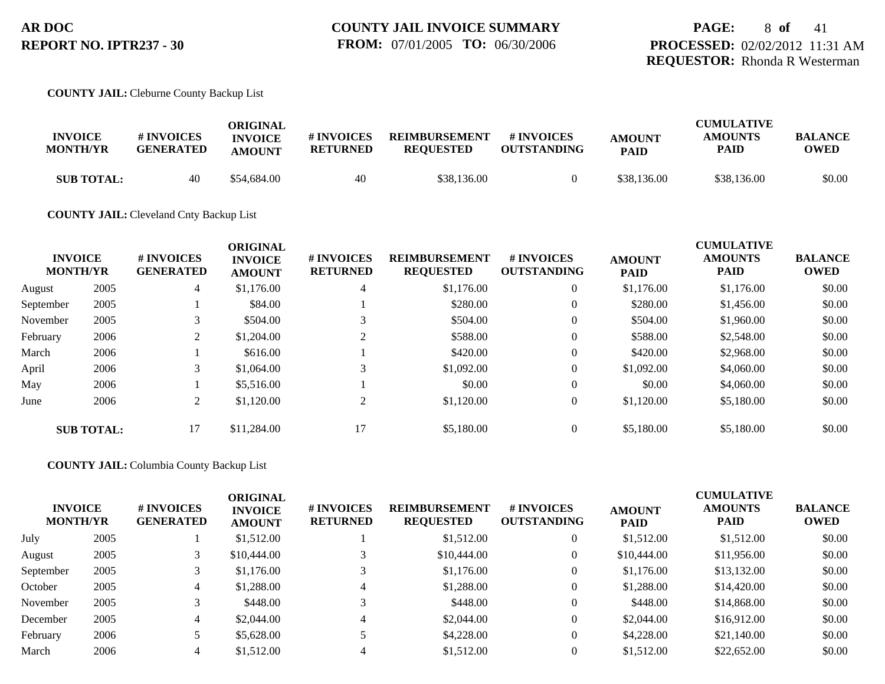**AR DOC**
**REPORT NO. IPTR237 - 30**

**COUNTY JAIL INVOICE SUMMARY**
**FROM:** 07/01/2005 **TO:** 06/30/2006

**PROCESSED:** 02/02/2012 11:31 AM
**REQUESTOR:** Rhonda R Westerman

**COUNTY JAIL:** Cleburne County Backup List

| INVOICE MONTH/YR | | # INVOICES GENERATED | ORIGINAL INVOICE AMOUNT | # INVOICES RETURNED | REIMBURSEMENT REQUESTED | # INVOICES OUTSTANDING | AMOUNT PAID | CUMULATIVE AMOUNTS PAID | BALANCE OWED |
|---|---|---|---|---|---|---|---|---|---|
| **SUB TOTAL:** | | 40 | $54,684.00 | 40 | $38,136.00 | 0 | $38,136.00 | $38,136.00 | $0.00 |

**COUNTY JAIL:** Cleveland Cnty Backup List

| INVOICE MONTH/YR | | # INVOICES GENERATED | ORIGINAL INVOICE AMOUNT | # INVOICES RETURNED | REIMBURSEMENT REQUESTED | # INVOICES OUTSTANDING | AMOUNT PAID | CUMULATIVE AMOUNTS PAID | BALANCE OWED |
|---|---|---|---|---|---|---|---|---|---|
| August | 2005 | 4 | $1,176.00 | 4 | $1,176.00 | 0 | $1,176.00 | $1,176.00 | $0.00 |
| September | 2005 | 1 | $84.00 | 1 | $280.00 | 0 | $280.00 | $1,456.00 | $0.00 |
| November | 2005 | 3 | $504.00 | 3 | $504.00 | 0 | $504.00 | $1,960.00 | $0.00 |
| February | 2006 | 2 | $1,204.00 | 2 | $588.00 | 0 | $588.00 | $2,548.00 | $0.00 |
| March | 2006 | 1 | $616.00 | 1 | $420.00 | 0 | $420.00 | $2,968.00 | $0.00 |
| April | 2006 | 3 | $1,064.00 | 3 | $1,092.00 | 0 | $1,092.00 | $4,060.00 | $0.00 |
| May | 2006 | 1 | $5,516.00 | 1 | $0.00 | 0 | $0.00 | $4,060.00 | $0.00 |
| June | 2006 | 2 | $1,120.00 | 2 | $1,120.00 | 0 | $1,120.00 | $5,180.00 | $0.00 |
| **SUB TOTAL:** | | 17 | $11,284.00 | 17 | $5,180.00 | 0 | $5,180.00 | $5,180.00 | $0.00 |

**COUNTY JAIL:** Columbia County Backup List

| INVOICE MONTH/YR | | # INVOICES GENERATED | ORIGINAL INVOICE AMOUNT | # INVOICES RETURNED | REIMBURSEMENT REQUESTED | # INVOICES OUTSTANDING | AMOUNT PAID | CUMULATIVE AMOUNTS PAID | BALANCE OWED |
|---|---|---|---|---|---|---|---|---|---|
| July | 2005 | 1 | $1,512.00 | 1 | $1,512.00 | 0 | $1,512.00 | $1,512.00 | $0.00 |
| August | 2005 | 3 | $10,444.00 | 3 | $10,444.00 | 0 | $10,444.00 | $11,956.00 | $0.00 |
| September | 2005 | 3 | $1,176.00 | 3 | $1,176.00 | 0 | $1,176.00 | $13,132.00 | $0.00 |
| October | 2005 | 4 | $1,288.00 | 4 | $1,288.00 | 0 | $1,288.00 | $14,420.00 | $0.00 |
| November | 2005 | 3 | $448.00 | 3 | $448.00 | 0 | $448.00 | $14,868.00 | $0.00 |
| December | 2005 | 4 | $2,044.00 | 4 | $2,044.00 | 0 | $2,044.00 | $16,912.00 | $0.00 |
| February | 2006 | 5 | $5,628.00 | 5 | $4,228.00 | 0 | $4,228.00 | $21,140.00 | $0.00 |
| March | 2006 | 4 | $1,512.00 | 4 | $1,512.00 | 0 | $1,512.00 | $22,652.00 | $0.00 |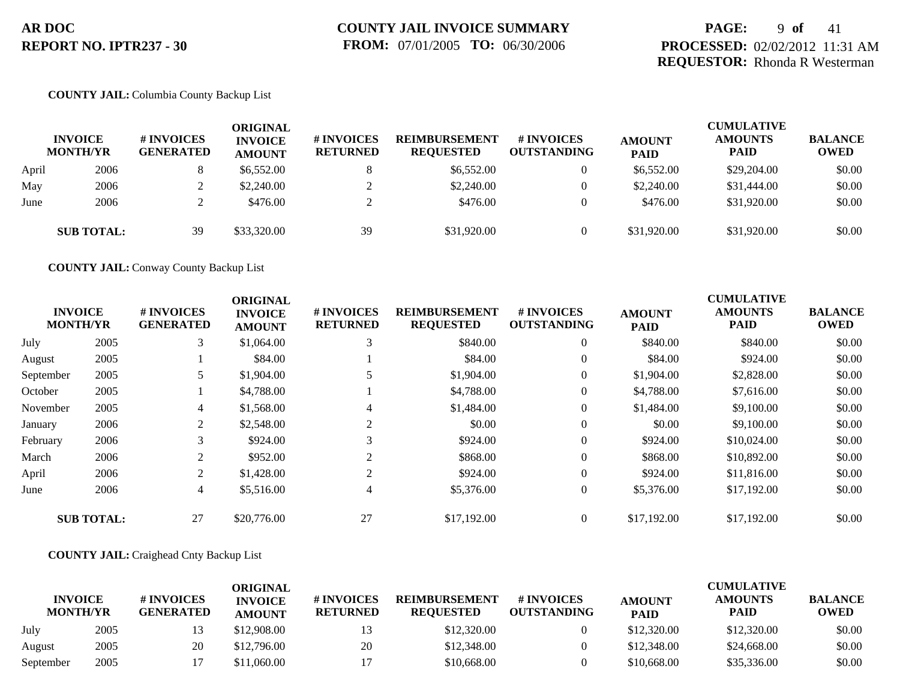**COUNTY JAIL:** Columbia County Backup List

| INVOICE MONTH/YR | | # INVOICES GENERATED | ORIGINAL INVOICE AMOUNT | # INVOICES RETURNED | REIMBURSEMENT REQUESTED | # INVOICES OUTSTANDING | AMOUNT PAID | CUMULATIVE AMOUNTS PAID | BALANCE OWED |
|---|---|---|---|---|---|---|---|---|---|
| April | 2006 | 8 | $6,552.00 | 8 | $6,552.00 | 0 | $6,552.00 | $29,204.00 | $0.00 |
| May | 2006 | 2 | $2,240.00 | 2 | $2,240.00 | 0 | $2,240.00 | $31,444.00 | $0.00 |
| June | 2006 | 2 | $476.00 | 2 | $476.00 | 0 | $476.00 | $31,920.00 | $0.00 |
| **SUB TOTAL:** | | 39 | $33,320.00 | 39 | $31,920.00 | 0 | $31,920.00 | $31,920.00 | $0.00 |

**COUNTY JAIL:** Conway County Backup List

| INVOICE MONTH/YR | | # INVOICES GENERATED | ORIGINAL INVOICE AMOUNT | # INVOICES RETURNED | REIMBURSEMENT REQUESTED | # INVOICES OUTSTANDING | AMOUNT PAID | CUMULATIVE AMOUNTS PAID | BALANCE OWED |
|---|---|---|---|---|---|---|---|---|---|
| July | 2005 | 3 | $1,064.00 | 3 | $840.00 | 0 | $840.00 | $840.00 | $0.00 |
| August | 2005 | 1 | $84.00 | 1 | $84.00 | 0 | $84.00 | $924.00 | $0.00 |
| September | 2005 | 5 | $1,904.00 | 5 | $1,904.00 | 0 | $1,904.00 | $2,828.00 | $0.00 |
| October | 2005 | 1 | $4,788.00 | 1 | $4,788.00 | 0 | $4,788.00 | $7,616.00 | $0.00 |
| November | 2005 | 4 | $1,568.00 | 4 | $1,484.00 | 0 | $1,484.00 | $9,100.00 | $0.00 |
| January | 2006 | 2 | $2,548.00 | 2 | $0.00 | 0 | $0.00 | $9,100.00 | $0.00 |
| February | 2006 | 3 | $924.00 | 3 | $924.00 | 0 | $924.00 | $10,024.00 | $0.00 |
| March | 2006 | 2 | $952.00 | 2 | $868.00 | 0 | $868.00 | $10,892.00 | $0.00 |
| April | 2006 | 2 | $1,428.00 | 2 | $924.00 | 0 | $924.00 | $11,816.00 | $0.00 |
| June | 2006 | 4 | $5,516.00 | 4 | $5,376.00 | 0 | $5,376.00 | $17,192.00 | $0.00 |
| **SUB TOTAL:** | | 27 | $20,776.00 | 27 | $17,192.00 | 0 | $17,192.00 | $17,192.00 | $0.00 |

**COUNTY JAIL:** Craighead Cnty Backup List

| INVOICE MONTH/YR | | # INVOICES GENERATED | ORIGINAL INVOICE AMOUNT | # INVOICES RETURNED | REIMBURSEMENT REQUESTED | # INVOICES OUTSTANDING | AMOUNT PAID | CUMULATIVE AMOUNTS PAID | BALANCE OWED |
|---|---|---|---|---|---|---|---|---|---|
| July | 2005 | 13 | $12,908.00 | 13 | $12,320.00 | 0 | $12,320.00 | $12,320.00 | $0.00 |
| August | 2005 | 20 | $12,796.00 | 20 | $12,348.00 | 0 | $12,348.00 | $24,668.00 | $0.00 |
| September | 2005 | 17 | $11,060.00 | 17 | $10,668.00 | 0 | $10,668.00 | $35,336.00 | $0.00 |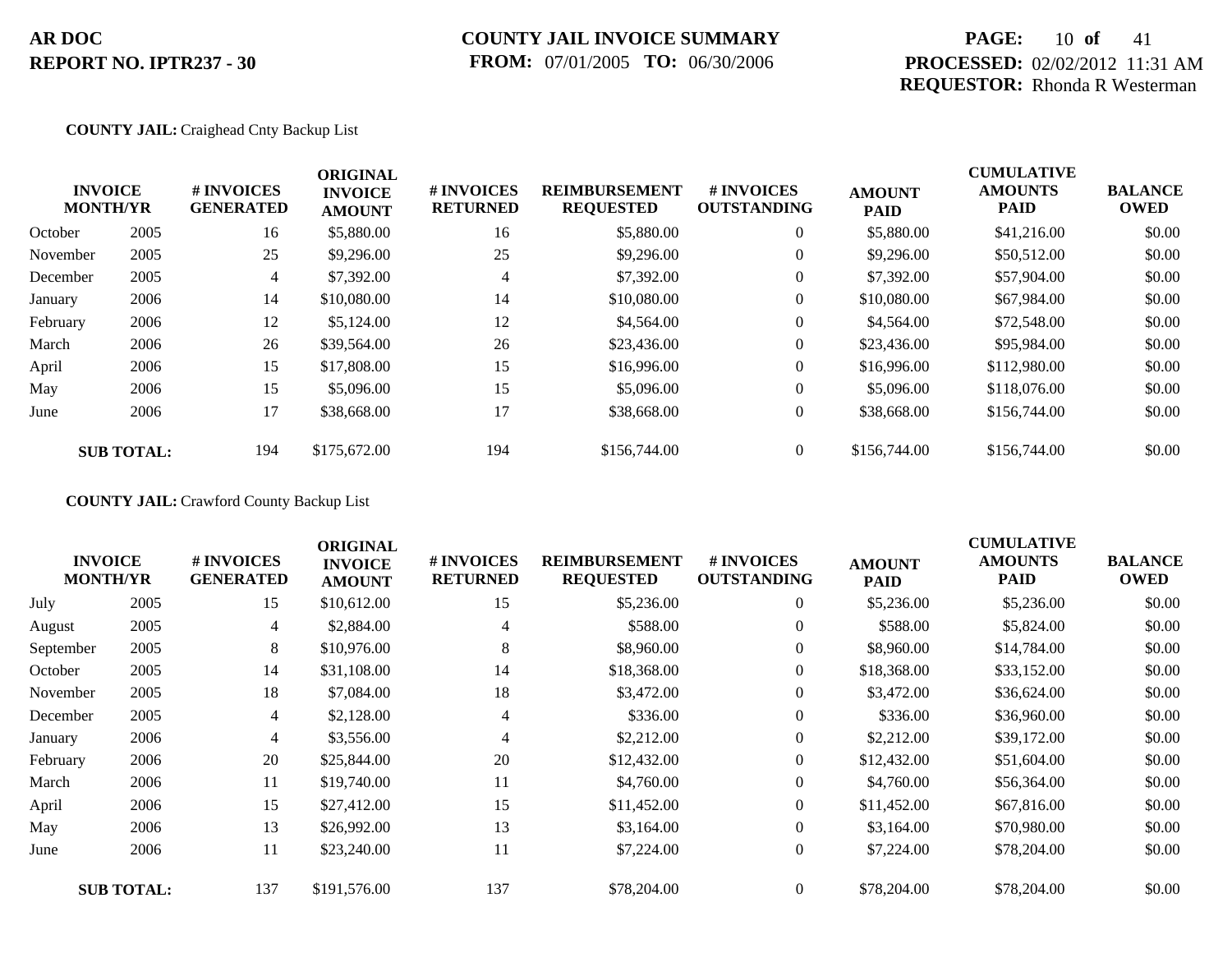AR DOC
REPORT NO. IPTR237 - 30

COUNTY JAIL INVOICE SUMMARY
FROM: 07/01/2005 TO: 06/30/2006

PROCESSED: 02/02/2012 11:31 AM
REQUESTOR: Rhonda R Westerman

**COUNTY JAIL:** Craighead Cnty Backup List

| INVOICE MONTH/YR | | # INVOICES GENERATED | ORIGINAL INVOICE AMOUNT | # INVOICES RETURNED | REIMBURSEMENT REQUESTED | # INVOICES OUTSTANDING | AMOUNT PAID | CUMULATIVE AMOUNTS PAID | BALANCE OWED |
|---|---|---|---|---|---|---|---|---|---|
| October | 2005 | 16 | $5,880.00 | 16 | $5,880.00 | 0 | $5,880.00 | $41,216.00 | $0.00 |
| November | 2005 | 25 | $9,296.00 | 25 | $9,296.00 | 0 | $9,296.00 | $50,512.00 | $0.00 |
| December | 2005 | 4 | $7,392.00 | 4 | $7,392.00 | 0 | $7,392.00 | $57,904.00 | $0.00 |
| January | 2006 | 14 | $10,080.00 | 14 | $10,080.00 | 0 | $10,080.00 | $67,984.00 | $0.00 |
| February | 2006 | 12 | $5,124.00 | 12 | $4,564.00 | 0 | $4,564.00 | $72,548.00 | $0.00 |
| March | 2006 | 26 | $39,564.00 | 26 | $23,436.00 | 0 | $23,436.00 | $95,984.00 | $0.00 |
| April | 2006 | 15 | $17,808.00 | 15 | $16,996.00 | 0 | $16,996.00 | $112,980.00 | $0.00 |
| May | 2006 | 15 | $5,096.00 | 15 | $5,096.00 | 0 | $5,096.00 | $118,076.00 | $0.00 |
| June | 2006 | 17 | $38,668.00 | 17 | $38,668.00 | 0 | $38,668.00 | $156,744.00 | $0.00 |
| **SUB TOTAL:** | | 194 | $175,672.00 | 194 | $156,744.00 | 0 | $156,744.00 | $156,744.00 | $0.00 |

**COUNTY JAIL:** Crawford County Backup List

| INVOICE MONTH/YR | | # INVOICES GENERATED | ORIGINAL INVOICE AMOUNT | # INVOICES RETURNED | REIMBURSEMENT REQUESTED | # INVOICES OUTSTANDING | AMOUNT PAID | CUMULATIVE AMOUNTS PAID | BALANCE OWED |
|---|---|---|---|---|---|---|---|---|---|
| July | 2005 | 15 | $10,612.00 | 15 | $5,236.00 | 0 | $5,236.00 | $5,236.00 | $0.00 |
| August | 2005 | 4 | $2,884.00 | 4 | $588.00 | 0 | $588.00 | $5,824.00 | $0.00 |
| September | 2005 | 8 | $10,976.00 | 8 | $8,960.00 | 0 | $8,960.00 | $14,784.00 | $0.00 |
| October | 2005 | 14 | $31,108.00 | 14 | $18,368.00 | 0 | $18,368.00 | $33,152.00 | $0.00 |
| November | 2005 | 18 | $7,084.00 | 18 | $3,472.00 | 0 | $3,472.00 | $36,624.00 | $0.00 |
| December | 2005 | 4 | $2,128.00 | 4 | $336.00 | 0 | $336.00 | $36,960.00 | $0.00 |
| January | 2006 | 4 | $3,556.00 | 4 | $2,212.00 | 0 | $2,212.00 | $39,172.00 | $0.00 |
| February | 2006 | 20 | $25,844.00 | 20 | $12,432.00 | 0 | $12,432.00 | $51,604.00 | $0.00 |
| March | 2006 | 11 | $19,740.00 | 11 | $4,760.00 | 0 | $4,760.00 | $56,364.00 | $0.00 |
| April | 2006 | 15 | $27,412.00 | 15 | $11,452.00 | 0 | $11,452.00 | $67,816.00 | $0.00 |
| May | 2006 | 13 | $26,992.00 | 13 | $3,164.00 | 0 | $3,164.00 | $70,980.00 | $0.00 |
| June | 2006 | 11 | $23,240.00 | 11 | $7,224.00 | 0 | $7,224.00 | $78,204.00 | $0.00 |
| **SUB TOTAL:** | | 137 | $191,576.00 | 137 | $78,204.00 | 0 | $78,204.00 | $78,204.00 | $0.00 |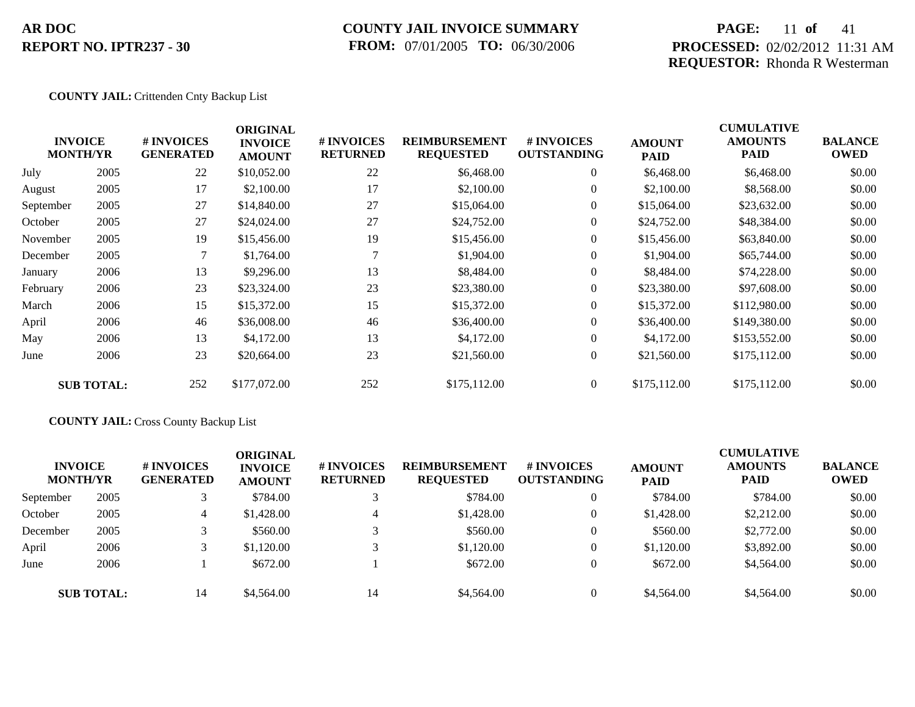**AR DOC**
**REPORT NO. IPTR237 - 30**

**COUNTY JAIL INVOICE SUMMARY**
**FROM:** 07/01/2005 **TO:** 06/30/2006

**PROCESSED:** 02/02/2012 11:31 AM
**REQUESTOR:** Rhonda R Westerman

**COUNTY JAIL:** Crittenden Cnty Backup List

| INVOICE MONTH/YR | | # INVOICES GENERATED | ORIGINAL INVOICE AMOUNT | # INVOICES RETURNED | REIMBURSEMENT REQUESTED | # INVOICES OUTSTANDING | AMOUNT PAID | CUMULATIVE AMOUNTS PAID | BALANCE OWED |
|---|---|---|---|---|---|---|---|---|---|
| July | 2005 | 22 | $10,052.00 | 22 | $6,468.00 | 0 | $6,468.00 | $6,468.00 | $0.00 |
| August | 2005 | 17 | $2,100.00 | 17 | $2,100.00 | 0 | $2,100.00 | $8,568.00 | $0.00 |
| September | 2005 | 27 | $14,840.00 | 27 | $15,064.00 | 0 | $15,064.00 | $23,632.00 | $0.00 |
| October | 2005 | 27 | $24,024.00 | 27 | $24,752.00 | 0 | $24,752.00 | $48,384.00 | $0.00 |
| November | 2005 | 19 | $15,456.00 | 19 | $15,456.00 | 0 | $15,456.00 | $63,840.00 | $0.00 |
| December | 2005 | 7 | $1,764.00 | 7 | $1,904.00 | 0 | $1,904.00 | $65,744.00 | $0.00 |
| January | 2006 | 13 | $9,296.00 | 13 | $8,484.00 | 0 | $8,484.00 | $74,228.00 | $0.00 |
| February | 2006 | 23 | $23,324.00 | 23 | $23,380.00 | 0 | $23,380.00 | $97,608.00 | $0.00 |
| March | 2006 | 15 | $15,372.00 | 15 | $15,372.00 | 0 | $15,372.00 | $112,980.00 | $0.00 |
| April | 2006 | 46 | $36,008.00 | 46 | $36,400.00 | 0 | $36,400.00 | $149,380.00 | $0.00 |
| May | 2006 | 13 | $4,172.00 | 13 | $4,172.00 | 0 | $4,172.00 | $153,552.00 | $0.00 |
| June | 2006 | 23 | $20,664.00 | 23 | $21,560.00 | 0 | $21,560.00 | $175,112.00 | $0.00 |
| **SUB TOTAL:** | | 252 | $177,072.00 | 252 | $175,112.00 | 0 | $175,112.00 | $175,112.00 | $0.00 |

**COUNTY JAIL:** Cross County Backup List

| INVOICE MONTH/YR | | # INVOICES GENERATED | ORIGINAL INVOICE AMOUNT | # INVOICES RETURNED | REIMBURSEMENT REQUESTED | # INVOICES OUTSTANDING | AMOUNT PAID | CUMULATIVE AMOUNTS PAID | BALANCE OWED |
|---|---|---|---|---|---|---|---|---|---|
| September | 2005 | 3 | $784.00 | 3 | $784.00 | 0 | $784.00 | $784.00 | $0.00 |
| October | 2005 | 4 | $1,428.00 | 4 | $1,428.00 | 0 | $1,428.00 | $2,212.00 | $0.00 |
| December | 2005 | 3 | $560.00 | 3 | $560.00 | 0 | $560.00 | $2,772.00 | $0.00 |
| April | 2006 | 3 | $1,120.00 | 3 | $1,120.00 | 0 | $1,120.00 | $3,892.00 | $0.00 |
| June | 2006 | 1 | $672.00 | 1 | $672.00 | 0 | $672.00 | $4,564.00 | $0.00 |
| **SUB TOTAL:** | | 14 | $4,564.00 | 14 | $4,564.00 | 0 | $4,564.00 | $4,564.00 | $0.00 |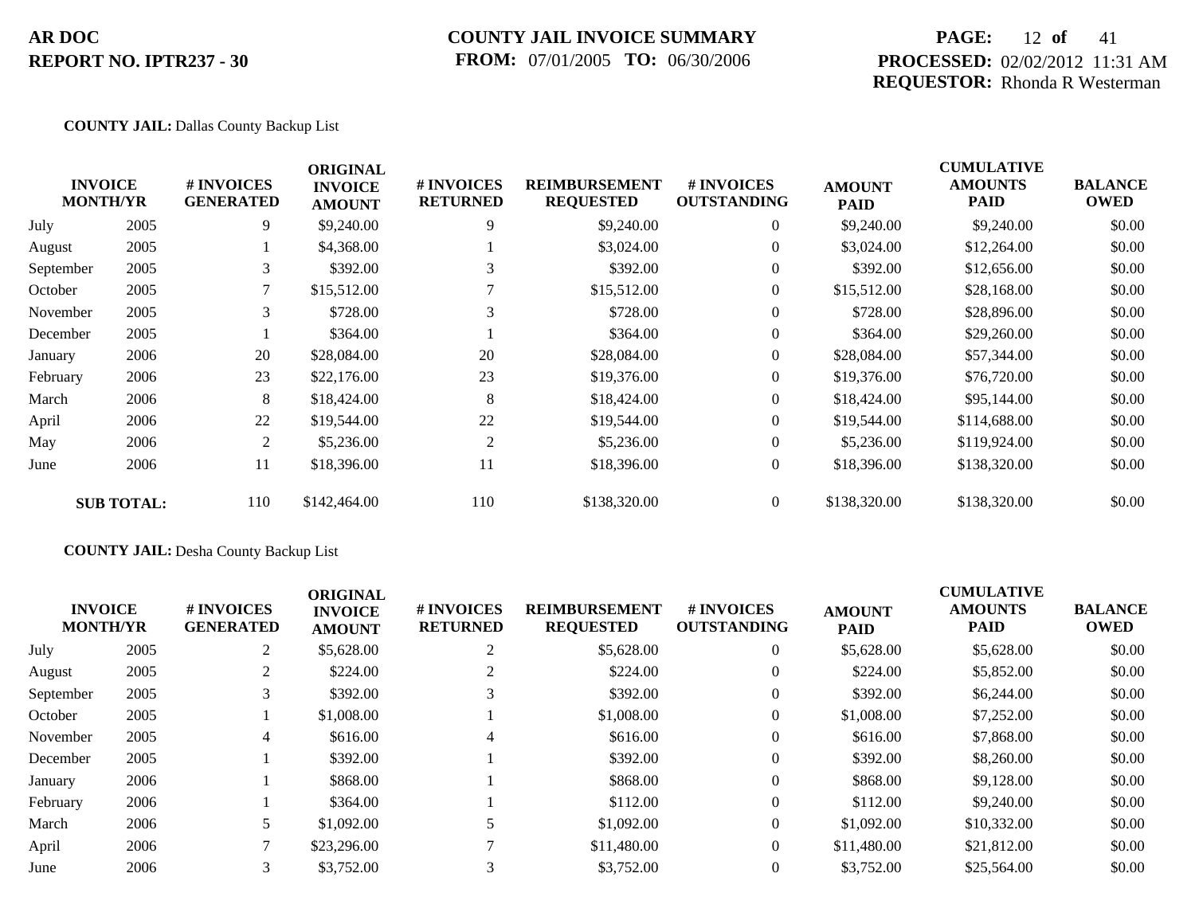**COUNTY JAIL:** Dallas County Backup List

| INVOICE MONTH/YR | | # INVOICES GENERATED | ORIGINAL INVOICE AMOUNT | # INVOICES RETURNED | REIMBURSEMENT REQUESTED | # INVOICES OUTSTANDING | AMOUNT PAID | CUMULATIVE AMOUNTS PAID | BALANCE OWED |
|---|---|---|---|---|---|---|---|---|---|
| July | 2005 | 9 | $9,240.00 | 9 | $9,240.00 | 0 | $9,240.00 | $9,240.00 | $0.00 |
| August | 2005 | 1 | $4,368.00 | 1 | $3,024.00 | 0 | $3,024.00 | $12,264.00 | $0.00 |
| September | 2005 | 3 | $392.00 | 3 | $392.00 | 0 | $392.00 | $12,656.00 | $0.00 |
| October | 2005 | 7 | $15,512.00 | 7 | $15,512.00 | 0 | $15,512.00 | $28,168.00 | $0.00 |
| November | 2005 | 3 | $728.00 | 3 | $728.00 | 0 | $728.00 | $28,896.00 | $0.00 |
| December | 2005 | 1 | $364.00 | 1 | $364.00 | 0 | $364.00 | $29,260.00 | $0.00 |
| January | 2006 | 20 | $28,084.00 | 20 | $28,084.00 | 0 | $28,084.00 | $57,344.00 | $0.00 |
| February | 2006 | 23 | $22,176.00 | 23 | $19,376.00 | 0 | $19,376.00 | $76,720.00 | $0.00 |
| March | 2006 | 8 | $18,424.00 | 8 | $18,424.00 | 0 | $18,424.00 | $95,144.00 | $0.00 |
| April | 2006 | 22 | $19,544.00 | 22 | $19,544.00 | 0 | $19,544.00 | $114,688.00 | $0.00 |
| May | 2006 | 2 | $5,236.00 | 2 | $5,236.00 | 0 | $5,236.00 | $119,924.00 | $0.00 |
| June | 2006 | 11 | $18,396.00 | 11 | $18,396.00 | 0 | $18,396.00 | $138,320.00 | $0.00 |
| **SUB TOTAL:** | | 110 | $142,464.00 | 110 | $138,320.00 | 0 | $138,320.00 | $138,320.00 | $0.00 |

**COUNTY JAIL:** Desha County Backup List

| INVOICE MONTH/YR | | # INVOICES GENERATED | ORIGINAL INVOICE AMOUNT | # INVOICES RETURNED | REIMBURSEMENT REQUESTED | # INVOICES OUTSTANDING | AMOUNT PAID | CUMULATIVE AMOUNTS PAID | BALANCE OWED |
|---|---|---|---|---|---|---|---|---|---|
| July | 2005 | 2 | $5,628.00 | 2 | $5,628.00 | 0 | $5,628.00 | $5,628.00 | $0.00 |
| August | 2005 | 2 | $224.00 | 2 | $224.00 | 0 | $224.00 | $5,852.00 | $0.00 |
| September | 2005 | 3 | $392.00 | 3 | $392.00 | 0 | $392.00 | $6,244.00 | $0.00 |
| October | 2005 | 1 | $1,008.00 | 1 | $1,008.00 | 0 | $1,008.00 | $7,252.00 | $0.00 |
| November | 2005 | 4 | $616.00 | 4 | $616.00 | 0 | $616.00 | $7,868.00 | $0.00 |
| December | 2005 | 1 | $392.00 | 1 | $392.00 | 0 | $392.00 | $8,260.00 | $0.00 |
| January | 2006 | 1 | $868.00 | 1 | $868.00 | 0 | $868.00 | $9,128.00 | $0.00 |
| February | 2006 | 1 | $364.00 | 1 | $112.00 | 0 | $112.00 | $9,240.00 | $0.00 |
| March | 2006 | 5 | $1,092.00 | 5 | $1,092.00 | 0 | $1,092.00 | $10,332.00 | $0.00 |
| April | 2006 | 7 | $23,296.00 | 7 | $11,480.00 | 0 | $11,480.00 | $21,812.00 | $0.00 |
| June | 2006 | 3 | $3,752.00 | 3 | $3,752.00 | 0 | $3,752.00 | $25,564.00 | $0.00 |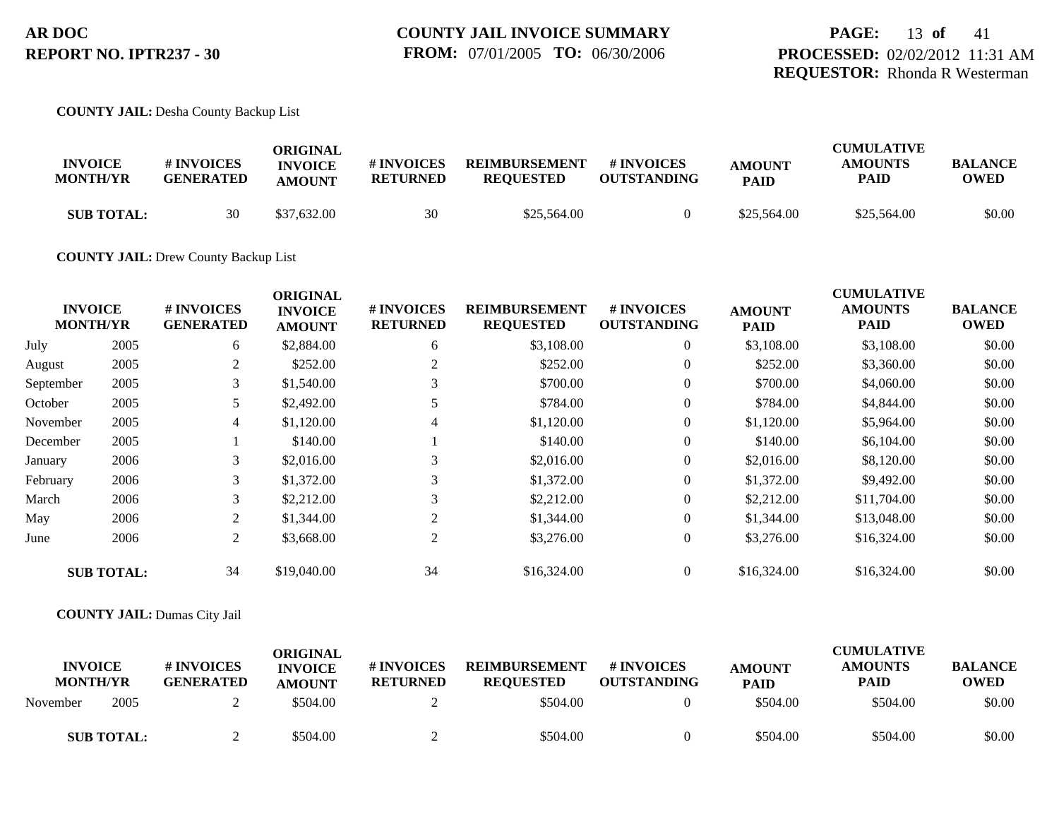**AR DOC**
**REPORT NO. IPTR237 - 30**

**COUNTY JAIL INVOICE SUMMARY**
**FROM:** 07/01/2005 **TO:** 06/30/2006

**PROCESSED:** 02/02/2012 11:31 AM
**REQUESTOR:** Rhonda R Westerman

**COUNTY JAIL:** Desha County Backup List

| INVOICE MONTH/YR | | # INVOICES GENERATED | ORIGINAL INVOICE AMOUNT | # INVOICES RETURNED | REIMBURSEMENT REQUESTED | # INVOICES OUTSTANDING | AMOUNT PAID | CUMULATIVE AMOUNTS PAID | BALANCE OWED |
|---|---|---|---|---|---|---|---|---|---|
| **SUB TOTAL:** | | 30 | $37,632.00 | 30 | $25,564.00 | 0 | $25,564.00 | $25,564.00 | $0.00 |

**COUNTY JAIL:** Drew County Backup List

| INVOICE MONTH/YR | | # INVOICES GENERATED | ORIGINAL INVOICE AMOUNT | # INVOICES RETURNED | REIMBURSEMENT REQUESTED | # INVOICES OUTSTANDING | AMOUNT PAID | CUMULATIVE AMOUNTS PAID | BALANCE OWED |
|---|---|---|---|---|---|---|---|---|---|
| July | 2005 | 6 | $2,884.00 | 6 | $3,108.00 | 0 | $3,108.00 | $3,108.00 | $0.00 |
| August | 2005 | 2 | $252.00 | 2 | $252.00 | 0 | $252.00 | $3,360.00 | $0.00 |
| September | 2005 | 3 | $1,540.00 | 3 | $700.00 | 0 | $700.00 | $4,060.00 | $0.00 |
| October | 2005 | 5 | $2,492.00 | 5 | $784.00 | 0 | $784.00 | $4,844.00 | $0.00 |
| November | 2005 | 4 | $1,120.00 | 4 | $1,120.00 | 0 | $1,120.00 | $5,964.00 | $0.00 |
| December | 2005 | 1 | $140.00 | 1 | $140.00 | 0 | $140.00 | $6,104.00 | $0.00 |
| January | 2006 | 3 | $2,016.00 | 3 | $2,016.00 | 0 | $2,016.00 | $8,120.00 | $0.00 |
| February | 2006 | 3 | $1,372.00 | 3 | $1,372.00 | 0 | $1,372.00 | $9,492.00 | $0.00 |
| March | 2006 | 3 | $2,212.00 | 3 | $2,212.00 | 0 | $2,212.00 | $11,704.00 | $0.00 |
| May | 2006 | 2 | $1,344.00 | 2 | $1,344.00 | 0 | $1,344.00 | $13,048.00 | $0.00 |
| June | 2006 | 2 | $3,668.00 | 2 | $3,276.00 | 0 | $3,276.00 | $16,324.00 | $0.00 |
| **SUB TOTAL:** | | 34 | $19,040.00 | 34 | $16,324.00 | 0 | $16,324.00 | $16,324.00 | $0.00 |

**COUNTY JAIL:** Dumas City Jail

| INVOICE MONTH/YR | | # INVOICES GENERATED | ORIGINAL INVOICE AMOUNT | # INVOICES RETURNED | REIMBURSEMENT REQUESTED | # INVOICES OUTSTANDING | AMOUNT PAID | CUMULATIVE AMOUNTS PAID | BALANCE OWED |
|---|---|---|---|---|---|---|---|---|---|
| November | 2005 | 2 | $504.00 | 2 | $504.00 | 0 | $504.00 | $504.00 | $0.00 |
| **SUB TOTAL:** | | 2 | $504.00 | 2 | $504.00 | 0 | $504.00 | $504.00 | $0.00 |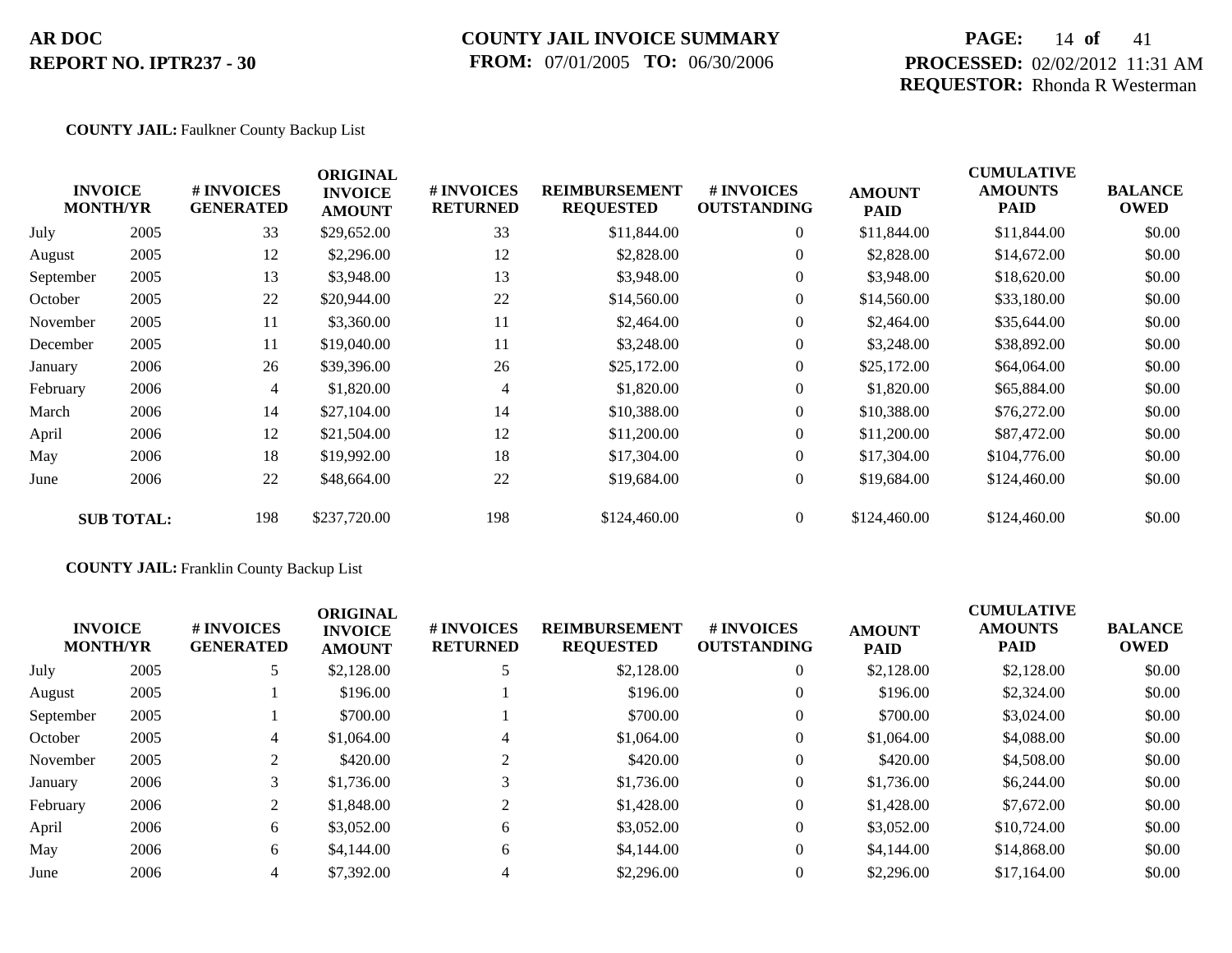**COUNTY JAIL:** Faulkner County Backup List

| INVOICE MONTH/YR | | # INVOICES GENERATED | ORIGINAL INVOICE AMOUNT | # INVOICES RETURNED | REIMBURSEMENT REQUESTED | # INVOICES OUTSTANDING | AMOUNT PAID | CUMULATIVE AMOUNTS PAID | BALANCE OWED |
|---|---|---|---|---|---|---|---|---|---|
| July | 2005 | 33 | $29,652.00 | 33 | $11,844.00 | 0 | $11,844.00 | $11,844.00 | $0.00 |
| August | 2005 | 12 | $2,296.00 | 12 | $2,828.00 | 0 | $2,828.00 | $14,672.00 | $0.00 |
| September | 2005 | 13 | $3,948.00 | 13 | $3,948.00 | 0 | $3,948.00 | $18,620.00 | $0.00 |
| October | 2005 | 22 | $20,944.00 | 22 | $14,560.00 | 0 | $14,560.00 | $33,180.00 | $0.00 |
| November | 2005 | 11 | $3,360.00 | 11 | $2,464.00 | 0 | $2,464.00 | $35,644.00 | $0.00 |
| December | 2005 | 11 | $19,040.00 | 11 | $3,248.00 | 0 | $3,248.00 | $38,892.00 | $0.00 |
| January | 2006 | 26 | $39,396.00 | 26 | $25,172.00 | 0 | $25,172.00 | $64,064.00 | $0.00 |
| February | 2006 | 4 | $1,820.00 | 4 | $1,820.00 | 0 | $1,820.00 | $65,884.00 | $0.00 |
| March | 2006 | 14 | $27,104.00 | 14 | $10,388.00 | 0 | $10,388.00 | $76,272.00 | $0.00 |
| April | 2006 | 12 | $21,504.00 | 12 | $11,200.00 | 0 | $11,200.00 | $87,472.00 | $0.00 |
| May | 2006 | 18 | $19,992.00 | 18 | $17,304.00 | 0 | $17,304.00 | $104,776.00 | $0.00 |
| June | 2006 | 22 | $48,664.00 | 22 | $19,684.00 | 0 | $19,684.00 | $124,460.00 | $0.00 |
| **SUB TOTAL:** | | 198 | $237,720.00 | 198 | $124,460.00 | 0 | $124,460.00 | $124,460.00 | $0.00 |

**COUNTY JAIL:** Franklin County Backup List

| INVOICE MONTH/YR | | # INVOICES GENERATED | ORIGINAL INVOICE AMOUNT | # INVOICES RETURNED | REIMBURSEMENT REQUESTED | # INVOICES OUTSTANDING | AMOUNT PAID | CUMULATIVE AMOUNTS PAID | BALANCE OWED |
|---|---|---|---|---|---|---|---|---|---|
| July | 2005 | 5 | $2,128.00 | 5 | $2,128.00 | 0 | $2,128.00 | $2,128.00 | $0.00 |
| August | 2005 | 1 | $196.00 | 1 | $196.00 | 0 | $196.00 | $2,324.00 | $0.00 |
| September | 2005 | 1 | $700.00 | 1 | $700.00 | 0 | $700.00 | $3,024.00 | $0.00 |
| October | 2005 | 4 | $1,064.00 | 4 | $1,064.00 | 0 | $1,064.00 | $4,088.00 | $0.00 |
| November | 2005 | 2 | $420.00 | 2 | $420.00 | 0 | $420.00 | $4,508.00 | $0.00 |
| January | 2006 | 3 | $1,736.00 | 3 | $1,736.00 | 0 | $1,736.00 | $6,244.00 | $0.00 |
| February | 2006 | 2 | $1,848.00 | 2 | $1,428.00 | 0 | $1,428.00 | $7,672.00 | $0.00 |
| April | 2006 | 6 | $3,052.00 | 6 | $3,052.00 | 0 | $3,052.00 | $10,724.00 | $0.00 |
| May | 2006 | 6 | $4,144.00 | 6 | $4,144.00 | 0 | $4,144.00 | $14,868.00 | $0.00 |
| June | 2006 | 4 | $7,392.00 | 4 | $2,296.00 | 0 | $2,296.00 | $17,164.00 | $0.00 |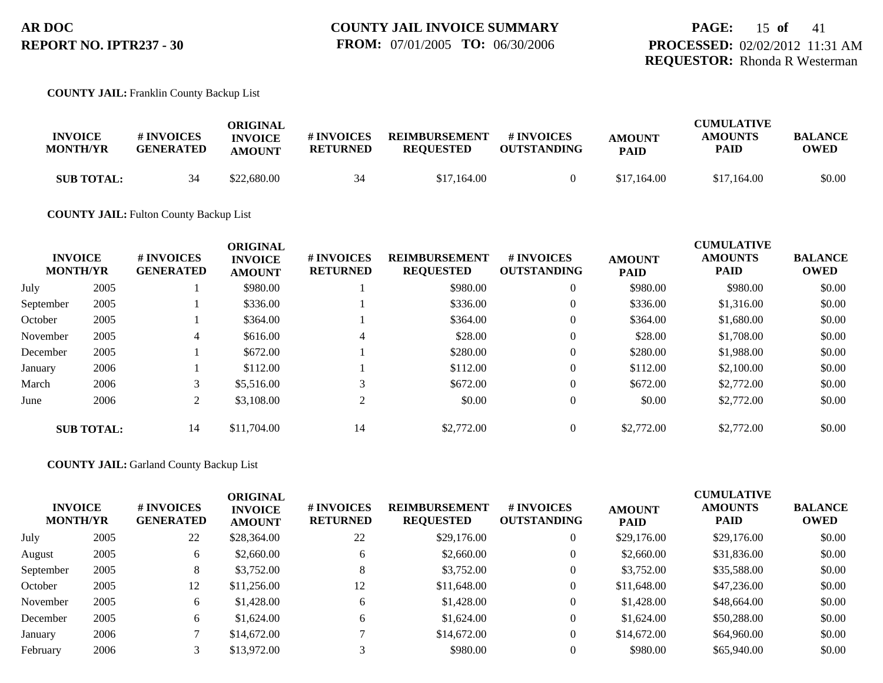**AR DOC**
**REPORT NO. IPTR237 - 30**

**COUNTY JAIL INVOICE SUMMARY**
**FROM:** 07/01/2005 **TO:** 06/30/2006

**PROCESSED:** 02/02/2012 11:31 AM
**REQUESTOR:** Rhonda R Westerman

**COUNTY JAIL:** Franklin County Backup List

| INVOICE MONTH/YR | | # INVOICES GENERATED | ORIGINAL INVOICE AMOUNT | # INVOICES RETURNED | REIMBURSEMENT REQUESTED | # INVOICES OUTSTANDING | AMOUNT PAID | CUMULATIVE AMOUNTS PAID | BALANCE OWED |
|---|---|---|---|---|---|---|---|---|---|
| **SUB TOTAL:** | | 34 | $22,680.00 | 34 | $17,164.00 | 0 | $17,164.00 | $17,164.00 | $0.00 |

**COUNTY JAIL:** Fulton County Backup List

| INVOICE MONTH/YR | | # INVOICES GENERATED | ORIGINAL INVOICE AMOUNT | # INVOICES RETURNED | REIMBURSEMENT REQUESTED | # INVOICES OUTSTANDING | AMOUNT PAID | CUMULATIVE AMOUNTS PAID | BALANCE OWED |
|---|---|---|---|---|---|---|---|---|---|
| July | 2005 | 1 | $980.00 | 1 | $980.00 | 0 | $980.00 | $980.00 | $0.00 |
| September | 2005 | 1 | $336.00 | 1 | $336.00 | 0 | $336.00 | $1,316.00 | $0.00 |
| October | 2005 | 1 | $364.00 | 1 | $364.00 | 0 | $364.00 | $1,680.00 | $0.00 |
| November | 2005 | 4 | $616.00 | 4 | $28.00 | 0 | $28.00 | $1,708.00 | $0.00 |
| December | 2005 | 1 | $672.00 | 1 | $280.00 | 0 | $280.00 | $1,988.00 | $0.00 |
| January | 2006 | 1 | $112.00 | 1 | $112.00 | 0 | $112.00 | $2,100.00 | $0.00 |
| March | 2006 | 3 | $5,516.00 | 3 | $672.00 | 0 | $672.00 | $2,772.00 | $0.00 |
| June | 2006 | 2 | $3,108.00 | 2 | $0.00 | 0 | $0.00 | $2,772.00 | $0.00 |
| **SUB TOTAL:** | | 14 | $11,704.00 | 14 | $2,772.00 | 0 | $2,772.00 | $2,772.00 | $0.00 |

**COUNTY JAIL:** Garland County Backup List

| INVOICE MONTH/YR | | # INVOICES GENERATED | ORIGINAL INVOICE AMOUNT | # INVOICES RETURNED | REIMBURSEMENT REQUESTED | # INVOICES OUTSTANDING | AMOUNT PAID | CUMULATIVE AMOUNTS PAID | BALANCE OWED |
|---|---|---|---|---|---|---|---|---|---|
| July | 2005 | 22 | $28,364.00 | 22 | $29,176.00 | 0 | $29,176.00 | $29,176.00 | $0.00 |
| August | 2005 | 6 | $2,660.00 | 6 | $2,660.00 | 0 | $2,660.00 | $31,836.00 | $0.00 |
| September | 2005 | 8 | $3,752.00 | 8 | $3,752.00 | 0 | $3,752.00 | $35,588.00 | $0.00 |
| October | 2005 | 12 | $11,256.00 | 12 | $11,648.00 | 0 | $11,648.00 | $47,236.00 | $0.00 |
| November | 2005 | 6 | $1,428.00 | 6 | $1,428.00 | 0 | $1,428.00 | $48,664.00 | $0.00 |
| December | 2005 | 6 | $1,624.00 | 6 | $1,624.00 | 0 | $1,624.00 | $50,288.00 | $0.00 |
| January | 2006 | 7 | $14,672.00 | 7 | $14,672.00 | 0 | $14,672.00 | $64,960.00 | $0.00 |
| February | 2006 | 3 | $13,972.00 | 3 | $980.00 | 0 | $980.00 | $65,940.00 | $0.00 |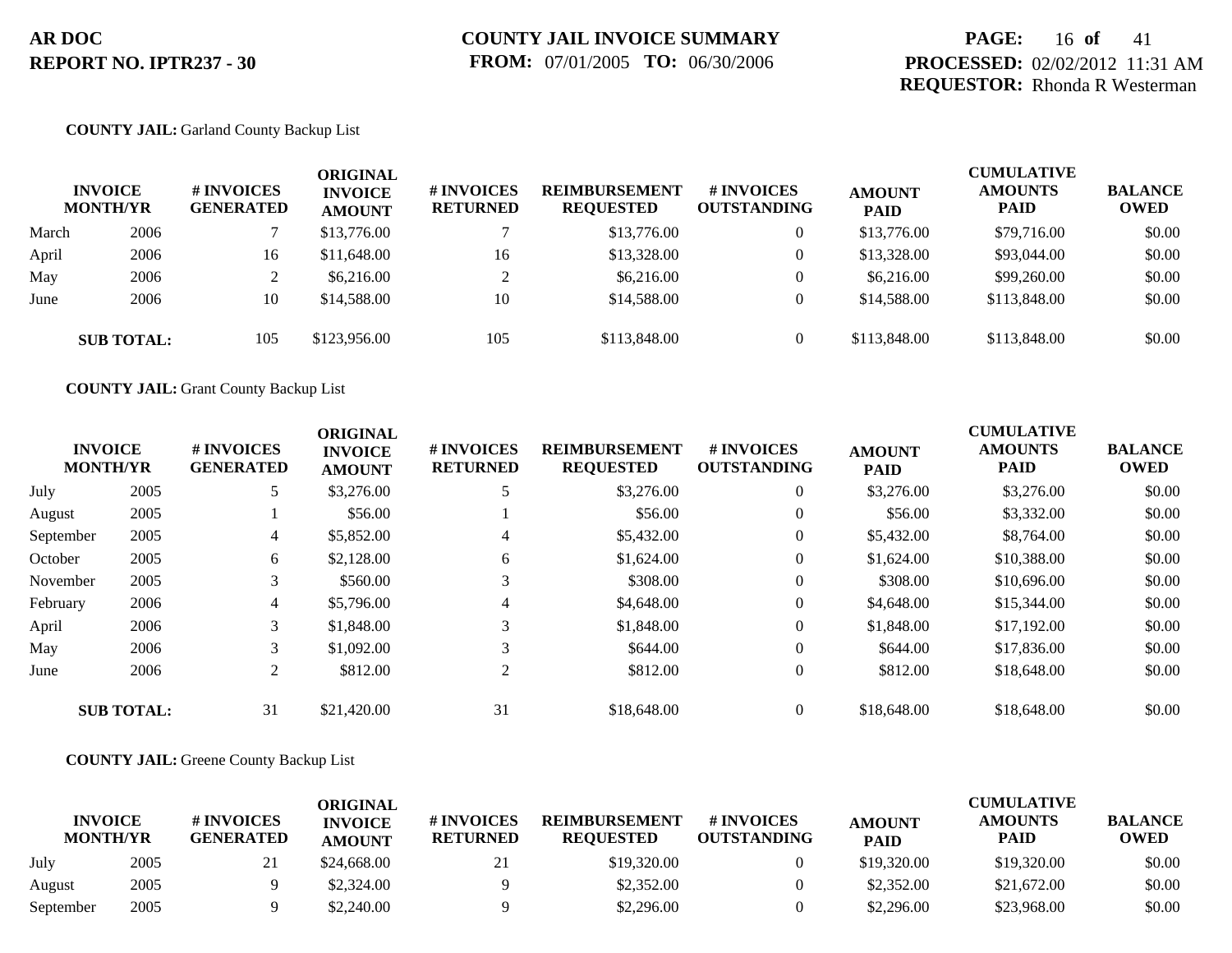**AR DOC**
**REPORT NO. IPTR237 - 30**

**COUNTY JAIL INVOICE SUMMARY**
**FROM:** 07/01/2005 **TO:** 06/30/2006

**PROCESSED:** 02/02/2012 11:31 AM
**REQUESTOR:** Rhonda R Westerman

**COUNTY JAIL:** Garland County Backup List

| INVOICE MONTH/YR | | # INVOICES GENERATED | ORIGINAL INVOICE AMOUNT | # INVOICES RETURNED | REIMBURSEMENT REQUESTED | # INVOICES OUTSTANDING | AMOUNT PAID | CUMULATIVE AMOUNTS PAID | BALANCE OWED |
|---|---|---|---|---|---|---|---|---|---|
| March | 2006 | 7 | $13,776.00 | 7 | $13,776.00 | 0 | $13,776.00 | $79,716.00 | $0.00 |
| April | 2006 | 16 | $11,648.00 | 16 | $13,328.00 | 0 | $13,328.00 | $93,044.00 | $0.00 |
| May | 2006 | 2 | $6,216.00 | 2 | $6,216.00 | 0 | $6,216.00 | $99,260.00 | $0.00 |
| June | 2006 | 10 | $14,588.00 | 10 | $14,588.00 | 0 | $14,588.00 | $113,848.00 | $0.00 |
| **SUB TOTAL:** | | 105 | $123,956.00 | 105 | $113,848.00 | 0 | $113,848.00 | $113,848.00 | $0.00 |

**COUNTY JAIL:** Grant County Backup List

| INVOICE MONTH/YR | | # INVOICES GENERATED | ORIGINAL INVOICE AMOUNT | # INVOICES RETURNED | REIMBURSEMENT REQUESTED | # INVOICES OUTSTANDING | AMOUNT PAID | CUMULATIVE AMOUNTS PAID | BALANCE OWED |
|---|---|---|---|---|---|---|---|---|---|
| July | 2005 | 5 | $3,276.00 | 5 | $3,276.00 | 0 | $3,276.00 | $3,276.00 | $0.00 |
| August | 2005 | 1 | $56.00 | 1 | $56.00 | 0 | $56.00 | $3,332.00 | $0.00 |
| September | 2005 | 4 | $5,852.00 | 4 | $5,432.00 | 0 | $5,432.00 | $8,764.00 | $0.00 |
| October | 2005 | 6 | $2,128.00 | 6 | $1,624.00 | 0 | $1,624.00 | $10,388.00 | $0.00 |
| November | 2005 | 3 | $560.00 | 3 | $308.00 | 0 | $308.00 | $10,696.00 | $0.00 |
| February | 2006 | 4 | $5,796.00 | 4 | $4,648.00 | 0 | $4,648.00 | $15,344.00 | $0.00 |
| April | 2006 | 3 | $1,848.00 | 3 | $1,848.00 | 0 | $1,848.00 | $17,192.00 | $0.00 |
| May | 2006 | 3 | $1,092.00 | 3 | $644.00 | 0 | $644.00 | $17,836.00 | $0.00 |
| June | 2006 | 2 | $812.00 | 2 | $812.00 | 0 | $812.00 | $18,648.00 | $0.00 |
| **SUB TOTAL:** | | 31 | $21,420.00 | 31 | $18,648.00 | 0 | $18,648.00 | $18,648.00 | $0.00 |

**COUNTY JAIL:** Greene County Backup List

| INVOICE MONTH/YR | | # INVOICES GENERATED | ORIGINAL INVOICE AMOUNT | # INVOICES RETURNED | REIMBURSEMENT REQUESTED | # INVOICES OUTSTANDING | AMOUNT PAID | CUMULATIVE AMOUNTS PAID | BALANCE OWED |
|---|---|---|---|---|---|---|---|---|---|
| July | 2005 | 21 | $24,668.00 | 21 | $19,320.00 | 0 | $19,320.00 | $19,320.00 | $0.00 |
| August | 2005 | 9 | $2,324.00 | 9 | $2,352.00 | 0 | $2,352.00 | $21,672.00 | $0.00 |
| September | 2005 | 9 | $2,240.00 | 9 | $2,296.00 | 0 | $2,296.00 | $23,968.00 | $0.00 |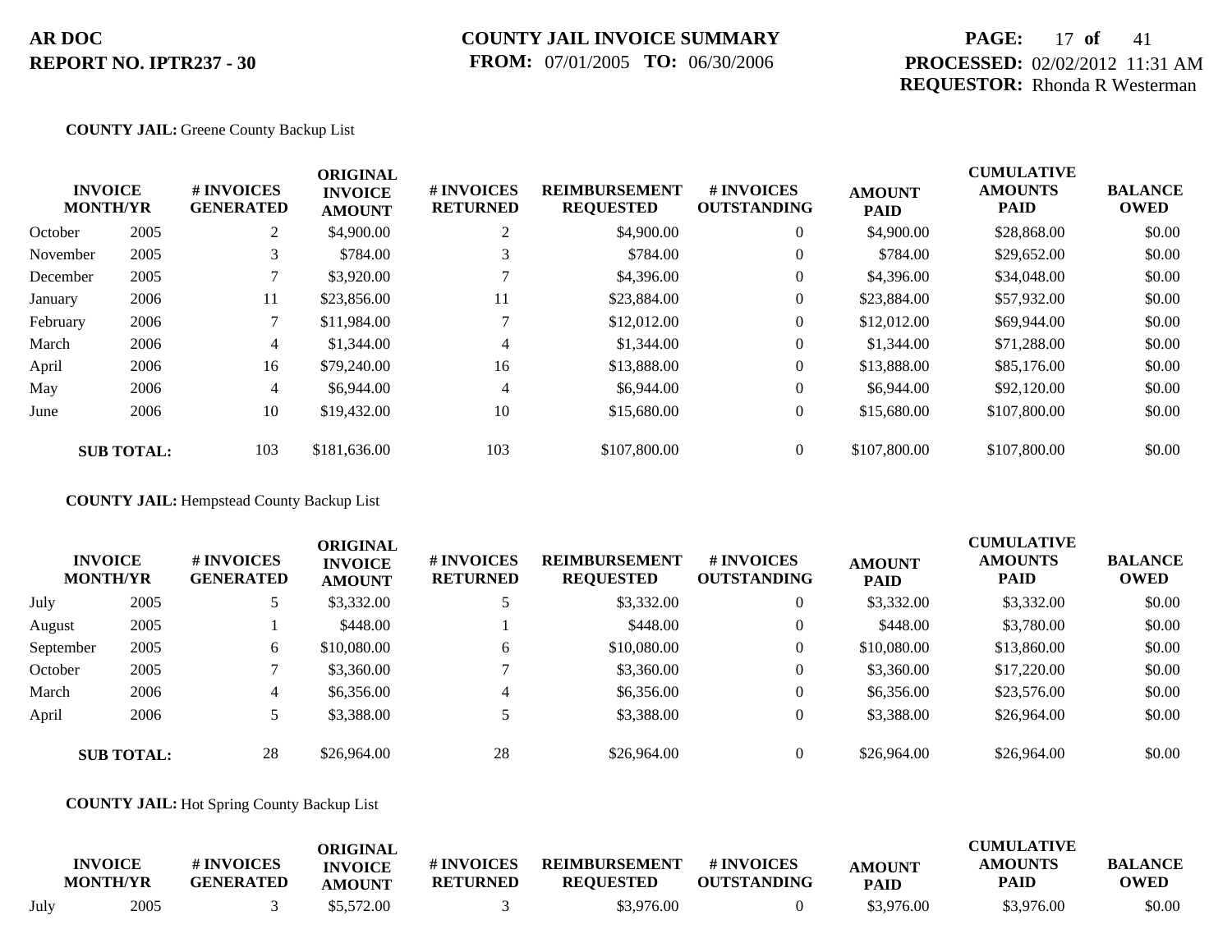**AR DOC**
**REPORT NO. IPTR237 - 30**

**COUNTY JAIL INVOICE SUMMARY**
**FROM:** 07/01/2005 **TO:** 06/30/2006

**PROCESSED:** 02/02/2012 11:31 AM
**REQUESTOR:** Rhonda R Westerman

**COUNTY JAIL:** Greene County Backup List

| INVOICE MONTH/YR | | # INVOICES GENERATED | ORIGINAL INVOICE AMOUNT | # INVOICES RETURNED | REIMBURSEMENT REQUESTED | # INVOICES OUTSTANDING | AMOUNT PAID | CUMULATIVE AMOUNTS PAID | BALANCE OWED |
|---|---|---|---|---|---|---|---|---|---|
| October | 2005 | 2 | $4,900.00 | 2 | $4,900.00 | 0 | $4,900.00 | $28,868.00 | $0.00 |
| November | 2005 | 3 | $784.00 | 3 | $784.00 | 0 | $784.00 | $29,652.00 | $0.00 |
| December | 2005 | 7 | $3,920.00 | 7 | $4,396.00 | 0 | $4,396.00 | $34,048.00 | $0.00 |
| January | 2006 | 11 | $23,856.00 | 11 | $23,884.00 | 0 | $23,884.00 | $57,932.00 | $0.00 |
| February | 2006 | 7 | $11,984.00 | 7 | $12,012.00 | 0 | $12,012.00 | $69,944.00 | $0.00 |
| March | 2006 | 4 | $1,344.00 | 4 | $1,344.00 | 0 | $1,344.00 | $71,288.00 | $0.00 |
| April | 2006 | 16 | $79,240.00 | 16 | $13,888.00 | 0 | $13,888.00 | $85,176.00 | $0.00 |
| May | 2006 | 4 | $6,944.00 | 4 | $6,944.00 | 0 | $6,944.00 | $92,120.00 | $0.00 |
| June | 2006 | 10 | $19,432.00 | 10 | $15,680.00 | 0 | $15,680.00 | $107,800.00 | $0.00 |
| **SUB TOTAL:** | | 103 | $181,636.00 | 103 | $107,800.00 | 0 | $107,800.00 | $107,800.00 | $0.00 |

**COUNTY JAIL:** Hempstead County Backup List

| INVOICE MONTH/YR | | # INVOICES GENERATED | ORIGINAL INVOICE AMOUNT | # INVOICES RETURNED | REIMBURSEMENT REQUESTED | # INVOICES OUTSTANDING | AMOUNT PAID | CUMULATIVE AMOUNTS PAID | BALANCE OWED |
|---|---|---|---|---|---|---|---|---|---|
| July | 2005 | 5 | $3,332.00 | 5 | $3,332.00 | 0 | $3,332.00 | $3,332.00 | $0.00 |
| August | 2005 | 1 | $448.00 | 1 | $448.00 | 0 | $448.00 | $3,780.00 | $0.00 |
| September | 2005 | 6 | $10,080.00 | 6 | $10,080.00 | 0 | $10,080.00 | $13,860.00 | $0.00 |
| October | 2005 | 7 | $3,360.00 | 7 | $3,360.00 | 0 | $3,360.00 | $17,220.00 | $0.00 |
| March | 2006 | 4 | $6,356.00 | 4 | $6,356.00 | 0 | $6,356.00 | $23,576.00 | $0.00 |
| April | 2006 | 5 | $3,388.00 | 5 | $3,388.00 | 0 | $3,388.00 | $26,964.00 | $0.00 |
| **SUB TOTAL:** | | 28 | $26,964.00 | 28 | $26,964.00 | 0 | $26,964.00 | $26,964.00 | $0.00 |

**COUNTY JAIL:** Hot Spring County Backup List

| INVOICE MONTH/YR | | # INVOICES GENERATED | ORIGINAL INVOICE AMOUNT | # INVOICES RETURNED | REIMBURSEMENT REQUESTED | # INVOICES OUTSTANDING | AMOUNT PAID | CUMULATIVE AMOUNTS PAID | BALANCE OWED |
|---|---|---|---|---|---|---|---|---|---|
| July | 2005 | 3 | $5,572.00 | 3 | $3,976.00 | 0 | $3,976.00 | $3,976.00 | $0.00 |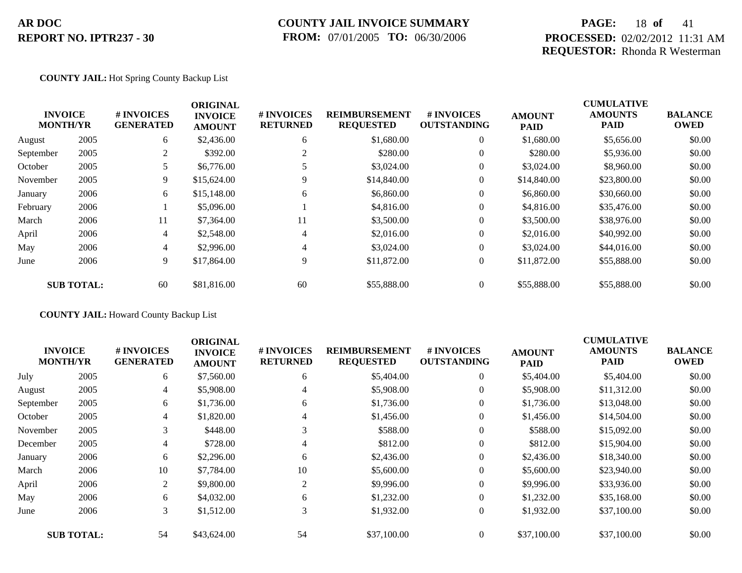**AR DOC**
**REPORT NO. IPTR237 - 30**

**COUNTY JAIL INVOICE SUMMARY**
**FROM:** 07/01/2005 **TO:** 06/30/2006

**PROCESSED:** 02/02/2012 11:31 AM
**REQUESTOR:** Rhonda R Westerman

**COUNTY JAIL:** Hot Spring County Backup List

| INVOICE MONTH/YR | | # INVOICES GENERATED | ORIGINAL INVOICE AMOUNT | # INVOICES RETURNED | REIMBURSEMENT REQUESTED | # INVOICES OUTSTANDING | AMOUNT PAID | CUMULATIVE AMOUNTS PAID | BALANCE OWED |
|---|---|---|---|---|---|---|---|---|---|
| August | 2005 | 6 | $2,436.00 | 6 | $1,680.00 | 0 | $1,680.00 | $5,656.00 | $0.00 |
| September | 2005 | 2 | $392.00 | 2 | $280.00 | 0 | $280.00 | $5,936.00 | $0.00 |
| October | 2005 | 5 | $6,776.00 | 5 | $3,024.00 | 0 | $3,024.00 | $8,960.00 | $0.00 |
| November | 2005 | 9 | $15,624.00 | 9 | $14,840.00 | 0 | $14,840.00 | $23,800.00 | $0.00 |
| January | 2006 | 6 | $15,148.00 | 6 | $6,860.00 | 0 | $6,860.00 | $30,660.00 | $0.00 |
| February | 2006 | 1 | $5,096.00 | 1 | $4,816.00 | 0 | $4,816.00 | $35,476.00 | $0.00 |
| March | 2006 | 11 | $7,364.00 | 11 | $3,500.00 | 0 | $3,500.00 | $38,976.00 | $0.00 |
| April | 2006 | 4 | $2,548.00 | 4 | $2,016.00 | 0 | $2,016.00 | $40,992.00 | $0.00 |
| May | 2006 | 4 | $2,996.00 | 4 | $3,024.00 | 0 | $3,024.00 | $44,016.00 | $0.00 |
| June | 2006 | 9 | $17,864.00 | 9 | $11,872.00 | 0 | $11,872.00 | $55,888.00 | $0.00 |
| **SUB TOTAL:** | | 60 | $81,816.00 | 60 | $55,888.00 | 0 | $55,888.00 | $55,888.00 | $0.00 |

**COUNTY JAIL:** Howard County Backup List

| INVOICE MONTH/YR | | # INVOICES GENERATED | ORIGINAL INVOICE AMOUNT | # INVOICES RETURNED | REIMBURSEMENT REQUESTED | # INVOICES OUTSTANDING | AMOUNT PAID | CUMULATIVE AMOUNTS PAID | BALANCE OWED |
|---|---|---|---|---|---|---|---|---|---|
| July | 2005 | 6 | $7,560.00 | 6 | $5,404.00 | 0 | $5,404.00 | $5,404.00 | $0.00 |
| August | 2005 | 4 | $5,908.00 | 4 | $5,908.00 | 0 | $5,908.00 | $11,312.00 | $0.00 |
| September | 2005 | 6 | $1,736.00 | 6 | $1,736.00 | 0 | $1,736.00 | $13,048.00 | $0.00 |
| October | 2005 | 4 | $1,820.00 | 4 | $1,456.00 | 0 | $1,456.00 | $14,504.00 | $0.00 |
| November | 2005 | 3 | $448.00 | 3 | $588.00 | 0 | $588.00 | $15,092.00 | $0.00 |
| December | 2005 | 4 | $728.00 | 4 | $812.00 | 0 | $812.00 | $15,904.00 | $0.00 |
| January | 2006 | 6 | $2,296.00 | 6 | $2,436.00 | 0 | $2,436.00 | $18,340.00 | $0.00 |
| March | 2006 | 10 | $7,784.00 | 10 | $5,600.00 | 0 | $5,600.00 | $23,940.00 | $0.00 |
| April | 2006 | 2 | $9,800.00 | 2 | $9,996.00 | 0 | $9,996.00 | $33,936.00 | $0.00 |
| May | 2006 | 6 | $4,032.00 | 6 | $1,232.00 | 0 | $1,232.00 | $35,168.00 | $0.00 |
| June | 2006 | 3 | $1,512.00 | 3 | $1,932.00 | 0 | $1,932.00 | $37,100.00 | $0.00 |
| **SUB TOTAL:** | | 54 | $43,624.00 | 54 | $37,100.00 | 0 | $37,100.00 | $37,100.00 | $0.00 |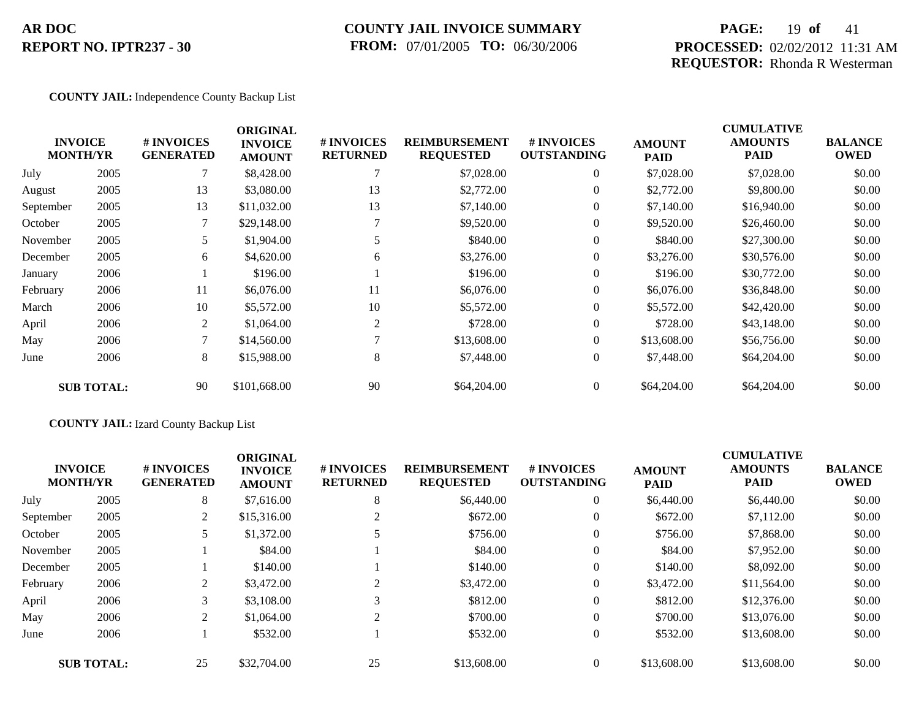**AR DOC**
**REPORT NO. IPTR237 - 30**

**COUNTY JAIL INVOICE SUMMARY**
**FROM:** 07/01/2005 **TO:** 06/30/2006

**PROCESSED:** 02/02/2012 11:31 AM
**REQUESTOR:** Rhonda R Westerman

**COUNTY JAIL:** Independence County Backup List

| INVOICE MONTH/YR | | # INVOICES GENERATED | ORIGINAL INVOICE AMOUNT | # INVOICES RETURNED | REIMBURSEMENT REQUESTED | # INVOICES OUTSTANDING | AMOUNT PAID | CUMULATIVE AMOUNTS PAID | BALANCE OWED |
|---|---|---|---|---|---|---|---|---|---|
| July | 2005 | 7 | $8,428.00 | 7 | $7,028.00 | 0 | $7,028.00 | $7,028.00 | $0.00 |
| August | 2005 | 13 | $3,080.00 | 13 | $2,772.00 | 0 | $2,772.00 | $9,800.00 | $0.00 |
| September | 2005 | 13 | $11,032.00 | 13 | $7,140.00 | 0 | $7,140.00 | $16,940.00 | $0.00 |
| October | 2005 | 7 | $29,148.00 | 7 | $9,520.00 | 0 | $9,520.00 | $26,460.00 | $0.00 |
| November | 2005 | 5 | $1,904.00 | 5 | $840.00 | 0 | $840.00 | $27,300.00 | $0.00 |
| December | 2005 | 6 | $4,620.00 | 6 | $3,276.00 | 0 | $3,276.00 | $30,576.00 | $0.00 |
| January | 2006 | 1 | $196.00 | 1 | $196.00 | 0 | $196.00 | $30,772.00 | $0.00 |
| February | 2006 | 11 | $6,076.00 | 11 | $6,076.00 | 0 | $6,076.00 | $36,848.00 | $0.00 |
| March | 2006 | 10 | $5,572.00 | 10 | $5,572.00 | 0 | $5,572.00 | $42,420.00 | $0.00 |
| April | 2006 | 2 | $1,064.00 | 2 | $728.00 | 0 | $728.00 | $43,148.00 | $0.00 |
| May | 2006 | 7 | $14,560.00 | 7 | $13,608.00 | 0 | $13,608.00 | $56,756.00 | $0.00 |
| June | 2006 | 8 | $15,988.00 | 8 | $7,448.00 | 0 | $7,448.00 | $64,204.00 | $0.00 |
| **SUB TOTAL:** | | 90 | $101,668.00 | 90 | $64,204.00 | 0 | $64,204.00 | $64,204.00 | $0.00 |

**COUNTY JAIL:** Izard County Backup List

| INVOICE MONTH/YR | | # INVOICES GENERATED | ORIGINAL INVOICE AMOUNT | # INVOICES RETURNED | REIMBURSEMENT REQUESTED | # INVOICES OUTSTANDING | AMOUNT PAID | CUMULATIVE AMOUNTS PAID | BALANCE OWED |
|---|---|---|---|---|---|---|---|---|---|
| July | 2005 | 8 | $7,616.00 | 8 | $6,440.00 | 0 | $6,440.00 | $6,440.00 | $0.00 |
| September | 2005 | 2 | $15,316.00 | 2 | $672.00 | 0 | $672.00 | $7,112.00 | $0.00 |
| October | 2005 | 5 | $1,372.00 | 5 | $756.00 | 0 | $756.00 | $7,868.00 | $0.00 |
| November | 2005 | 1 | $84.00 | 1 | $84.00 | 0 | $84.00 | $7,952.00 | $0.00 |
| December | 2005 | 1 | $140.00 | 1 | $140.00 | 0 | $140.00 | $8,092.00 | $0.00 |
| February | 2006 | 2 | $3,472.00 | 2 | $3,472.00 | 0 | $3,472.00 | $11,564.00 | $0.00 |
| April | 2006 | 3 | $3,108.00 | 3 | $812.00 | 0 | $812.00 | $12,376.00 | $0.00 |
| May | 2006 | 2 | $1,064.00 | 2 | $700.00 | 0 | $700.00 | $13,076.00 | $0.00 |
| June | 2006 | 1 | $532.00 | 1 | $532.00 | 0 | $532.00 | $13,608.00 | $0.00 |
| **SUB TOTAL:** | | 25 | $32,704.00 | 25 | $13,608.00 | 0 | $13,608.00 | $13,608.00 | $0.00 |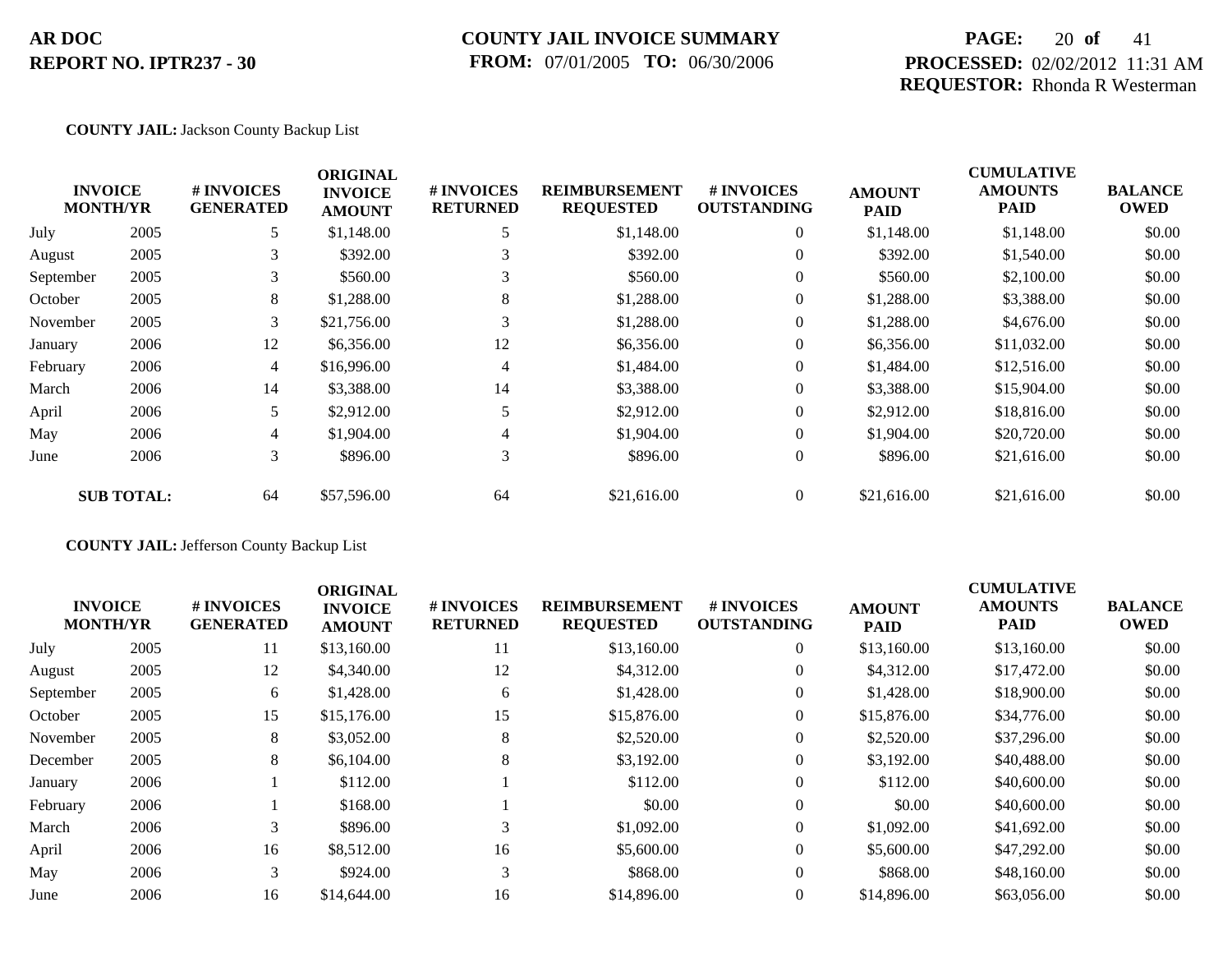**AR DOC**
**REPORT NO. IPTR237 - 30**

**COUNTY JAIL INVOICE SUMMARY**
**FROM:** 07/01/2005 **TO:** 06/30/2006

**PROCESSED:** 02/02/2012 11:31 AM
**REQUESTOR:** Rhonda R Westerman

**COUNTY JAIL:** Jackson County Backup List

| INVOICE MONTH/YR | | # INVOICES GENERATED | ORIGINAL INVOICE AMOUNT | # INVOICES RETURNED | REIMBURSEMENT REQUESTED | # INVOICES OUTSTANDING | AMOUNT PAID | CUMULATIVE AMOUNTS PAID | BALANCE OWED |
|---|---|---|---|---|---|---|---|---|---|
| July | 2005 | 5 | $1,148.00 | 5 | $1,148.00 | 0 | $1,148.00 | $1,148.00 | $0.00 |
| August | 2005 | 3 | $392.00 | 3 | $392.00 | 0 | $392.00 | $1,540.00 | $0.00 |
| September | 2005 | 3 | $560.00 | 3 | $560.00 | 0 | $560.00 | $2,100.00 | $0.00 |
| October | 2005 | 8 | $1,288.00 | 8 | $1,288.00 | 0 | $1,288.00 | $3,388.00 | $0.00 |
| November | 2005 | 3 | $21,756.00 | 3 | $1,288.00 | 0 | $1,288.00 | $4,676.00 | $0.00 |
| January | 2006 | 12 | $6,356.00 | 12 | $6,356.00 | 0 | $6,356.00 | $11,032.00 | $0.00 |
| February | 2006 | 4 | $16,996.00 | 4 | $1,484.00 | 0 | $1,484.00 | $12,516.00 | $0.00 |
| March | 2006 | 14 | $3,388.00 | 14 | $3,388.00 | 0 | $3,388.00 | $15,904.00 | $0.00 |
| April | 2006 | 5 | $2,912.00 | 5 | $2,912.00 | 0 | $2,912.00 | $18,816.00 | $0.00 |
| May | 2006 | 4 | $1,904.00 | 4 | $1,904.00 | 0 | $1,904.00 | $20,720.00 | $0.00 |
| June | 2006 | 3 | $896.00 | 3 | $896.00 | 0 | $896.00 | $21,616.00 | $0.00 |
| **SUB TOTAL:** | | 64 | $57,596.00 | 64 | $21,616.00 | 0 | $21,616.00 | $21,616.00 | $0.00 |

**COUNTY JAIL:** Jefferson County Backup List

| INVOICE MONTH/YR | | # INVOICES GENERATED | ORIGINAL INVOICE AMOUNT | # INVOICES RETURNED | REIMBURSEMENT REQUESTED | # INVOICES OUTSTANDING | AMOUNT PAID | CUMULATIVE AMOUNTS PAID | BALANCE OWED |
|---|---|---|---|---|---|---|---|---|---|
| July | 2005 | 11 | $13,160.00 | 11 | $13,160.00 | 0 | $13,160.00 | $13,160.00 | $0.00 |
| August | 2005 | 12 | $4,340.00 | 12 | $4,312.00 | 0 | $4,312.00 | $17,472.00 | $0.00 |
| September | 2005 | 6 | $1,428.00 | 6 | $1,428.00 | 0 | $1,428.00 | $18,900.00 | $0.00 |
| October | 2005 | 15 | $15,176.00 | 15 | $15,876.00 | 0 | $15,876.00 | $34,776.00 | $0.00 |
| November | 2005 | 8 | $3,052.00 | 8 | $2,520.00 | 0 | $2,520.00 | $37,296.00 | $0.00 |
| December | 2005 | 8 | $6,104.00 | 8 | $3,192.00 | 0 | $3,192.00 | $40,488.00 | $0.00 |
| January | 2006 | 1 | $112.00 | 1 | $112.00 | 0 | $112.00 | $40,600.00 | $0.00 |
| February | 2006 | 1 | $168.00 | 1 | $0.00 | 0 | $0.00 | $40,600.00 | $0.00 |
| March | 2006 | 3 | $896.00 | 3 | $1,092.00 | 0 | $1,092.00 | $41,692.00 | $0.00 |
| April | 2006 | 16 | $8,512.00 | 16 | $5,600.00 | 0 | $5,600.00 | $47,292.00 | $0.00 |
| May | 2006 | 3 | $924.00 | 3 | $868.00 | 0 | $868.00 | $48,160.00 | $0.00 |
| June | 2006 | 16 | $14,644.00 | 16 | $14,896.00 | 0 | $14,896.00 | $63,056.00 | $0.00 |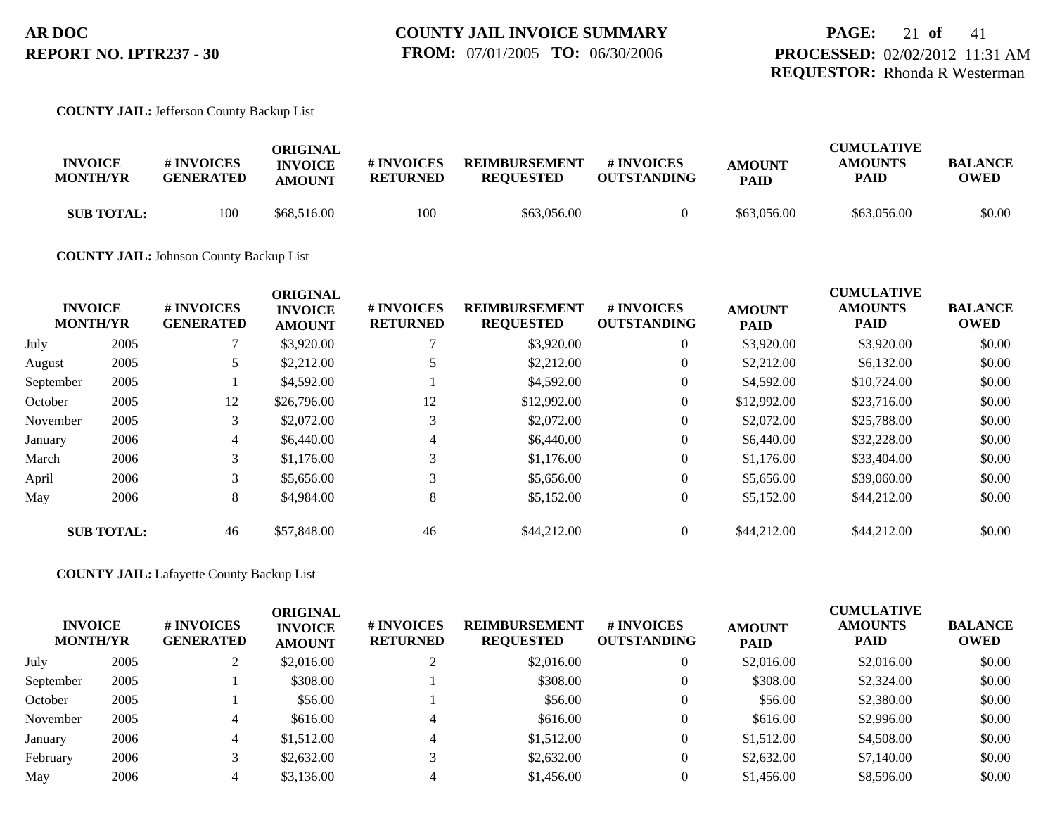**AR DOC**
**REPORT NO. IPTR237 - 30**

**COUNTY JAIL INVOICE SUMMARY**
**FROM:** 07/01/2005 **TO:** 06/30/2006

**PROCESSED:** 02/02/2012 11:31 AM
**REQUESTOR:** Rhonda R Westerman

**COUNTY JAIL:** Jefferson County Backup List

| INVOICE MONTH/YR | | # INVOICES GENERATED | ORIGINAL INVOICE AMOUNT | # INVOICES RETURNED | REIMBURSEMENT REQUESTED | # INVOICES OUTSTANDING | AMOUNT PAID | CUMULATIVE AMOUNTS PAID | BALANCE OWED |
|---|---|---|---|---|---|---|---|---|---|
| **SUB TOTAL:** | | 100 | $68,516.00 | 100 | $63,056.00 | 0 | $63,056.00 | $63,056.00 | $0.00 |

**COUNTY JAIL:** Johnson County Backup List

| INVOICE MONTH/YR | | # INVOICES GENERATED | ORIGINAL INVOICE AMOUNT | # INVOICES RETURNED | REIMBURSEMENT REQUESTED | # INVOICES OUTSTANDING | AMOUNT PAID | CUMULATIVE AMOUNTS PAID | BALANCE OWED |
|---|---|---|---|---|---|---|---|---|---|
| July | 2005 | 7 | $3,920.00 | 7 | $3,920.00 | 0 | $3,920.00 | $3,920.00 | $0.00 |
| August | 2005 | 5 | $2,212.00 | 5 | $2,212.00 | 0 | $2,212.00 | $6,132.00 | $0.00 |
| September | 2005 | 1 | $4,592.00 | 1 | $4,592.00 | 0 | $4,592.00 | $10,724.00 | $0.00 |
| October | 2005 | 12 | $26,796.00 | 12 | $12,992.00 | 0 | $12,992.00 | $23,716.00 | $0.00 |
| November | 2005 | 3 | $2,072.00 | 3 | $2,072.00 | 0 | $2,072.00 | $25,788.00 | $0.00 |
| January | 2006 | 4 | $6,440.00 | 4 | $6,440.00 | 0 | $6,440.00 | $32,228.00 | $0.00 |
| March | 2006 | 3 | $1,176.00 | 3 | $1,176.00 | 0 | $1,176.00 | $33,404.00 | $0.00 |
| April | 2006 | 3 | $5,656.00 | 3 | $5,656.00 | 0 | $5,656.00 | $39,060.00 | $0.00 |
| May | 2006 | 8 | $4,984.00 | 8 | $5,152.00 | 0 | $5,152.00 | $44,212.00 | $0.00 |
| **SUB TOTAL:** | | 46 | $57,848.00 | 46 | $44,212.00 | 0 | $44,212.00 | $44,212.00 | $0.00 |

**COUNTY JAIL:** Lafayette County Backup List

| INVOICE MONTH/YR | | # INVOICES GENERATED | ORIGINAL INVOICE AMOUNT | # INVOICES RETURNED | REIMBURSEMENT REQUESTED | # INVOICES OUTSTANDING | AMOUNT PAID | CUMULATIVE AMOUNTS PAID | BALANCE OWED |
|---|---|---|---|---|---|---|---|---|---|
| July | 2005 | 2 | $2,016.00 | 2 | $2,016.00 | 0 | $2,016.00 | $2,016.00 | $0.00 |
| September | 2005 | 1 | $308.00 | 1 | $308.00 | 0 | $308.00 | $2,324.00 | $0.00 |
| October | 2005 | 1 | $56.00 | 1 | $56.00 | 0 | $56.00 | $2,380.00 | $0.00 |
| November | 2005 | 4 | $616.00 | 4 | $616.00 | 0 | $616.00 | $2,996.00 | $0.00 |
| January | 2006 | 4 | $1,512.00 | 4 | $1,512.00 | 0 | $1,512.00 | $4,508.00 | $0.00 |
| February | 2006 | 3 | $2,632.00 | 3 | $2,632.00 | 0 | $2,632.00 | $7,140.00 | $0.00 |
| May | 2006 | 4 | $3,136.00 | 4 | $1,456.00 | 0 | $1,456.00 | $8,596.00 | $0.00 |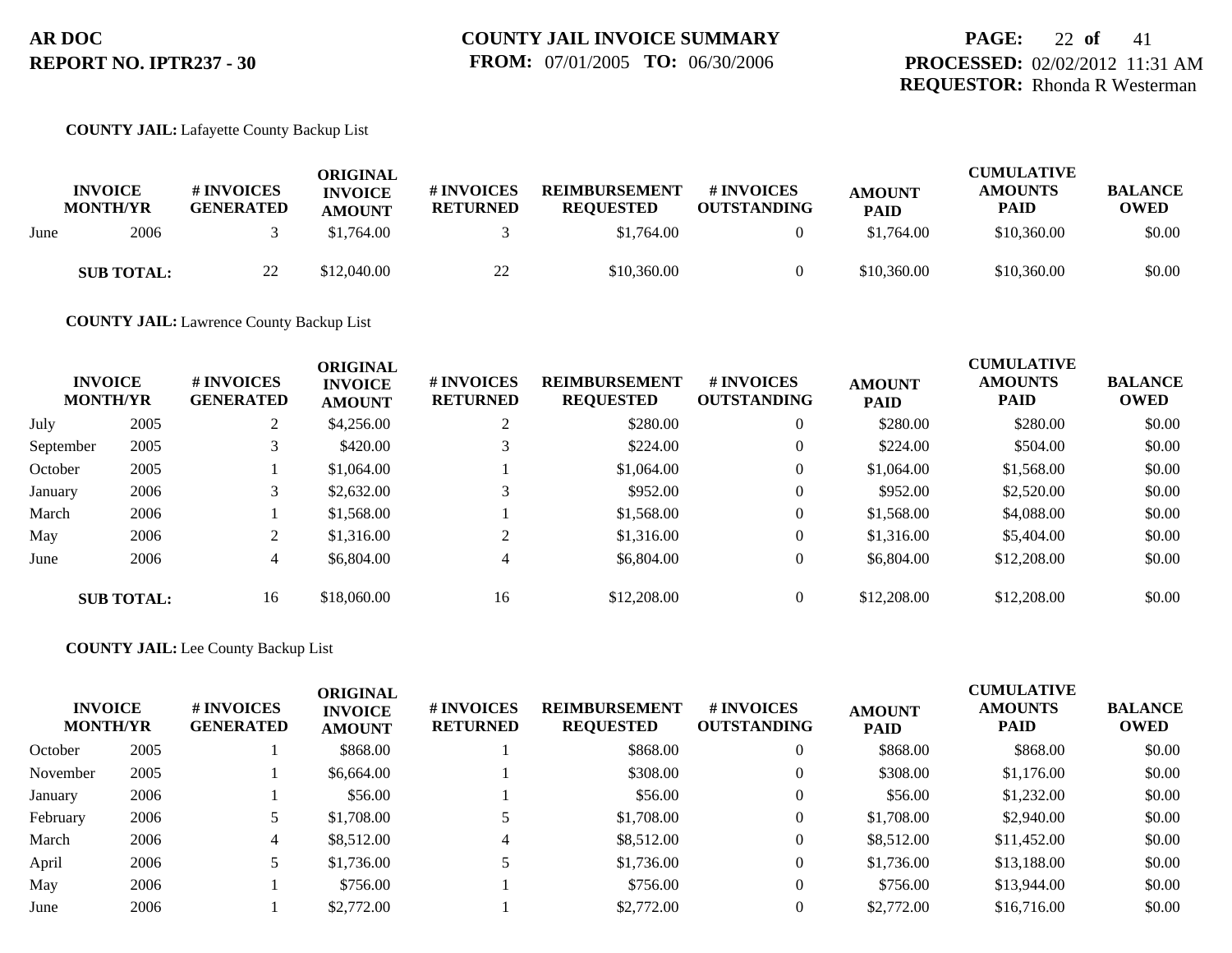**AR DOC**
**REPORT NO. IPTR237 - 30**

**COUNTY JAIL INVOICE SUMMARY**
**FROM:** 07/01/2005 **TO:** 06/30/2006

**PROCESSED:** 02/02/2012 11:31 AM
**REQUESTOR:** Rhonda R Westerman

**COUNTY JAIL:** Lafayette County Backup List

| INVOICE MONTH/YR | | # INVOICES GENERATED | ORIGINAL INVOICE AMOUNT | # INVOICES RETURNED | REIMBURSEMENT REQUESTED | # INVOICES OUTSTANDING | AMOUNT PAID | CUMULATIVE AMOUNTS PAID | BALANCE OWED |
|---|---|---|---|---|---|---|---|---|---|
| June | 2006 | 3 | $1,764.00 | 3 | $1,764.00 | 0 | $1,764.00 | $10,360.00 | $0.00 |
| **SUB TOTAL:** | | 22 | $12,040.00 | 22 | $10,360.00 | 0 | $10,360.00 | $10,360.00 | $0.00 |

**COUNTY JAIL:** Lawrence County Backup List

| INVOICE MONTH/YR | | # INVOICES GENERATED | ORIGINAL INVOICE AMOUNT | # INVOICES RETURNED | REIMBURSEMENT REQUESTED | # INVOICES OUTSTANDING | AMOUNT PAID | CUMULATIVE AMOUNTS PAID | BALANCE OWED |
|---|---|---|---|---|---|---|---|---|---|
| July | 2005 | 2 | $4,256.00 | 2 | $280.00 | 0 | $280.00 | $280.00 | $0.00 |
| September | 2005 | 3 | $420.00 | 3 | $224.00 | 0 | $224.00 | $504.00 | $0.00 |
| October | 2005 | 1 | $1,064.00 | 1 | $1,064.00 | 0 | $1,064.00 | $1,568.00 | $0.00 |
| January | 2006 | 3 | $2,632.00 | 3 | $952.00 | 0 | $952.00 | $2,520.00 | $0.00 |
| March | 2006 | 1 | $1,568.00 | 1 | $1,568.00 | 0 | $1,568.00 | $4,088.00 | $0.00 |
| May | 2006 | 2 | $1,316.00 | 2 | $1,316.00 | 0 | $1,316.00 | $5,404.00 | $0.00 |
| June | 2006 | 4 | $6,804.00 | 4 | $6,804.00 | 0 | $6,804.00 | $12,208.00 | $0.00 |
| **SUB TOTAL:** | | 16 | $18,060.00 | 16 | $12,208.00 | 0 | $12,208.00 | $12,208.00 | $0.00 |

**COUNTY JAIL:** Lee County Backup List

| INVOICE MONTH/YR | | # INVOICES GENERATED | ORIGINAL INVOICE AMOUNT | # INVOICES RETURNED | REIMBURSEMENT REQUESTED | # INVOICES OUTSTANDING | AMOUNT PAID | CUMULATIVE AMOUNTS PAID | BALANCE OWED |
|---|---|---|---|---|---|---|---|---|---|
| October | 2005 | 1 | $868.00 | 1 | $868.00 | 0 | $868.00 | $868.00 | $0.00 |
| November | 2005 | 1 | $6,664.00 | 1 | $308.00 | 0 | $308.00 | $1,176.00 | $0.00 |
| January | 2006 | 1 | $56.00 | 1 | $56.00 | 0 | $56.00 | $1,232.00 | $0.00 |
| February | 2006 | 5 | $1,708.00 | 5 | $1,708.00 | 0 | $1,708.00 | $2,940.00 | $0.00 |
| March | 2006 | 4 | $8,512.00 | 4 | $8,512.00 | 0 | $8,512.00 | $11,452.00 | $0.00 |
| April | 2006 | 5 | $1,736.00 | 5 | $1,736.00 | 0 | $1,736.00 | $13,188.00 | $0.00 |
| May | 2006 | 1 | $756.00 | 1 | $756.00 | 0 | $756.00 | $13,944.00 | $0.00 |
| June | 2006 | 1 | $2,772.00 | 1 | $2,772.00 | 0 | $2,772.00 | $16,716.00 | $0.00 |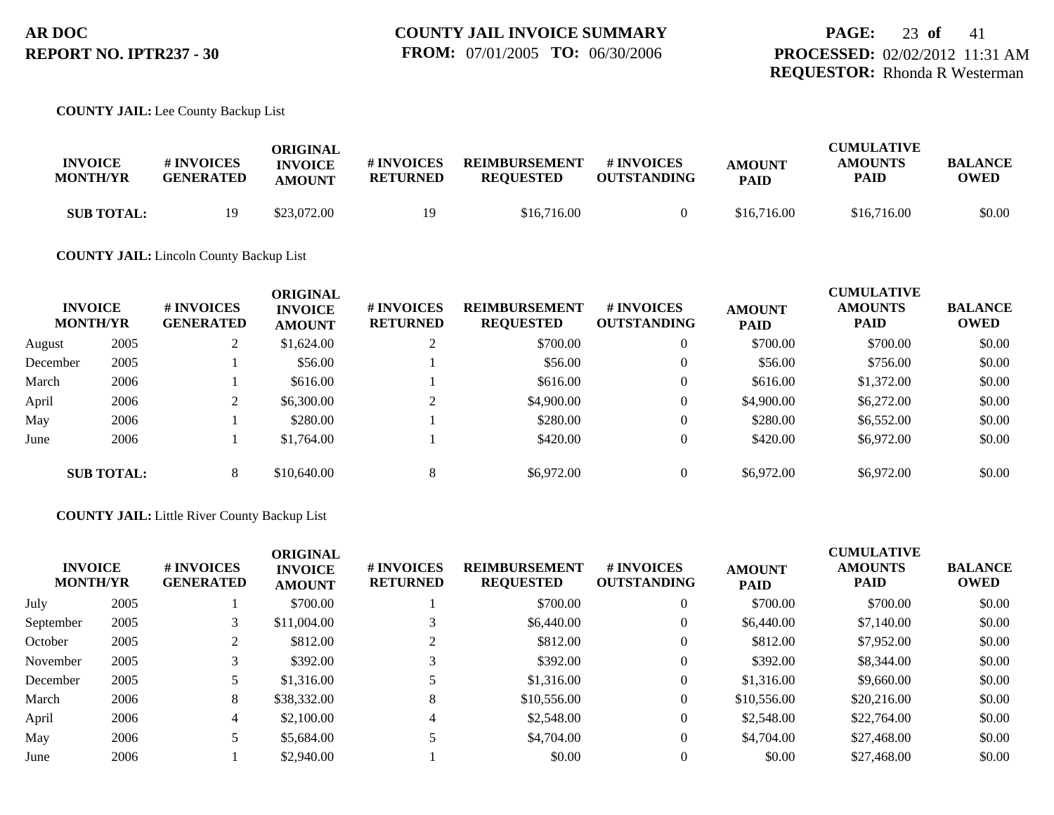**AR DOC**
**REPORT NO. IPTR237 - 30**

**COUNTY JAIL INVOICE SUMMARY**
**FROM:** 07/01/2005 **TO:** 06/30/2006

**PROCESSED:** 02/02/2012 11:31 AM
**REQUESTOR:** Rhonda R Westerman

**COUNTY JAIL:** Lee County Backup List

| INVOICE MONTH/YR | | # INVOICES GENERATED | ORIGINAL INVOICE AMOUNT | # INVOICES RETURNED | REIMBURSEMENT REQUESTED | # INVOICES OUTSTANDING | AMOUNT PAID | CUMULATIVE AMOUNTS PAID | BALANCE OWED |
|---|---|---|---|---|---|---|---|---|---|
| **SUB TOTAL:** | | 19 | $23,072.00 | 19 | $16,716.00 | 0 | $16,716.00 | $16,716.00 | $0.00 |

**COUNTY JAIL:** Lincoln County Backup List

| INVOICE MONTH/YR | | # INVOICES GENERATED | ORIGINAL INVOICE AMOUNT | # INVOICES RETURNED | REIMBURSEMENT REQUESTED | # INVOICES OUTSTANDING | AMOUNT PAID | CUMULATIVE AMOUNTS PAID | BALANCE OWED |
|---|---|---|---|---|---|---|---|---|---|
| August | 2005 | 2 | $1,624.00 | 2 | $700.00 | 0 | $700.00 | $700.00 | $0.00 |
| December | 2005 | 1 | $56.00 | 1 | $56.00 | 0 | $56.00 | $756.00 | $0.00 |
| March | 2006 | 1 | $616.00 | 1 | $616.00 | 0 | $616.00 | $1,372.00 | $0.00 |
| April | 2006 | 2 | $6,300.00 | 2 | $4,900.00 | 0 | $4,900.00 | $6,272.00 | $0.00 |
| May | 2006 | 1 | $280.00 | 1 | $280.00 | 0 | $280.00 | $6,552.00 | $0.00 |
| June | 2006 | 1 | $1,764.00 | 1 | $420.00 | 0 | $420.00 | $6,972.00 | $0.00 |
| **SUB TOTAL:** | | 8 | $10,640.00 | 8 | $6,972.00 | 0 | $6,972.00 | $6,972.00 | $0.00 |

**COUNTY JAIL:** Little River County Backup List

| INVOICE MONTH/YR | | # INVOICES GENERATED | ORIGINAL INVOICE AMOUNT | # INVOICES RETURNED | REIMBURSEMENT REQUESTED | # INVOICES OUTSTANDING | AMOUNT PAID | CUMULATIVE AMOUNTS PAID | BALANCE OWED |
|---|---|---|---|---|---|---|---|---|---|
| July | 2005 | 1 | $700.00 | 1 | $700.00 | 0 | $700.00 | $700.00 | $0.00 |
| September | 2005 | 3 | $11,004.00 | 3 | $6,440.00 | 0 | $6,440.00 | $7,140.00 | $0.00 |
| October | 2005 | 2 | $812.00 | 2 | $812.00 | 0 | $812.00 | $7,952.00 | $0.00 |
| November | 2005 | 3 | $392.00 | 3 | $392.00 | 0 | $392.00 | $8,344.00 | $0.00 |
| December | 2005 | 5 | $1,316.00 | 5 | $1,316.00 | 0 | $1,316.00 | $9,660.00 | $0.00 |
| March | 2006 | 8 | $38,332.00 | 8 | $10,556.00 | 0 | $10,556.00 | $20,216.00 | $0.00 |
| April | 2006 | 4 | $2,100.00 | 4 | $2,548.00 | 0 | $2,548.00 | $22,764.00 | $0.00 |
| May | 2006 | 5 | $5,684.00 | 5 | $4,704.00 | 0 | $4,704.00 | $27,468.00 | $0.00 |
| June | 2006 | 1 | $2,940.00 | 1 | $0.00 | 0 | $0.00 | $27,468.00 | $0.00 |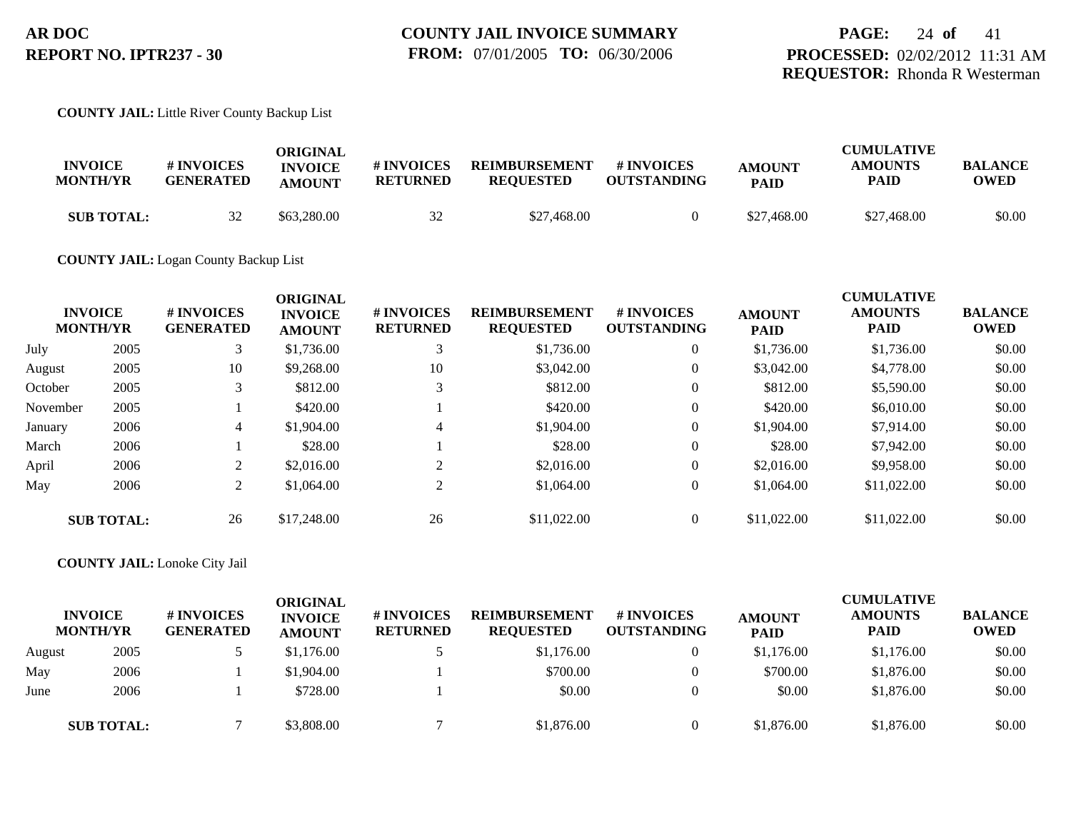AR DOC
REPORT NO. IPTR237 - 30

**COUNTY JAIL INVOICE SUMMARY**
**FROM:** 07/01/2005 **TO:** 06/30/2006

**PROCESSED:** 02/02/2012 11:31 AM
**REQUESTOR:** Rhonda R Westerman

**COUNTY JAIL:** Little River County Backup List

| INVOICE MONTH/YR | | # INVOICES GENERATED | ORIGINAL INVOICE AMOUNT | # INVOICES RETURNED | REIMBURSEMENT REQUESTED | # INVOICES OUTSTANDING | AMOUNT PAID | CUMULATIVE AMOUNTS PAID | BALANCE OWED |
|---|---|---|---|---|---|---|---|---|---|
| SUB TOTAL: | | 32 | $63,280.00 | 32 | $27,468.00 | 0 | $27,468.00 | $27,468.00 | $0.00 |

**COUNTY JAIL:** Logan County Backup List

| INVOICE MONTH/YR | | # INVOICES GENERATED | ORIGINAL INVOICE AMOUNT | # INVOICES RETURNED | REIMBURSEMENT REQUESTED | # INVOICES OUTSTANDING | AMOUNT PAID | CUMULATIVE AMOUNTS PAID | BALANCE OWED |
|---|---|---|---|---|---|---|---|---|---|
| July | 2005 | 3 | $1,736.00 | 3 | $1,736.00 | 0 | $1,736.00 | $1,736.00 | $0.00 |
| August | 2005 | 10 | $9,268.00 | 10 | $3,042.00 | 0 | $3,042.00 | $4,778.00 | $0.00 |
| October | 2005 | 3 | $812.00 | 3 | $812.00 | 0 | $812.00 | $5,590.00 | $0.00 |
| November | 2005 | 1 | $420.00 | 1 | $420.00 | 0 | $420.00 | $6,010.00 | $0.00 |
| January | 2006 | 4 | $1,904.00 | 4 | $1,904.00 | 0 | $1,904.00 | $7,914.00 | $0.00 |
| March | 2006 | 1 | $28.00 | 1 | $28.00 | 0 | $28.00 | $7,942.00 | $0.00 |
| April | 2006 | 2 | $2,016.00 | 2 | $2,016.00 | 0 | $2,016.00 | $9,958.00 | $0.00 |
| May | 2006 | 2 | $1,064.00 | 2 | $1,064.00 | 0 | $1,064.00 | $11,022.00 | $0.00 |
| SUB TOTAL: | | 26 | $17,248.00 | 26 | $11,022.00 | 0 | $11,022.00 | $11,022.00 | $0.00 |

**COUNTY JAIL:** Lonoke City Jail

| INVOICE MONTH/YR | | # INVOICES GENERATED | ORIGINAL INVOICE AMOUNT | # INVOICES RETURNED | REIMBURSEMENT REQUESTED | # INVOICES OUTSTANDING | AMOUNT PAID | CUMULATIVE AMOUNTS PAID | BALANCE OWED |
|---|---|---|---|---|---|---|---|---|---|
| August | 2005 | 5 | $1,176.00 | 5 | $1,176.00 | 0 | $1,176.00 | $1,176.00 | $0.00 |
| May | 2006 | 1 | $1,904.00 | 1 | $700.00 | 0 | $700.00 | $1,876.00 | $0.00 |
| June | 2006 | 1 | $728.00 | 1 | $0.00 | 0 | $0.00 | $1,876.00 | $0.00 |
| SUB TOTAL: | | 7 | $3,808.00 | 7 | $1,876.00 | 0 | $1,876.00 | $1,876.00 | $0.00 |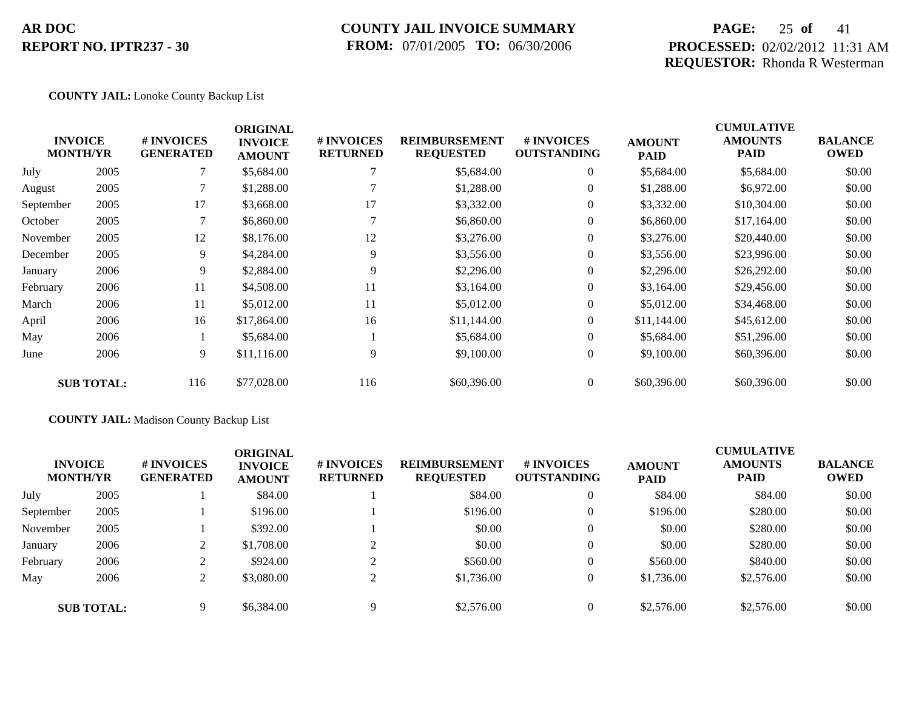**COUNTY JAIL:** Lonoke County Backup List

| INVOICE MONTH/YR | | # INVOICES GENERATED | ORIGINAL INVOICE AMOUNT | # INVOICES RETURNED | REIMBURSEMENT REQUESTED | # INVOICES OUTSTANDING | AMOUNT PAID | CUMULATIVE AMOUNTS PAID | BALANCE OWED |
|---|---|---|---|---|---|---|---|---|---|
| July | 2005 | 7 | $5,684.00 | 7 | $5,684.00 | 0 | $5,684.00 | $5,684.00 | $0.00 |
| August | 2005 | 7 | $1,288.00 | 7 | $1,288.00 | 0 | $1,288.00 | $6,972.00 | $0.00 |
| September | 2005 | 17 | $3,668.00 | 17 | $3,332.00 | 0 | $3,332.00 | $10,304.00 | $0.00 |
| October | 2005 | 7 | $6,860.00 | 7 | $6,860.00 | 0 | $6,860.00 | $17,164.00 | $0.00 |
| November | 2005 | 12 | $8,176.00 | 12 | $3,276.00 | 0 | $3,276.00 | $20,440.00 | $0.00 |
| December | 2005 | 9 | $4,284.00 | 9 | $3,556.00 | 0 | $3,556.00 | $23,996.00 | $0.00 |
| January | 2006 | 9 | $2,884.00 | 9 | $2,296.00 | 0 | $2,296.00 | $26,292.00 | $0.00 |
| February | 2006 | 11 | $4,508.00 | 11 | $3,164.00 | 0 | $3,164.00 | $29,456.00 | $0.00 |
| March | 2006 | 11 | $5,012.00 | 11 | $5,012.00 | 0 | $5,012.00 | $34,468.00 | $0.00 |
| April | 2006 | 16 | $17,864.00 | 16 | $11,144.00 | 0 | $11,144.00 | $45,612.00 | $0.00 |
| May | 2006 | 1 | $5,684.00 | 1 | $5,684.00 | 0 | $5,684.00 | $51,296.00 | $0.00 |
| June | 2006 | 9 | $11,116.00 | 9 | $9,100.00 | 0 | $9,100.00 | $60,396.00 | $0.00 |
| **SUB TOTAL:** | | 116 | $77,028.00 | 116 | $60,396.00 | 0 | $60,396.00 | $60,396.00 | $0.00 |

**COUNTY JAIL:** Madison County Backup List

| INVOICE MONTH/YR | | # INVOICES GENERATED | ORIGINAL INVOICE AMOUNT | # INVOICES RETURNED | REIMBURSEMENT REQUESTED | # INVOICES OUTSTANDING | AMOUNT PAID | CUMULATIVE AMOUNTS PAID | BALANCE OWED |
|---|---|---|---|---|---|---|---|---|---|
| July | 2005 | 1 | $84.00 | 1 | $84.00 | 0 | $84.00 | $84.00 | $0.00 |
| September | 2005 | 1 | $196.00 | 1 | $196.00 | 0 | $196.00 | $280.00 | $0.00 |
| November | 2005 | 1 | $392.00 | 1 | $0.00 | 0 | $0.00 | $280.00 | $0.00 |
| January | 2006 | 2 | $1,708.00 | 2 | $0.00 | 0 | $0.00 | $280.00 | $0.00 |
| February | 2006 | 2 | $924.00 | 2 | $560.00 | 0 | $560.00 | $840.00 | $0.00 |
| May | 2006 | 2 | $3,080.00 | 2 | $1,736.00 | 0 | $1,736.00 | $2,576.00 | $0.00 |
| **SUB TOTAL:** | | 9 | $6,384.00 | 9 | $2,576.00 | 0 | $2,576.00 | $2,576.00 | $0.00 |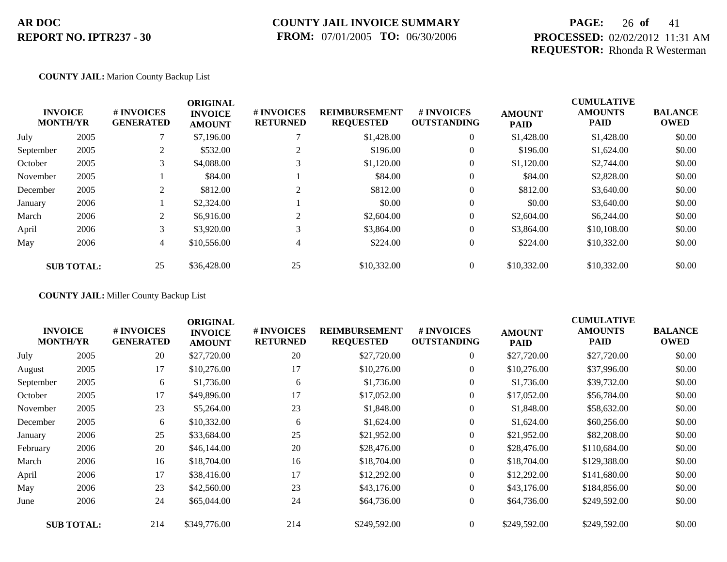**AR DOC**
**REPORT NO. IPTR237 - 30**

**COUNTY JAIL INVOICE SUMMARY**
**FROM:** 07/01/2005 **TO:** 06/30/2006

**PROCESSED:** 02/02/2012 11:31 AM
**REQUESTOR:** Rhonda R Westerman

**COUNTY JAIL:** Marion County Backup List

| INVOICE MONTH/YR | | # INVOICES GENERATED | ORIGINAL INVOICE AMOUNT | # INVOICES RETURNED | REIMBURSEMENT REQUESTED | # INVOICES OUTSTANDING | AMOUNT PAID | CUMULATIVE AMOUNTS PAID | BALANCE OWED |
|---|---|---|---|---|---|---|---|---|---|
| July | 2005 | 7 | $7,196.00 | 7 | $1,428.00 | 0 | $1,428.00 | $1,428.00 | $0.00 |
| September | 2005 | 2 | $532.00 | 2 | $196.00 | 0 | $196.00 | $1,624.00 | $0.00 |
| October | 2005 | 3 | $4,088.00 | 3 | $1,120.00 | 0 | $1,120.00 | $2,744.00 | $0.00 |
| November | 2005 | 1 | $84.00 | 1 | $84.00 | 0 | $84.00 | $2,828.00 | $0.00 |
| December | 2005 | 2 | $812.00 | 2 | $812.00 | 0 | $812.00 | $3,640.00 | $0.00 |
| January | 2006 | 1 | $2,324.00 | 1 | $0.00 | 0 | $0.00 | $3,640.00 | $0.00 |
| March | 2006 | 2 | $6,916.00 | 2 | $2,604.00 | 0 | $2,604.00 | $6,244.00 | $0.00 |
| April | 2006 | 3 | $3,920.00 | 3 | $3,864.00 | 0 | $3,864.00 | $10,108.00 | $0.00 |
| May | 2006 | 4 | $10,556.00 | 4 | $224.00 | 0 | $224.00 | $10,332.00 | $0.00 |
| **SUB TOTAL:** | | 25 | $36,428.00 | 25 | $10,332.00 | 0 | $10,332.00 | $10,332.00 | $0.00 |

**COUNTY JAIL:** Miller County Backup List

| INVOICE MONTH/YR | | # INVOICES GENERATED | ORIGINAL INVOICE AMOUNT | # INVOICES RETURNED | REIMBURSEMENT REQUESTED | # INVOICES OUTSTANDING | AMOUNT PAID | CUMULATIVE AMOUNTS PAID | BALANCE OWED |
|---|---|---|---|---|---|---|---|---|---|
| July | 2005 | 20 | $27,720.00 | 20 | $27,720.00 | 0 | $27,720.00 | $27,720.00 | $0.00 |
| August | 2005 | 17 | $10,276.00 | 17 | $10,276.00 | 0 | $10,276.00 | $37,996.00 | $0.00 |
| September | 2005 | 6 | $1,736.00 | 6 | $1,736.00 | 0 | $1,736.00 | $39,732.00 | $0.00 |
| October | 2005 | 17 | $49,896.00 | 17 | $17,052.00 | 0 | $17,052.00 | $56,784.00 | $0.00 |
| November | 2005 | 23 | $5,264.00 | 23 | $1,848.00 | 0 | $1,848.00 | $58,632.00 | $0.00 |
| December | 2005 | 6 | $10,332.00 | 6 | $1,624.00 | 0 | $1,624.00 | $60,256.00 | $0.00 |
| January | 2006 | 25 | $33,684.00 | 25 | $21,952.00 | 0 | $21,952.00 | $82,208.00 | $0.00 |
| February | 2006 | 20 | $46,144.00 | 20 | $28,476.00 | 0 | $28,476.00 | $110,684.00 | $0.00 |
| March | 2006 | 16 | $18,704.00 | 16 | $18,704.00 | 0 | $18,704.00 | $129,388.00 | $0.00 |
| April | 2006 | 17 | $38,416.00 | 17 | $12,292.00 | 0 | $12,292.00 | $141,680.00 | $0.00 |
| May | 2006 | 23 | $42,560.00 | 23 | $43,176.00 | 0 | $43,176.00 | $184,856.00 | $0.00 |
| June | 2006 | 24 | $65,044.00 | 24 | $64,736.00 | 0 | $64,736.00 | $249,592.00 | $0.00 |
| **SUB TOTAL:** | | 214 | $349,776.00 | 214 | $249,592.00 | 0 | $249,592.00 | $249,592.00 | $0.00 |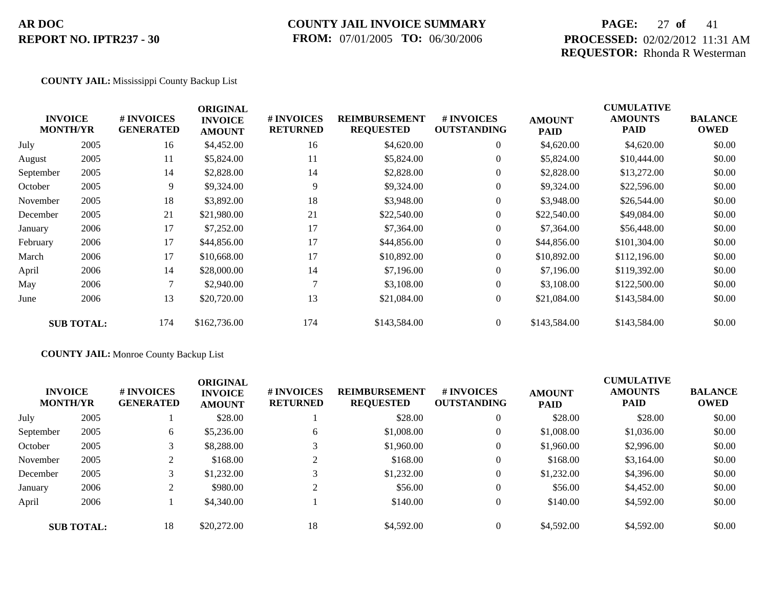# AR DOC
## REPORT NO. IPTR237 - 30

**COUNTY JAIL INVOICE SUMMARY**
**FROM:** 07/01/2005 **TO:** 06/30/2006

**PROCESSED:** 02/02/2012 11:31 AM
**REQUESTOR:** Rhonda R Westerman

**COUNTY JAIL:** Mississippi County Backup List

| INVOICE MONTH/YR | | # INVOICES GENERATED | ORIGINAL INVOICE AMOUNT | # INVOICES RETURNED | REIMBURSEMENT REQUESTED | # INVOICES OUTSTANDING | AMOUNT PAID | CUMULATIVE AMOUNTS PAID | BALANCE OWED |
|---|---|---|---|---|---|---|---|---|---|
| July | 2005 | 16 | $4,452.00 | 16 | $4,620.00 | 0 | $4,620.00 | $4,620.00 | $0.00 |
| August | 2005 | 11 | $5,824.00 | 11 | $5,824.00 | 0 | $5,824.00 | $10,444.00 | $0.00 |
| September | 2005 | 14 | $2,828.00 | 14 | $2,828.00 | 0 | $2,828.00 | $13,272.00 | $0.00 |
| October | 2005 | 9 | $9,324.00 | 9 | $9,324.00 | 0 | $9,324.00 | $22,596.00 | $0.00 |
| November | 2005 | 18 | $3,892.00 | 18 | $3,948.00 | 0 | $3,948.00 | $26,544.00 | $0.00 |
| December | 2005 | 21 | $21,980.00 | 21 | $22,540.00 | 0 | $22,540.00 | $49,084.00 | $0.00 |
| January | 2006 | 17 | $7,252.00 | 17 | $7,364.00 | 0 | $7,364.00 | $56,448.00 | $0.00 |
| February | 2006 | 17 | $44,856.00 | 17 | $44,856.00 | 0 | $44,856.00 | $101,304.00 | $0.00 |
| March | 2006 | 17 | $10,668.00 | 17 | $10,892.00 | 0 | $10,892.00 | $112,196.00 | $0.00 |
| April | 2006 | 14 | $28,000.00 | 14 | $7,196.00 | 0 | $7,196.00 | $119,392.00 | $0.00 |
| May | 2006 | 7 | $2,940.00 | 7 | $3,108.00 | 0 | $3,108.00 | $122,500.00 | $0.00 |
| June | 2006 | 13 | $20,720.00 | 13 | $21,084.00 | 0 | $21,084.00 | $143,584.00 | $0.00 |
| **SUB TOTAL:** | | 174 | $162,736.00 | 174 | $143,584.00 | 0 | $143,584.00 | $143,584.00 | $0.00 |

**COUNTY JAIL:** Monroe County Backup List

| INVOICE MONTH/YR | | # INVOICES GENERATED | ORIGINAL INVOICE AMOUNT | # INVOICES RETURNED | REIMBURSEMENT REQUESTED | # INVOICES OUTSTANDING | AMOUNT PAID | CUMULATIVE AMOUNTS PAID | BALANCE OWED |
|---|---|---|---|---|---|---|---|---|---|
| July | 2005 | 1 | $28.00 | 1 | $28.00 | 0 | $28.00 | $28.00 | $0.00 |
| September | 2005 | 6 | $5,236.00 | 6 | $1,008.00 | 0 | $1,008.00 | $1,036.00 | $0.00 |
| October | 2005 | 3 | $8,288.00 | 3 | $1,960.00 | 0 | $1,960.00 | $2,996.00 | $0.00 |
| November | 2005 | 2 | $168.00 | 2 | $168.00 | 0 | $168.00 | $3,164.00 | $0.00 |
| December | 2005 | 3 | $1,232.00 | 3 | $1,232.00 | 0 | $1,232.00 | $4,396.00 | $0.00 |
| January | 2006 | 2 | $980.00 | 2 | $56.00 | 0 | $56.00 | $4,452.00 | $0.00 |
| April | 2006 | 1 | $4,340.00 | 1 | $140.00 | 0 | $140.00 | $4,592.00 | $0.00 |
| **SUB TOTAL:** | | 18 | $20,272.00 | 18 | $4,592.00 | 0 | $4,592.00 | $4,592.00 | $0.00 |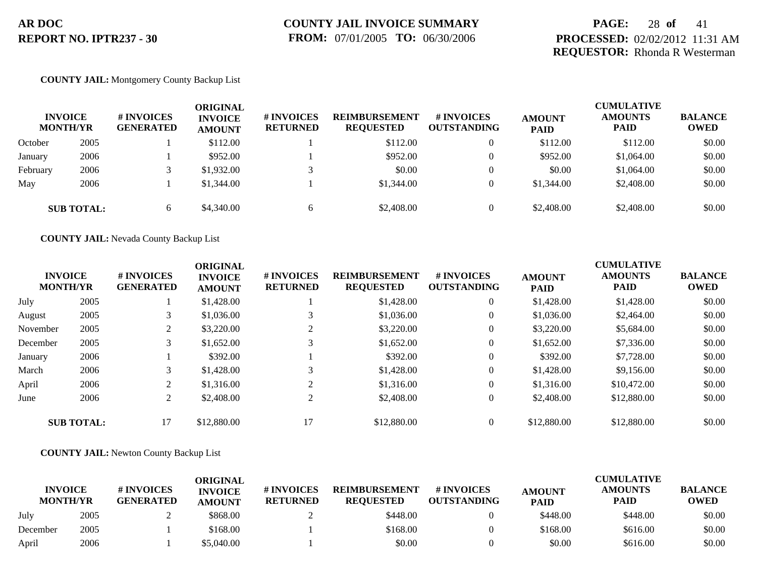**AR DOC**
**REPORT NO. IPTR237 - 30**

**COUNTY JAIL INVOICE SUMMARY**
**FROM:** 07/01/2005 **TO:** 06/30/2006

**PROCESSED:** 02/02/2012 11:31 AM
**REQUESTOR:** Rhonda R Westerman

**COUNTY JAIL:** Montgomery County Backup List

| INVOICE MONTH/YR | | # INVOICES GENERATED | ORIGINAL INVOICE AMOUNT | # INVOICES RETURNED | REIMBURSEMENT REQUESTED | # INVOICES OUTSTANDING | AMOUNT PAID | CUMULATIVE AMOUNTS PAID | BALANCE OWED |
|---|---|---|---|---|---|---|---|---|---|
| October | 2005 | 1 | $112.00 | 1 | $112.00 | 0 | $112.00 | $112.00 | $0.00 |
| January | 2006 | 1 | $952.00 | 1 | $952.00 | 0 | $952.00 | $1,064.00 | $0.00 |
| February | 2006 | 3 | $1,932.00 | 3 | $0.00 | 0 | $0.00 | $1,064.00 | $0.00 |
| May | 2006 | 1 | $1,344.00 | 1 | $1,344.00 | 0 | $1,344.00 | $2,408.00 | $0.00 |
| **SUB TOTAL:** | | 6 | $4,340.00 | 6 | $2,408.00 | 0 | $2,408.00 | $2,408.00 | $0.00 |

**COUNTY JAIL:** Nevada County Backup List

| INVOICE MONTH/YR | | # INVOICES GENERATED | ORIGINAL INVOICE AMOUNT | # INVOICES RETURNED | REIMBURSEMENT REQUESTED | # INVOICES OUTSTANDING | AMOUNT PAID | CUMULATIVE AMOUNTS PAID | BALANCE OWED |
|---|---|---|---|---|---|---|---|---|---|
| July | 2005 | 1 | $1,428.00 | 1 | $1,428.00 | 0 | $1,428.00 | $1,428.00 | $0.00 |
| August | 2005 | 3 | $1,036.00 | 3 | $1,036.00 | 0 | $1,036.00 | $2,464.00 | $0.00 |
| November | 2005 | 2 | $3,220.00 | 2 | $3,220.00 | 0 | $3,220.00 | $5,684.00 | $0.00 |
| December | 2005 | 3 | $1,652.00 | 3 | $1,652.00 | 0 | $1,652.00 | $7,336.00 | $0.00 |
| January | 2006 | 1 | $392.00 | 1 | $392.00 | 0 | $392.00 | $7,728.00 | $0.00 |
| March | 2006 | 3 | $1,428.00 | 3 | $1,428.00 | 0 | $1,428.00 | $9,156.00 | $0.00 |
| April | 2006 | 2 | $1,316.00 | 2 | $1,316.00 | 0 | $1,316.00 | $10,472.00 | $0.00 |
| June | 2006 | 2 | $2,408.00 | 2 | $2,408.00 | 0 | $2,408.00 | $12,880.00 | $0.00 |
| **SUB TOTAL:** | | 17 | $12,880.00 | 17 | $12,880.00 | 0 | $12,880.00 | $12,880.00 | $0.00 |

**COUNTY JAIL:** Newton County Backup List

| INVOICE MONTH/YR | | # INVOICES GENERATED | ORIGINAL INVOICE AMOUNT | # INVOICES RETURNED | REIMBURSEMENT REQUESTED | # INVOICES OUTSTANDING | AMOUNT PAID | CUMULATIVE AMOUNTS PAID | BALANCE OWED |
|---|---|---|---|---|---|---|---|---|---|
| July | 2005 | 2 | $868.00 | 2 | $448.00 | 0 | $448.00 | $448.00 | $0.00 |
| December | 2005 | 1 | $168.00 | 1 | $168.00 | 0 | $168.00 | $616.00 | $0.00 |
| April | 2006 | 1 | $5,040.00 | 1 | $0.00 | 0 | $0.00 | $616.00 | $0.00 |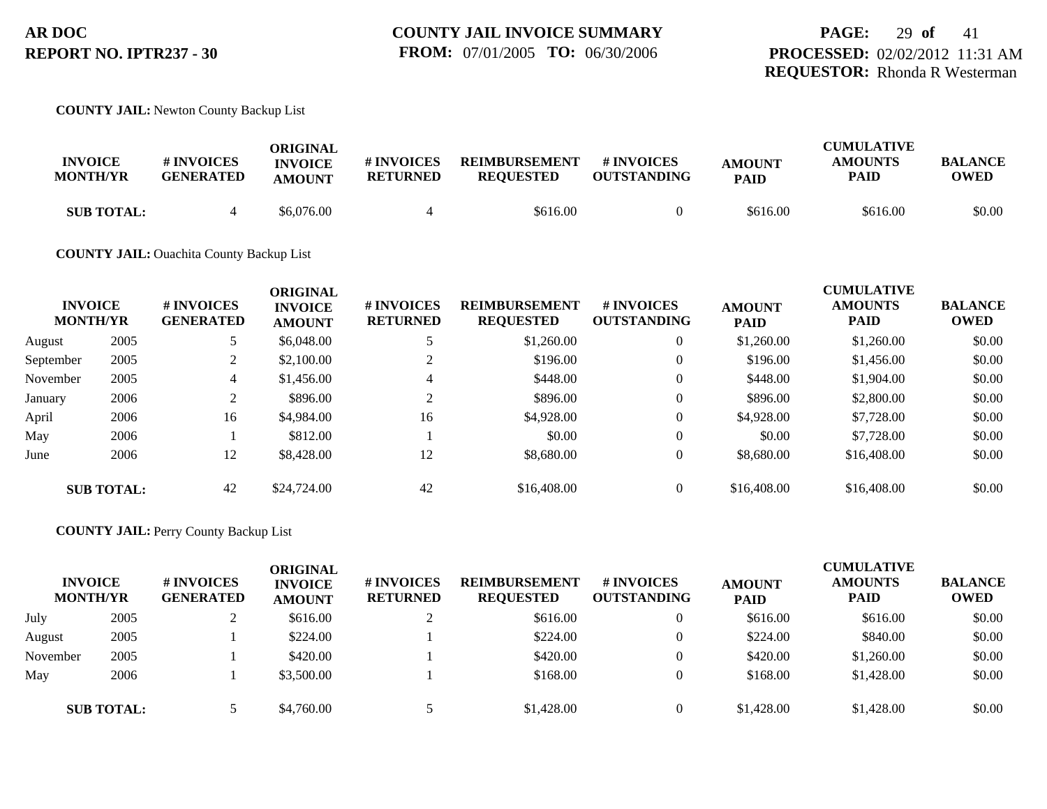**AR DOC**
**REPORT NO. IPTR237 - 30**

**COUNTY JAIL INVOICE SUMMARY**
**FROM:** 07/01/2005 **TO:** 06/30/2006

**PROCESSED:** 02/02/2012 11:31 AM
**REQUESTOR:** Rhonda R Westerman

**COUNTY JAIL:** Newton County Backup List

| INVOICE MONTH/YR | | # INVOICES GENERATED | ORIGINAL INVOICE AMOUNT | # INVOICES RETURNED | REIMBURSEMENT REQUESTED | # INVOICES OUTSTANDING | AMOUNT PAID | CUMULATIVE AMOUNTS PAID | BALANCE OWED |
|---|---|---|---|---|---|---|---|---|---|
| **SUB TOTAL:** | | 4 | $6,076.00 | 4 | $616.00 | 0 | $616.00 | $616.00 | $0.00 |

**COUNTY JAIL:** Ouachita County Backup List

| INVOICE MONTH/YR | | # INVOICES GENERATED | ORIGINAL INVOICE AMOUNT | # INVOICES RETURNED | REIMBURSEMENT REQUESTED | # INVOICES OUTSTANDING | AMOUNT PAID | CUMULATIVE AMOUNTS PAID | BALANCE OWED |
|---|---|---|---|---|---|---|---|---|---|
| August | 2005 | 5 | $6,048.00 | 5 | $1,260.00 | 0 | $1,260.00 | $1,260.00 | $0.00 |
| September | 2005 | 2 | $2,100.00 | 2 | $196.00 | 0 | $196.00 | $1,456.00 | $0.00 |
| November | 2005 | 4 | $1,456.00 | 4 | $448.00 | 0 | $448.00 | $1,904.00 | $0.00 |
| January | 2006 | 2 | $896.00 | 2 | $896.00 | 0 | $896.00 | $2,800.00 | $0.00 |
| April | 2006 | 16 | $4,984.00 | 16 | $4,928.00 | 0 | $4,928.00 | $7,728.00 | $0.00 |
| May | 2006 | 1 | $812.00 | 1 | $0.00 | 0 | $0.00 | $7,728.00 | $0.00 |
| June | 2006 | 12 | $8,428.00 | 12 | $8,680.00 | 0 | $8,680.00 | $16,408.00 | $0.00 |
| **SUB TOTAL:** | | 42 | $24,724.00 | 42 | $16,408.00 | 0 | $16,408.00 | $16,408.00 | $0.00 |

**COUNTY JAIL:** Perry County Backup List

| INVOICE MONTH/YR | | # INVOICES GENERATED | ORIGINAL INVOICE AMOUNT | # INVOICES RETURNED | REIMBURSEMENT REQUESTED | # INVOICES OUTSTANDING | AMOUNT PAID | CUMULATIVE AMOUNTS PAID | BALANCE OWED |
|---|---|---|---|---|---|---|---|---|---|
| July | 2005 | 2 | $616.00 | 2 | $616.00 | 0 | $616.00 | $616.00 | $0.00 |
| August | 2005 | 1 | $224.00 | 1 | $224.00 | 0 | $224.00 | $840.00 | $0.00 |
| November | 2005 | 1 | $420.00 | 1 | $420.00 | 0 | $420.00 | $1,260.00 | $0.00 |
| May | 2006 | 1 | $3,500.00 | 1 | $168.00 | 0 | $168.00 | $1,428.00 | $0.00 |
| **SUB TOTAL:** | | 5 | $4,760.00 | 5 | $1,428.00 | 0 | $1,428.00 | $1,428.00 | $0.00 |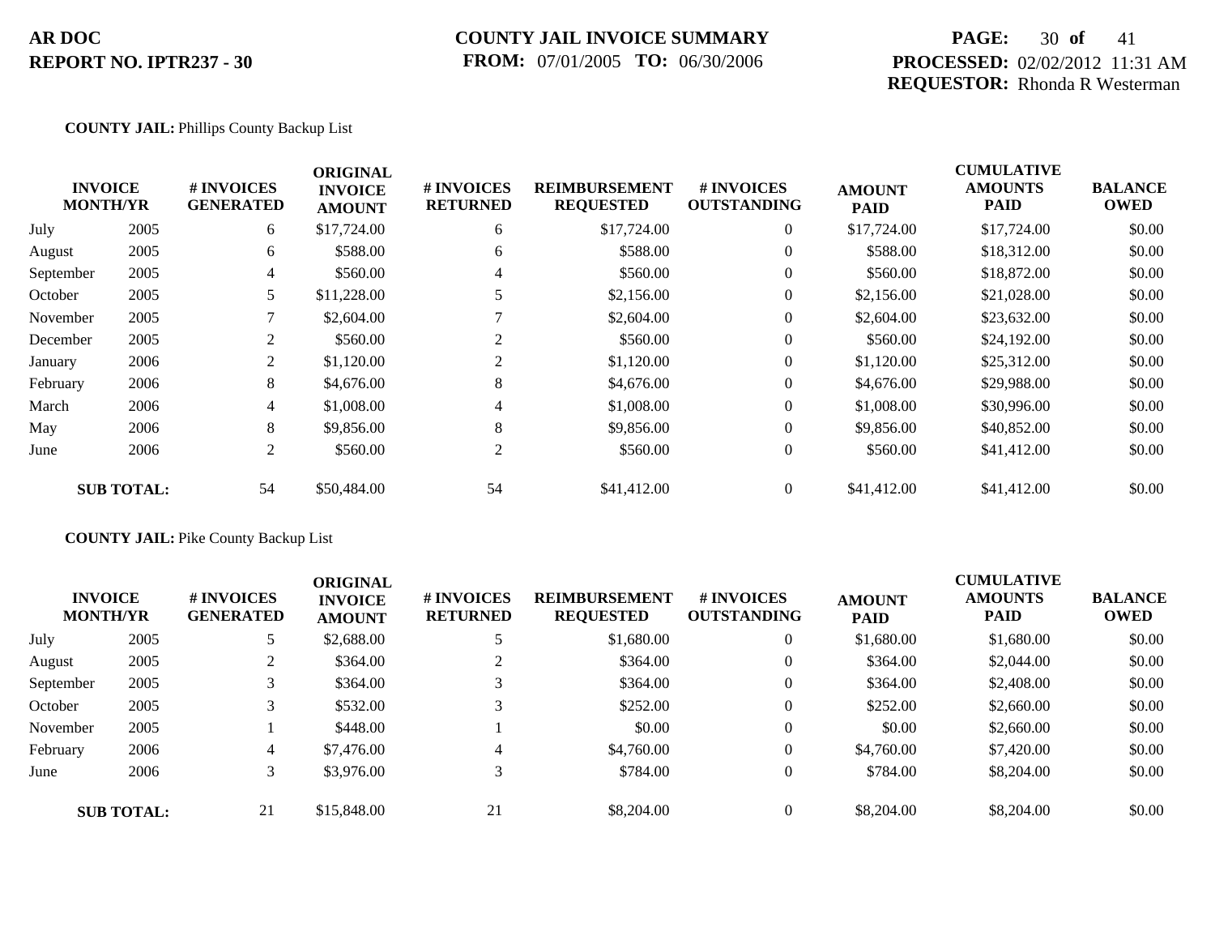**AR DOC**
**REPORT NO. IPTR237 - 30**

**COUNTY JAIL INVOICE SUMMARY**
**FROM:** 07/01/2005 **TO:** 06/30/2006

**PROCESSED:** 02/02/2012 11:31 AM
**REQUESTOR:** Rhonda R Westerman

**COUNTY JAIL:** Phillips County Backup List

| INVOICE MONTH/YR | | # INVOICES GENERATED | ORIGINAL INVOICE AMOUNT | # INVOICES RETURNED | REIMBURSEMENT REQUESTED | # INVOICES OUTSTANDING | AMOUNT PAID | CUMULATIVE AMOUNTS PAID | BALANCE OWED |
|---|---|---|---|---|---|---|---|---|---|
| July | 2005 | 6 | $17,724.00 | 6 | $17,724.00 | 0 | $17,724.00 | $17,724.00 | $0.00 |
| August | 2005 | 6 | $588.00 | 6 | $588.00 | 0 | $588.00 | $18,312.00 | $0.00 |
| September | 2005 | 4 | $560.00 | 4 | $560.00 | 0 | $560.00 | $18,872.00 | $0.00 |
| October | 2005 | 5 | $11,228.00 | 5 | $2,156.00 | 0 | $2,156.00 | $21,028.00 | $0.00 |
| November | 2005 | 7 | $2,604.00 | 7 | $2,604.00 | 0 | $2,604.00 | $23,632.00 | $0.00 |
| December | 2005 | 2 | $560.00 | 2 | $560.00 | 0 | $560.00 | $24,192.00 | $0.00 |
| January | 2006 | 2 | $1,120.00 | 2 | $1,120.00 | 0 | $1,120.00 | $25,312.00 | $0.00 |
| February | 2006 | 8 | $4,676.00 | 8 | $4,676.00 | 0 | $4,676.00 | $29,988.00 | $0.00 |
| March | 2006 | 4 | $1,008.00 | 4 | $1,008.00 | 0 | $1,008.00 | $30,996.00 | $0.00 |
| May | 2006 | 8 | $9,856.00 | 8 | $9,856.00 | 0 | $9,856.00 | $40,852.00 | $0.00 |
| June | 2006 | 2 | $560.00 | 2 | $560.00 | 0 | $560.00 | $41,412.00 | $0.00 |
| **SUB TOTAL:** | | 54 | $50,484.00 | 54 | $41,412.00 | 0 | $41,412.00 | $41,412.00 | $0.00 |

**COUNTY JAIL:** Pike County Backup List

| INVOICE MONTH/YR | | # INVOICES GENERATED | ORIGINAL INVOICE AMOUNT | # INVOICES RETURNED | REIMBURSEMENT REQUESTED | # INVOICES OUTSTANDING | AMOUNT PAID | CUMULATIVE AMOUNTS PAID | BALANCE OWED |
|---|---|---|---|---|---|---|---|---|---|
| July | 2005 | 5 | $2,688.00 | 5 | $1,680.00 | 0 | $1,680.00 | $1,680.00 | $0.00 |
| August | 2005 | 2 | $364.00 | 2 | $364.00 | 0 | $364.00 | $2,044.00 | $0.00 |
| September | 2005 | 3 | $364.00 | 3 | $364.00 | 0 | $364.00 | $2,408.00 | $0.00 |
| October | 2005 | 3 | $532.00 | 3 | $252.00 | 0 | $252.00 | $2,660.00 | $0.00 |
| November | 2005 | 1 | $448.00 | 1 | $0.00 | 0 | $0.00 | $2,660.00 | $0.00 |
| February | 2006 | 4 | $7,476.00 | 4 | $4,760.00 | 0 | $4,760.00 | $7,420.00 | $0.00 |
| June | 2006 | 3 | $3,976.00 | 3 | $784.00 | 0 | $784.00 | $8,204.00 | $0.00 |
| **SUB TOTAL:** | | 21 | $15,848.00 | 21 | $8,204.00 | 0 | $8,204.00 | $8,204.00 | $0.00 |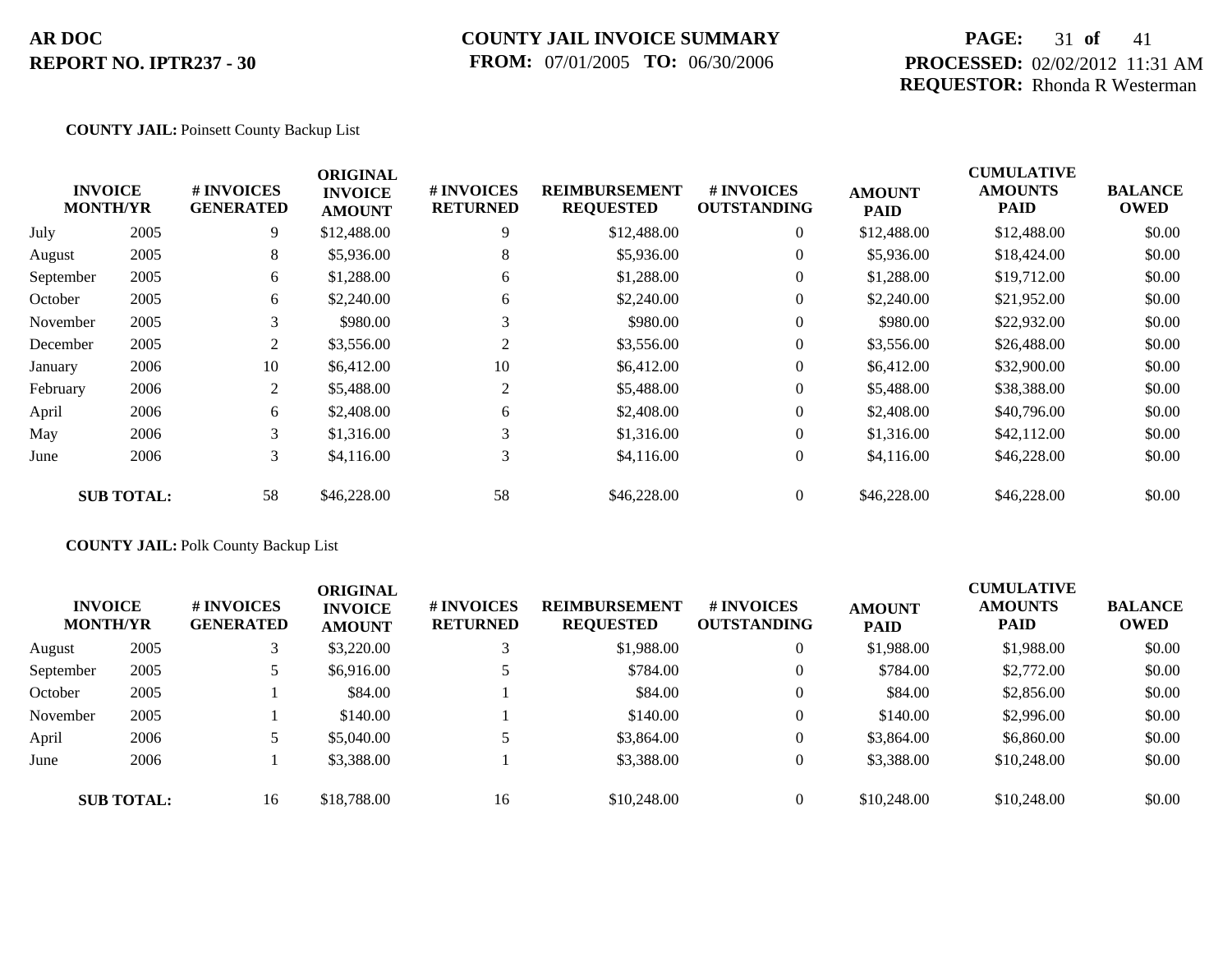**AR DOC**
**REPORT NO. IPTR237 - 30**

**COUNTY JAIL INVOICE SUMMARY**
**FROM:** 07/01/2005 **TO:** 06/30/2006

**PROCESSED:** 02/02/2012 11:31 AM
**REQUESTOR:** Rhonda R Westerman

**COUNTY JAIL:** Poinsett County Backup List

| INVOICE MONTH/YR | | # INVOICES GENERATED | ORIGINAL INVOICE AMOUNT | # INVOICES RETURNED | REIMBURSEMENT REQUESTED | # INVOICES OUTSTANDING | AMOUNT PAID | CUMULATIVE AMOUNTS PAID | BALANCE OWED |
|---|---|---|---|---|---|---|---|---|---|
| July | 2005 | 9 | $12,488.00 | 9 | $12,488.00 | 0 | $12,488.00 | $12,488.00 | $0.00 |
| August | 2005 | 8 | $5,936.00 | 8 | $5,936.00 | 0 | $5,936.00 | $18,424.00 | $0.00 |
| September | 2005 | 6 | $1,288.00 | 6 | $1,288.00 | 0 | $1,288.00 | $19,712.00 | $0.00 |
| October | 2005 | 6 | $2,240.00 | 6 | $2,240.00 | 0 | $2,240.00 | $21,952.00 | $0.00 |
| November | 2005 | 3 | $980.00 | 3 | $980.00 | 0 | $980.00 | $22,932.00 | $0.00 |
| December | 2005 | 2 | $3,556.00 | 2 | $3,556.00 | 0 | $3,556.00 | $26,488.00 | $0.00 |
| January | 2006 | 10 | $6,412.00 | 10 | $6,412.00 | 0 | $6,412.00 | $32,900.00 | $0.00 |
| February | 2006 | 2 | $5,488.00 | 2 | $5,488.00 | 0 | $5,488.00 | $38,388.00 | $0.00 |
| April | 2006 | 6 | $2,408.00 | 6 | $2,408.00 | 0 | $2,408.00 | $40,796.00 | $0.00 |
| May | 2006 | 3 | $1,316.00 | 3 | $1,316.00 | 0 | $1,316.00 | $42,112.00 | $0.00 |
| June | 2006 | 3 | $4,116.00 | 3 | $4,116.00 | 0 | $4,116.00 | $46,228.00 | $0.00 |
| **SUB TOTAL:** | | 58 | $46,228.00 | 58 | $46,228.00 | 0 | $46,228.00 | $46,228.00 | $0.00 |

**COUNTY JAIL:** Polk County Backup List

| INVOICE MONTH/YR | | # INVOICES GENERATED | ORIGINAL INVOICE AMOUNT | # INVOICES RETURNED | REIMBURSEMENT REQUESTED | # INVOICES OUTSTANDING | AMOUNT PAID | CUMULATIVE AMOUNTS PAID | BALANCE OWED |
|---|---|---|---|---|---|---|---|---|---|
| August | 2005 | 3 | $3,220.00 | 3 | $1,988.00 | 0 | $1,988.00 | $1,988.00 | $0.00 |
| September | 2005 | 5 | $6,916.00 | 5 | $784.00 | 0 | $784.00 | $2,772.00 | $0.00 |
| October | 2005 | 1 | $84.00 | 1 | $84.00 | 0 | $84.00 | $2,856.00 | $0.00 |
| November | 2005 | 1 | $140.00 | 1 | $140.00 | 0 | $140.00 | $2,996.00 | $0.00 |
| April | 2006 | 5 | $5,040.00 | 5 | $3,864.00 | 0 | $3,864.00 | $6,860.00 | $0.00 |
| June | 2006 | 1 | $3,388.00 | 1 | $3,388.00 | 0 | $3,388.00 | $10,248.00 | $0.00 |
| **SUB TOTAL:** | | 16 | $18,788.00 | 16 | $10,248.00 | 0 | $10,248.00 | $10,248.00 | $0.00 |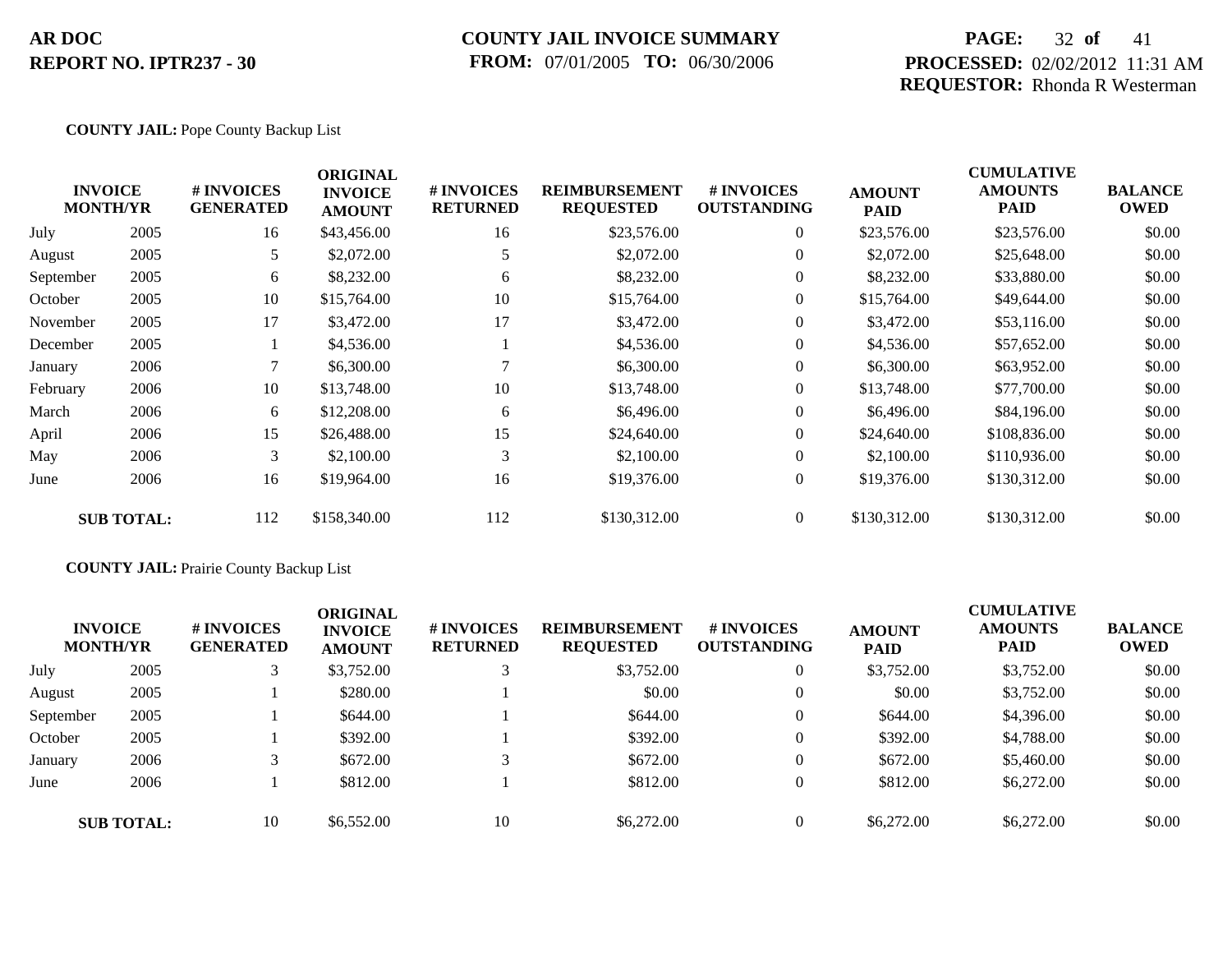**AR DOC**
**REPORT NO. IPTR237 - 30**

**COUNTY JAIL INVOICE SUMMARY**
**FROM:** 07/01/2005 **TO:** 06/30/2006

**PROCESSED:** 02/02/2012 11:31 AM
**REQUESTOR:** Rhonda R Westerman

**COUNTY JAIL:** Pope County Backup List

| INVOICE MONTH/YR | | # INVOICES GENERATED | ORIGINAL INVOICE AMOUNT | # INVOICES RETURNED | REIMBURSEMENT REQUESTED | # INVOICES OUTSTANDING | AMOUNT PAID | CUMULATIVE AMOUNTS PAID | BALANCE OWED |
|---|---|---|---|---|---|---|---|---|---|
| July | 2005 | 16 | $43,456.00 | 16 | $23,576.00 | 0 | $23,576.00 | $23,576.00 | $0.00 |
| August | 2005 | 5 | $2,072.00 | 5 | $2,072.00 | 0 | $2,072.00 | $25,648.00 | $0.00 |
| September | 2005 | 6 | $8,232.00 | 6 | $8,232.00 | 0 | $8,232.00 | $33,880.00 | $0.00 |
| October | 2005 | 10 | $15,764.00 | 10 | $15,764.00 | 0 | $15,764.00 | $49,644.00 | $0.00 |
| November | 2005 | 17 | $3,472.00 | 17 | $3,472.00 | 0 | $3,472.00 | $53,116.00 | $0.00 |
| December | 2005 | 1 | $4,536.00 | 1 | $4,536.00 | 0 | $4,536.00 | $57,652.00 | $0.00 |
| January | 2006 | 7 | $6,300.00 | 7 | $6,300.00 | 0 | $6,300.00 | $63,952.00 | $0.00 |
| February | 2006 | 10 | $13,748.00 | 10 | $13,748.00 | 0 | $13,748.00 | $77,700.00 | $0.00 |
| March | 2006 | 6 | $12,208.00 | 6 | $6,496.00 | 0 | $6,496.00 | $84,196.00 | $0.00 |
| April | 2006 | 15 | $26,488.00 | 15 | $24,640.00 | 0 | $24,640.00 | $108,836.00 | $0.00 |
| May | 2006 | 3 | $2,100.00 | 3 | $2,100.00 | 0 | $2,100.00 | $110,936.00 | $0.00 |
| June | 2006 | 16 | $19,964.00 | 16 | $19,376.00 | 0 | $19,376.00 | $130,312.00 | $0.00 |
| **SUB TOTAL:** | | 112 | $158,340.00 | 112 | $130,312.00 | 0 | $130,312.00 | $130,312.00 | $0.00 |

**COUNTY JAIL:** Prairie County Backup List

| INVOICE MONTH/YR | | # INVOICES GENERATED | ORIGINAL INVOICE AMOUNT | # INVOICES RETURNED | REIMBURSEMENT REQUESTED | # INVOICES OUTSTANDING | AMOUNT PAID | CUMULATIVE AMOUNTS PAID | BALANCE OWED |
|---|---|---|---|---|---|---|---|---|---|
| July | 2005 | 3 | $3,752.00 | 3 | $3,752.00 | 0 | $3,752.00 | $3,752.00 | $0.00 |
| August | 2005 | 1 | $280.00 | 1 | $0.00 | 0 | $0.00 | $3,752.00 | $0.00 |
| September | 2005 | 1 | $644.00 | 1 | $644.00 | 0 | $644.00 | $4,396.00 | $0.00 |
| October | 2005 | 1 | $392.00 | 1 | $392.00 | 0 | $392.00 | $4,788.00 | $0.00 |
| January | 2006 | 3 | $672.00 | 3 | $672.00 | 0 | $672.00 | $5,460.00 | $0.00 |
| June | 2006 | 1 | $812.00 | 1 | $812.00 | 0 | $812.00 | $6,272.00 | $0.00 |
| **SUB TOTAL:** | | 10 | $6,552.00 | 10 | $6,272.00 | 0 | $6,272.00 | $6,272.00 | $0.00 |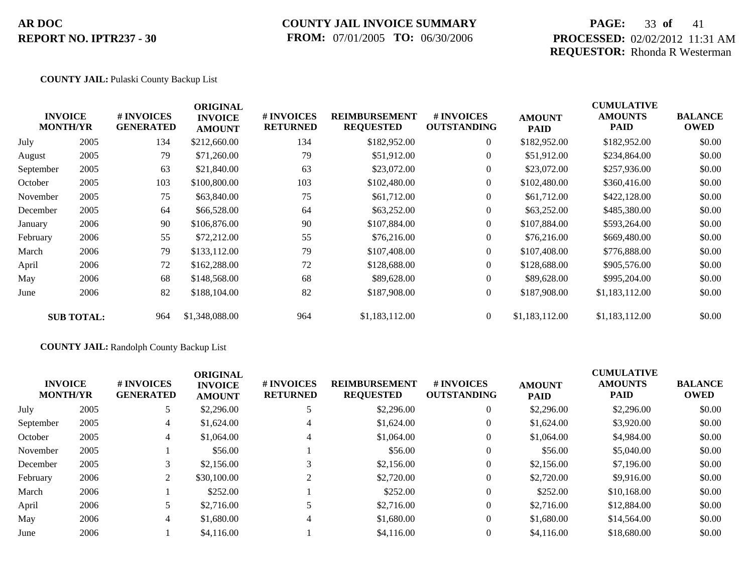**AR DOC**
**REPORT NO. IPTR237 - 30**

**COUNTY JAIL INVOICE SUMMARY**
**FROM:** 07/01/2005 **TO:** 06/30/2006

**PROCESSED:** 02/02/2012 11:31 AM
**REQUESTOR:** Rhonda R Westerman

**COUNTY JAIL:** Pulaski County Backup List

| INVOICE MONTH/YR | | # INVOICES GENERATED | ORIGINAL INVOICE AMOUNT | # INVOICES RETURNED | REIMBURSEMENT REQUESTED | # INVOICES OUTSTANDING | AMOUNT PAID | CUMULATIVE AMOUNTS PAID | BALANCE OWED |
|---|---|---|---|---|---|---|---|---|---|
| July | 2005 | 134 | $212,660.00 | 134 | $182,952.00 | 0 | $182,952.00 | $182,952.00 | $0.00 |
| August | 2005 | 79 | $71,260.00 | 79 | $51,912.00 | 0 | $51,912.00 | $234,864.00 | $0.00 |
| September | 2005 | 63 | $21,840.00 | 63 | $23,072.00 | 0 | $23,072.00 | $257,936.00 | $0.00 |
| October | 2005 | 103 | $100,800.00 | 103 | $102,480.00 | 0 | $102,480.00 | $360,416.00 | $0.00 |
| November | 2005 | 75 | $63,840.00 | 75 | $61,712.00 | 0 | $61,712.00 | $422,128.00 | $0.00 |
| December | 2005 | 64 | $66,528.00 | 64 | $63,252.00 | 0 | $63,252.00 | $485,380.00 | $0.00 |
| January | 2006 | 90 | $106,876.00 | 90 | $107,884.00 | 0 | $107,884.00 | $593,264.00 | $0.00 |
| February | 2006 | 55 | $72,212.00 | 55 | $76,216.00 | 0 | $76,216.00 | $669,480.00 | $0.00 |
| March | 2006 | 79 | $133,112.00 | 79 | $107,408.00 | 0 | $107,408.00 | $776,888.00 | $0.00 |
| April | 2006 | 72 | $162,288.00 | 72 | $128,688.00 | 0 | $128,688.00 | $905,576.00 | $0.00 |
| May | 2006 | 68 | $148,568.00 | 68 | $89,628.00 | 0 | $89,628.00 | $995,204.00 | $0.00 |
| June | 2006 | 82 | $188,104.00 | 82 | $187,908.00 | 0 | $187,908.00 | $1,183,112.00 | $0.00 |
| **SUB TOTAL:** | | 964 | $1,348,088.00 | 964 | $1,183,112.00 | 0 | $1,183,112.00 | $1,183,112.00 | $0.00 |

**COUNTY JAIL:** Randolph County Backup List

| INVOICE MONTH/YR | | # INVOICES GENERATED | ORIGINAL INVOICE AMOUNT | # INVOICES RETURNED | REIMBURSEMENT REQUESTED | # INVOICES OUTSTANDING | AMOUNT PAID | CUMULATIVE AMOUNTS PAID | BALANCE OWED |
|---|---|---|---|---|---|---|---|---|---|
| July | 2005 | 5 | $2,296.00 | 5 | $2,296.00 | 0 | $2,296.00 | $2,296.00 | $0.00 |
| September | 2005 | 4 | $1,624.00 | 4 | $1,624.00 | 0 | $1,624.00 | $3,920.00 | $0.00 |
| October | 2005 | 4 | $1,064.00 | 4 | $1,064.00 | 0 | $1,064.00 | $4,984.00 | $0.00 |
| November | 2005 | 1 | $56.00 | 1 | $56.00 | 0 | $56.00 | $5,040.00 | $0.00 |
| December | 2005 | 3 | $2,156.00 | 3 | $2,156.00 | 0 | $2,156.00 | $7,196.00 | $0.00 |
| February | 2006 | 2 | $30,100.00 | 2 | $2,720.00 | 0 | $2,720.00 | $9,916.00 | $0.00 |
| March | 2006 | 1 | $252.00 | 1 | $252.00 | 0 | $252.00 | $10,168.00 | $0.00 |
| April | 2006 | 5 | $2,716.00 | 5 | $2,716.00 | 0 | $2,716.00 | $12,884.00 | $0.00 |
| May | 2006 | 4 | $1,680.00 | 4 | $1,680.00 | 0 | $1,680.00 | $14,564.00 | $0.00 |
| June | 2006 | 1 | $4,116.00 | 1 | $4,116.00 | 0 | $4,116.00 | $18,680.00 | $0.00 |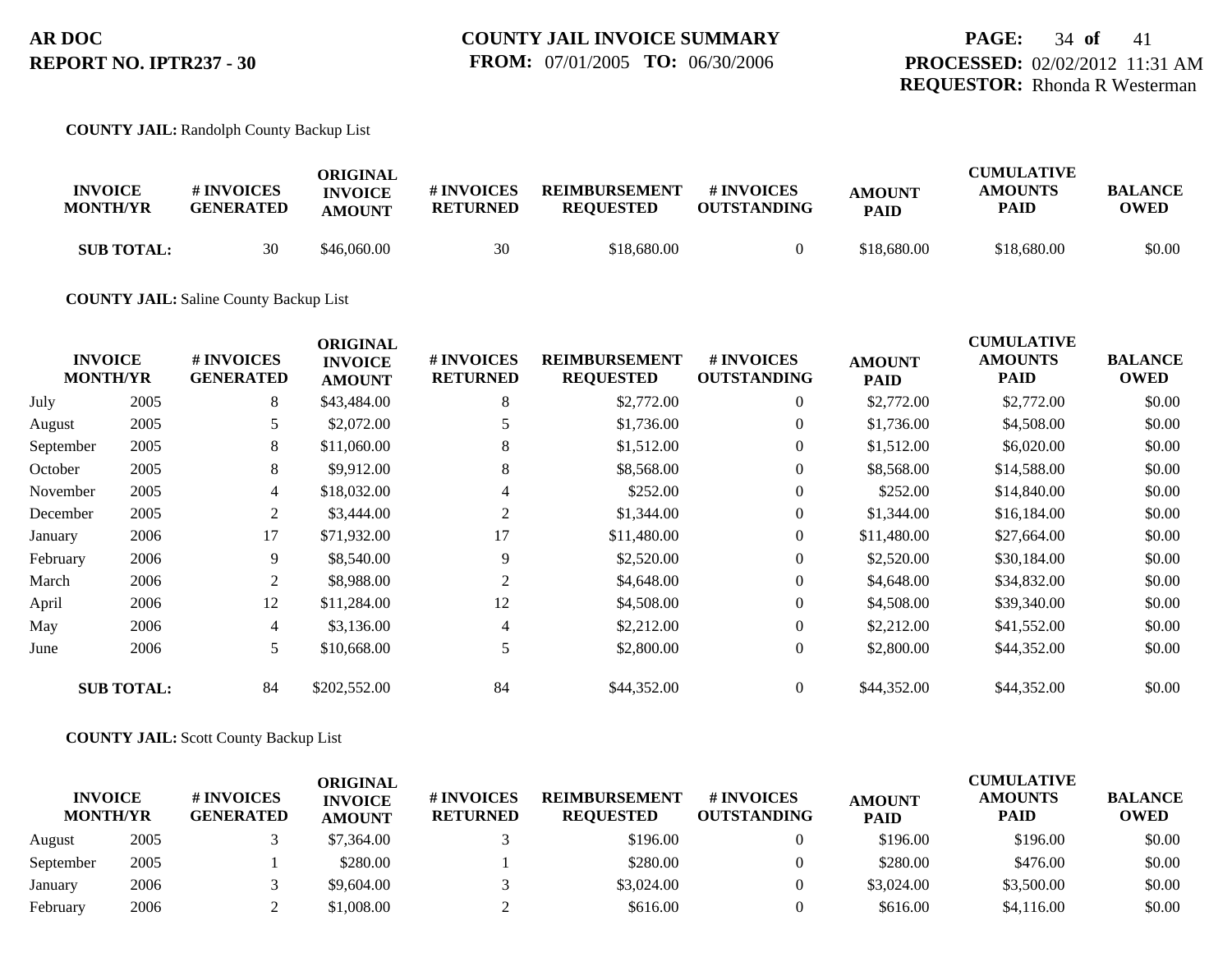**AR DOC**
**REPORT NO. IPTR237 - 30**

**COUNTY JAIL INVOICE SUMMARY**
**FROM:** 07/01/2005 **TO:** 06/30/2006

**PROCESSED:** 02/02/2012 11:31 AM
**REQUESTOR:** Rhonda R Westerman

**COUNTY JAIL:** Randolph County Backup List

| INVOICE MONTH/YR | | # INVOICES GENERATED | ORIGINAL INVOICE AMOUNT | # INVOICES RETURNED | REIMBURSEMENT REQUESTED | # INVOICES OUTSTANDING | AMOUNT PAID | CUMULATIVE AMOUNTS PAID | BALANCE OWED |
|---|---|---|---|---|---|---|---|---|---|
| **SUB TOTAL:** | | 30 | $46,060.00 | 30 | $18,680.00 | 0 | $18,680.00 | $18,680.00 | $0.00 |

**COUNTY JAIL:** Saline County Backup List

| INVOICE MONTH/YR | | # INVOICES GENERATED | ORIGINAL INVOICE AMOUNT | # INVOICES RETURNED | REIMBURSEMENT REQUESTED | # INVOICES OUTSTANDING | AMOUNT PAID | CUMULATIVE AMOUNTS PAID | BALANCE OWED |
|---|---|---|---|---|---|---|---|---|---|
| July | 2005 | 8 | $43,484.00 | 8 | $2,772.00 | 0 | $2,772.00 | $2,772.00 | $0.00 |
| August | 2005 | 5 | $2,072.00 | 5 | $1,736.00 | 0 | $1,736.00 | $4,508.00 | $0.00 |
| September | 2005 | 8 | $11,060.00 | 8 | $1,512.00 | 0 | $1,512.00 | $6,020.00 | $0.00 |
| October | 2005 | 8 | $9,912.00 | 8 | $8,568.00 | 0 | $8,568.00 | $14,588.00 | $0.00 |
| November | 2005 | 4 | $18,032.00 | 4 | $252.00 | 0 | $252.00 | $14,840.00 | $0.00 |
| December | 2005 | 2 | $3,444.00 | 2 | $1,344.00 | 0 | $1,344.00 | $16,184.00 | $0.00 |
| January | 2006 | 17 | $71,932.00 | 17 | $11,480.00 | 0 | $11,480.00 | $27,664.00 | $0.00 |
| February | 2006 | 9 | $8,540.00 | 9 | $2,520.00 | 0 | $2,520.00 | $30,184.00 | $0.00 |
| March | 2006 | 2 | $8,988.00 | 2 | $4,648.00 | 0 | $4,648.00 | $34,832.00 | $0.00 |
| April | 2006 | 12 | $11,284.00 | 12 | $4,508.00 | 0 | $4,508.00 | $39,340.00 | $0.00 |
| May | 2006 | 4 | $3,136.00 | 4 | $2,212.00 | 0 | $2,212.00 | $41,552.00 | $0.00 |
| June | 2006 | 5 | $10,668.00 | 5 | $2,800.00 | 0 | $2,800.00 | $44,352.00 | $0.00 |
| **SUB TOTAL:** | | 84 | $202,552.00 | 84 | $44,352.00 | 0 | $44,352.00 | $44,352.00 | $0.00 |

**COUNTY JAIL:** Scott County Backup List

| INVOICE MONTH/YR | | # INVOICES GENERATED | ORIGINAL INVOICE AMOUNT | # INVOICES RETURNED | REIMBURSEMENT REQUESTED | # INVOICES OUTSTANDING | AMOUNT PAID | CUMULATIVE AMOUNTS PAID | BALANCE OWED |
|---|---|---|---|---|---|---|---|---|---|
| August | 2005 | 3 | $7,364.00 | 3 | $196.00 | 0 | $196.00 | $196.00 | $0.00 |
| September | 2005 | 1 | $280.00 | 1 | $280.00 | 0 | $280.00 | $476.00 | $0.00 |
| January | 2006 | 3 | $9,604.00 | 3 | $3,024.00 | 0 | $3,024.00 | $3,500.00 | $0.00 |
| February | 2006 | 2 | $1,008.00 | 2 | $616.00 | 0 | $616.00 | $4,116.00 | $0.00 |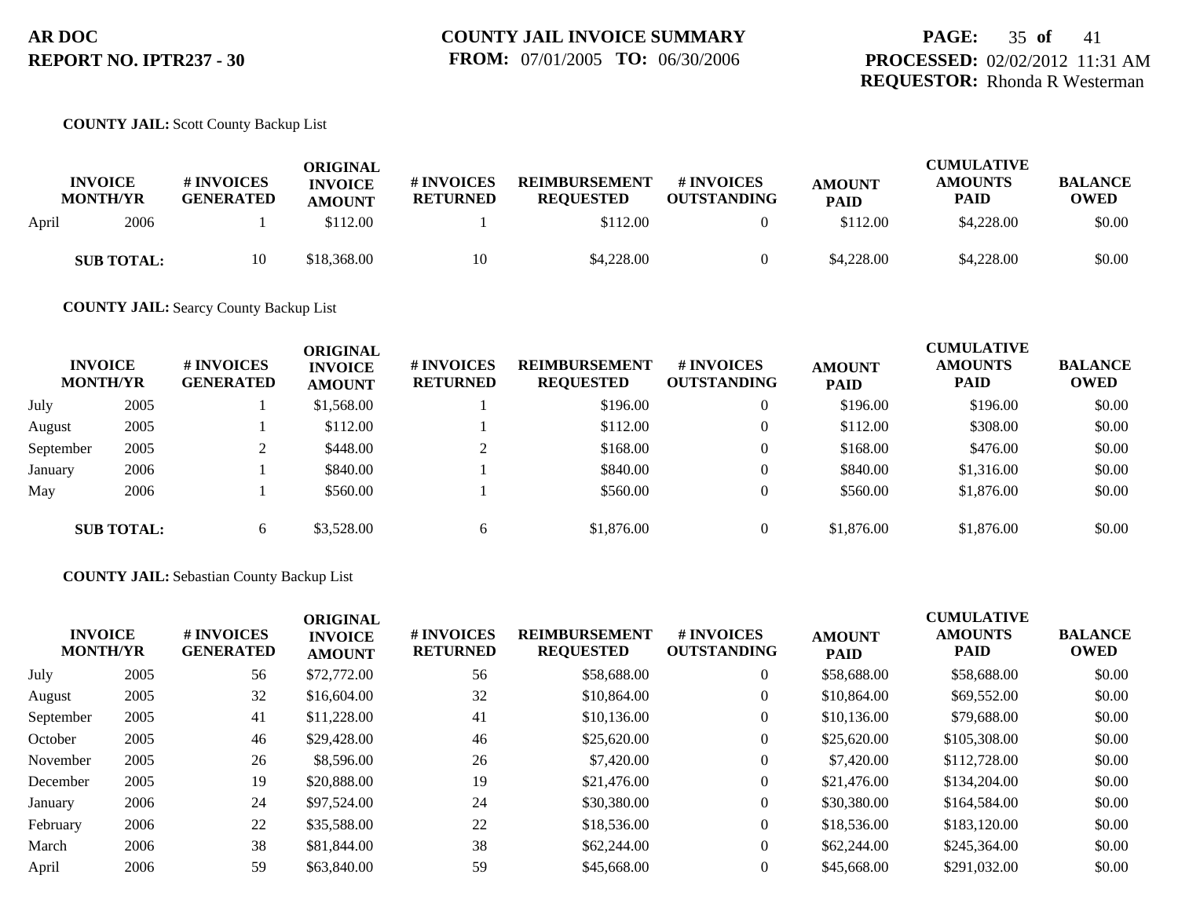**AR DOC**
**REPORT NO. IPTR237 - 30**

**COUNTY JAIL INVOICE SUMMARY**
**FROM:** 07/01/2005 **TO:** 06/30/2006

**PROCESSED:** 02/02/2012 11:31 AM
**REQUESTOR:** Rhonda R Westerman

**COUNTY JAIL:** Scott County Backup List

| INVOICE MONTH/YR | | # INVOICES GENERATED | ORIGINAL INVOICE AMOUNT | # INVOICES RETURNED | REIMBURSEMENT REQUESTED | # INVOICES OUTSTANDING | AMOUNT PAID | CUMULATIVE AMOUNTS PAID | BALANCE OWED |
|---|---|---|---|---|---|---|---|---|---|
| April | 2006 | 1 | $112.00 | 1 | $112.00 | 0 | $112.00 | $4,228.00 | $0.00 |
| **SUB TOTAL:** | | 10 | $18,368.00 | 10 | $4,228.00 | 0 | $4,228.00 | $4,228.00 | $0.00 |

**COUNTY JAIL:** Searcy County Backup List

| INVOICE MONTH/YR | | # INVOICES GENERATED | ORIGINAL INVOICE AMOUNT | # INVOICES RETURNED | REIMBURSEMENT REQUESTED | # INVOICES OUTSTANDING | AMOUNT PAID | CUMULATIVE AMOUNTS PAID | BALANCE OWED |
|---|---|---|---|---|---|---|---|---|---|
| July | 2005 | 1 | $1,568.00 | 1 | $196.00 | 0 | $196.00 | $196.00 | $0.00 |
| August | 2005 | 1 | $112.00 | 1 | $112.00 | 0 | $112.00 | $308.00 | $0.00 |
| September | 2005 | 2 | $448.00 | 2 | $168.00 | 0 | $168.00 | $476.00 | $0.00 |
| January | 2006 | 1 | $840.00 | 1 | $840.00 | 0 | $840.00 | $1,316.00 | $0.00 |
| May | 2006 | 1 | $560.00 | 1 | $560.00 | 0 | $560.00 | $1,876.00 | $0.00 |
| **SUB TOTAL:** | | 6 | $3,528.00 | 6 | $1,876.00 | 0 | $1,876.00 | $1,876.00 | $0.00 |

**COUNTY JAIL:** Sebastian County Backup List

| INVOICE MONTH/YR | | # INVOICES GENERATED | ORIGINAL INVOICE AMOUNT | # INVOICES RETURNED | REIMBURSEMENT REQUESTED | # INVOICES OUTSTANDING | AMOUNT PAID | CUMULATIVE AMOUNTS PAID | BALANCE OWED |
|---|---|---|---|---|---|---|---|---|---|
| July | 2005 | 56 | $72,772.00 | 56 | $58,688.00 | 0 | $58,688.00 | $58,688.00 | $0.00 |
| August | 2005 | 32 | $16,604.00 | 32 | $10,864.00 | 0 | $10,864.00 | $69,552.00 | $0.00 |
| September | 2005 | 41 | $11,228.00 | 41 | $10,136.00 | 0 | $10,136.00 | $79,688.00 | $0.00 |
| October | 2005 | 46 | $29,428.00 | 46 | $25,620.00 | 0 | $25,620.00 | $105,308.00 | $0.00 |
| November | 2005 | 26 | $8,596.00 | 26 | $7,420.00 | 0 | $7,420.00 | $112,728.00 | $0.00 |
| December | 2005 | 19 | $20,888.00 | 19 | $21,476.00 | 0 | $21,476.00 | $134,204.00 | $0.00 |
| January | 2006 | 24 | $97,524.00 | 24 | $30,380.00 | 0 | $30,380.00 | $164,584.00 | $0.00 |
| February | 2006 | 22 | $35,588.00 | 22 | $18,536.00 | 0 | $18,536.00 | $183,120.00 | $0.00 |
| March | 2006 | 38 | $81,844.00 | 38 | $62,244.00 | 0 | $62,244.00 | $245,364.00 | $0.00 |
| April | 2006 | 59 | $63,840.00 | 59 | $45,668.00 | 0 | $45,668.00 | $291,032.00 | $0.00 |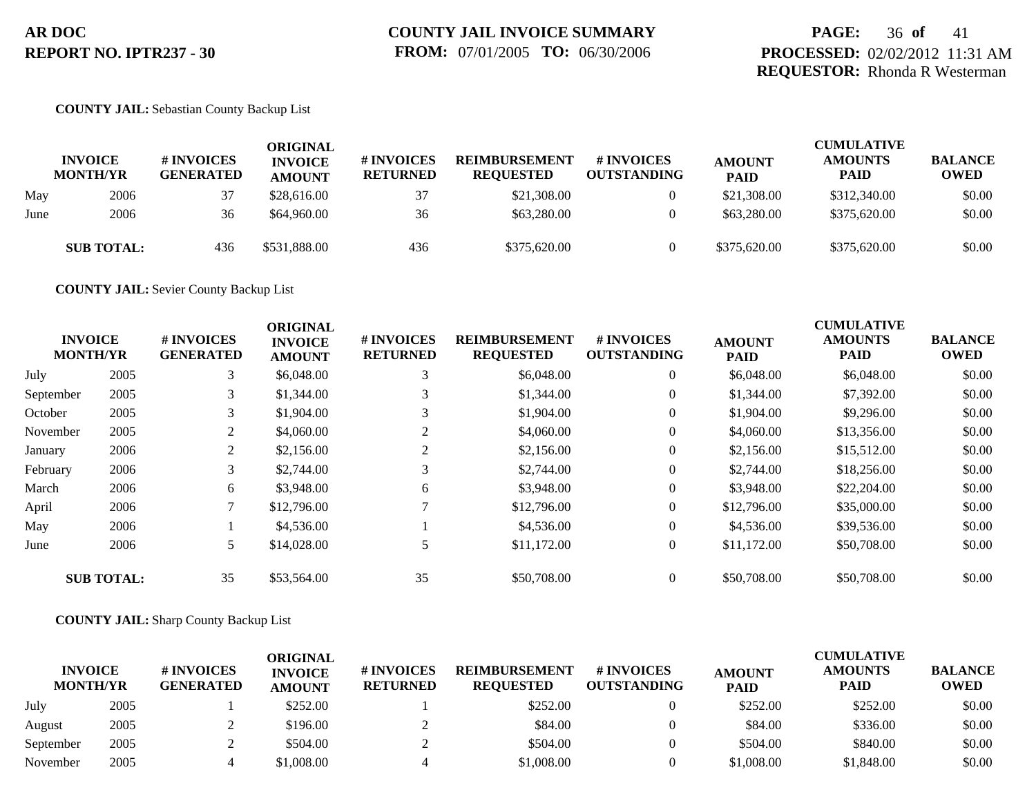**AR DOC**
**REPORT NO. IPTR237 - 30**

**COUNTY JAIL INVOICE SUMMARY**
**FROM:** 07/01/2005 **TO:** 06/30/2006

**PROCESSED:** 02/02/2012 11:31 AM
**REQUESTOR:** Rhonda R Westerman

**COUNTY JAIL:** Sebastian County Backup List

| INVOICE MONTH/YR | | # INVOICES GENERATED | ORIGINAL INVOICE AMOUNT | # INVOICES RETURNED | REIMBURSEMENT REQUESTED | # INVOICES OUTSTANDING | AMOUNT PAID | CUMULATIVE AMOUNTS PAID | BALANCE OWED |
|---|---|---|---|---|---|---|---|---|---|
| May | 2006 | 37 | $28,616.00 | 37 | $21,308.00 | 0 | $21,308.00 | $312,340.00 | $0.00 |
| June | 2006 | 36 | $64,960.00 | 36 | $63,280.00 | 0 | $63,280.00 | $375,620.00 | $0.00 |
| **SUB TOTAL:** | | 436 | $531,888.00 | 436 | $375,620.00 | 0 | $375,620.00 | $375,620.00 | $0.00 |

**COUNTY JAIL:** Sevier County Backup List

| INVOICE MONTH/YR | | # INVOICES GENERATED | ORIGINAL INVOICE AMOUNT | # INVOICES RETURNED | REIMBURSEMENT REQUESTED | # INVOICES OUTSTANDING | AMOUNT PAID | CUMULATIVE AMOUNTS PAID | BALANCE OWED |
|---|---|---|---|---|---|---|---|---|---|
| July | 2005 | 3 | $6,048.00 | 3 | $6,048.00 | 0 | $6,048.00 | $6,048.00 | $0.00 |
| September | 2005 | 3 | $1,344.00 | 3 | $1,344.00 | 0 | $1,344.00 | $7,392.00 | $0.00 |
| October | 2005 | 3 | $1,904.00 | 3 | $1,904.00 | 0 | $1,904.00 | $9,296.00 | $0.00 |
| November | 2005 | 2 | $4,060.00 | 2 | $4,060.00 | 0 | $4,060.00 | $13,356.00 | $0.00 |
| January | 2006 | 2 | $2,156.00 | 2 | $2,156.00 | 0 | $2,156.00 | $15,512.00 | $0.00 |
| February | 2006 | 3 | $2,744.00 | 3 | $2,744.00 | 0 | $2,744.00 | $18,256.00 | $0.00 |
| March | 2006 | 6 | $3,948.00 | 6 | $3,948.00 | 0 | $3,948.00 | $22,204.00 | $0.00 |
| April | 2006 | 7 | $12,796.00 | 7 | $12,796.00 | 0 | $12,796.00 | $35,000.00 | $0.00 |
| May | 2006 | 1 | $4,536.00 | 1 | $4,536.00 | 0 | $4,536.00 | $39,536.00 | $0.00 |
| June | 2006 | 5 | $14,028.00 | 5 | $11,172.00 | 0 | $11,172.00 | $50,708.00 | $0.00 |
| **SUB TOTAL:** | | 35 | $53,564.00 | 35 | $50,708.00 | 0 | $50,708.00 | $50,708.00 | $0.00 |

**COUNTY JAIL:** Sharp County Backup List

| INVOICE MONTH/YR | | # INVOICES GENERATED | ORIGINAL INVOICE AMOUNT | # INVOICES RETURNED | REIMBURSEMENT REQUESTED | # INVOICES OUTSTANDING | AMOUNT PAID | CUMULATIVE AMOUNTS PAID | BALANCE OWED |
|---|---|---|---|---|---|---|---|---|---|
| July | 2005 | 1 | $252.00 | 1 | $252.00 | 0 | $252.00 | $252.00 | $0.00 |
| August | 2005 | 2 | $196.00 | 2 | $84.00 | 0 | $84.00 | $336.00 | $0.00 |
| September | 2005 | 2 | $504.00 | 2 | $504.00 | 0 | $504.00 | $840.00 | $0.00 |
| November | 2005 | 4 | $1,008.00 | 4 | $1,008.00 | 0 | $1,008.00 | $1,848.00 | $0.00 |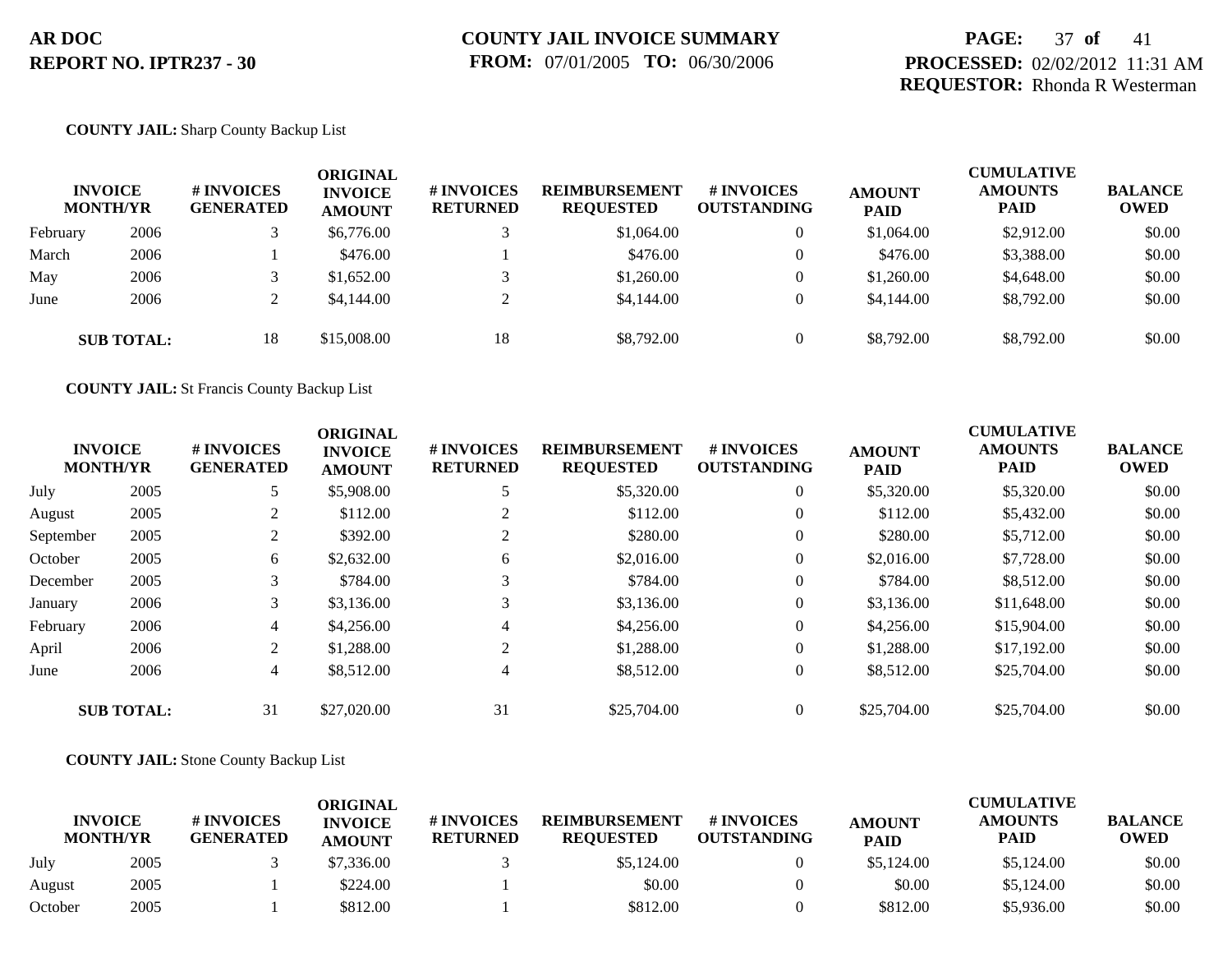# AR DOC
## REPORT NO. IPTR237 - 30

**COUNTY JAIL INVOICE SUMMARY**
**FROM:** 07/01/2005 **TO:** 06/30/2006

**PROCESSED:** 02/02/2012 11:31 AM
**REQUESTOR:** Rhonda R Westerman

**COUNTY JAIL:** Sharp County Backup List

| INVOICE MONTH/YR | | # INVOICES GENERATED | ORIGINAL INVOICE AMOUNT | # INVOICES RETURNED | REIMBURSEMENT REQUESTED | # INVOICES OUTSTANDING | AMOUNT PAID | CUMULATIVE AMOUNTS PAID | BALANCE OWED |
|---|---|---|---|---|---|---|---|---|---|
| February | 2006 | 3 | $6,776.00 | 3 | $1,064.00 | 0 | $1,064.00 | $2,912.00 | $0.00 |
| March | 2006 | 1 | $476.00 | 1 | $476.00 | 0 | $476.00 | $3,388.00 | $0.00 |
| May | 2006 | 3 | $1,652.00 | 3 | $1,260.00 | 0 | $1,260.00 | $4,648.00 | $0.00 |
| June | 2006 | 2 | $4,144.00 | 2 | $4,144.00 | 0 | $4,144.00 | $8,792.00 | $0.00 |
| **SUB TOTAL:** | | 18 | $15,008.00 | 18 | $8,792.00 | 0 | $8,792.00 | $8,792.00 | $0.00 |

**COUNTY JAIL:** St Francis County Backup List

| INVOICE MONTH/YR | | # INVOICES GENERATED | ORIGINAL INVOICE AMOUNT | # INVOICES RETURNED | REIMBURSEMENT REQUESTED | # INVOICES OUTSTANDING | AMOUNT PAID | CUMULATIVE AMOUNTS PAID | BALANCE OWED |
|---|---|---|---|---|---|---|---|---|---|
| July | 2005 | 5 | $5,908.00 | 5 | $5,320.00 | 0 | $5,320.00 | $5,320.00 | $0.00 |
| August | 2005 | 2 | $112.00 | 2 | $112.00 | 0 | $112.00 | $5,432.00 | $0.00 |
| September | 2005 | 2 | $392.00 | 2 | $280.00 | 0 | $280.00 | $5,712.00 | $0.00 |
| October | 2005 | 6 | $2,632.00 | 6 | $2,016.00 | 0 | $2,016.00 | $7,728.00 | $0.00 |
| December | 2005 | 3 | $784.00 | 3 | $784.00 | 0 | $784.00 | $8,512.00 | $0.00 |
| January | 2006 | 3 | $3,136.00 | 3 | $3,136.00 | 0 | $3,136.00 | $11,648.00 | $0.00 |
| February | 2006 | 4 | $4,256.00 | 4 | $4,256.00 | 0 | $4,256.00 | $15,904.00 | $0.00 |
| April | 2006 | 2 | $1,288.00 | 2 | $1,288.00 | 0 | $1,288.00 | $17,192.00 | $0.00 |
| June | 2006 | 4 | $8,512.00 | 4 | $8,512.00 | 0 | $8,512.00 | $25,704.00 | $0.00 |
| **SUB TOTAL:** | | 31 | $27,020.00 | 31 | $25,704.00 | 0 | $25,704.00 | $25,704.00 | $0.00 |

**COUNTY JAIL:** Stone County Backup List

| INVOICE MONTH/YR | | # INVOICES GENERATED | ORIGINAL INVOICE AMOUNT | # INVOICES RETURNED | REIMBURSEMENT REQUESTED | # INVOICES OUTSTANDING | AMOUNT PAID | CUMULATIVE AMOUNTS PAID | BALANCE OWED |
|---|---|---|---|---|---|---|---|---|---|
| July | 2005 | 3 | $7,336.00 | 3 | $5,124.00 | 0 | $5,124.00 | $5,124.00 | $0.00 |
| August | 2005 | 1 | $224.00 | 1 | $0.00 | 0 | $0.00 | $5,124.00 | $0.00 |
| October | 2005 | 1 | $812.00 | 1 | $812.00 | 0 | $812.00 | $5,936.00 | $0.00 |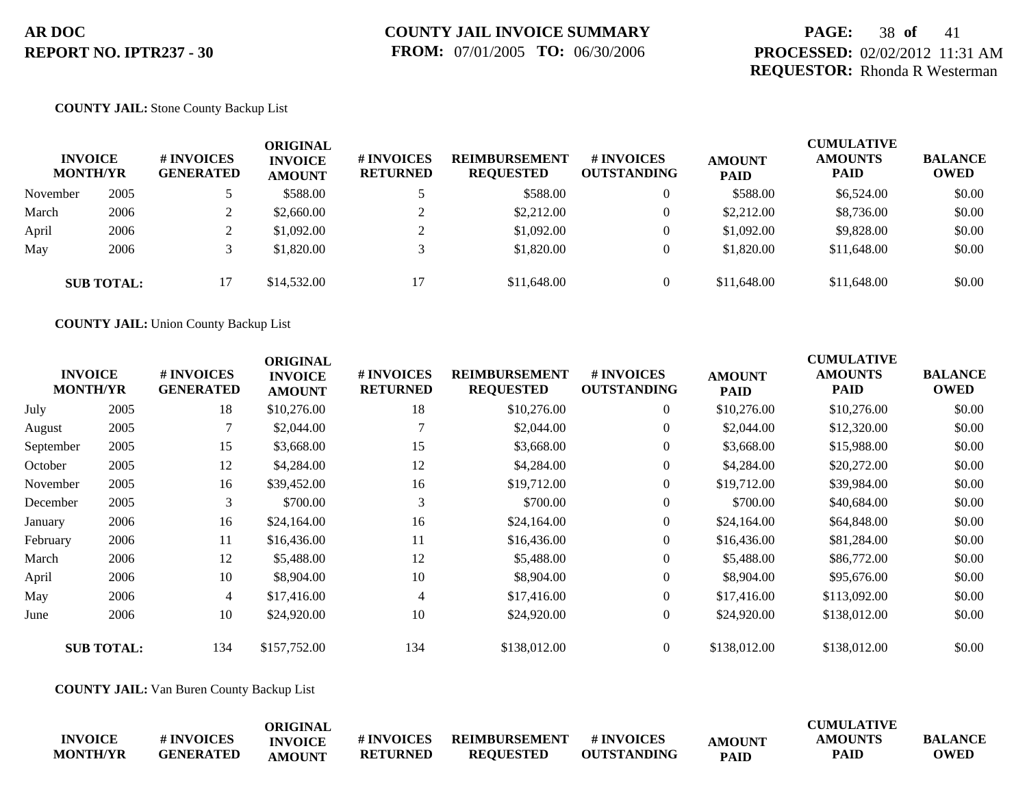**AR DOC**
**REPORT NO. IPTR237 - 30**

**COUNTY JAIL INVOICE SUMMARY**
**FROM:** 07/01/2005 **TO:** 06/30/2006

**PROCESSED:** 02/02/2012 11:31 AM
**REQUESTOR:** Rhonda R Westerman

**COUNTY JAIL:** Stone County Backup List

| INVOICE MONTH/YR | | # INVOICES GENERATED | ORIGINAL INVOICE AMOUNT | # INVOICES RETURNED | REIMBURSEMENT REQUESTED | # INVOICES OUTSTANDING | AMOUNT PAID | CUMULATIVE AMOUNTS PAID | BALANCE OWED |
|---|---|---|---|---|---|---|---|---|---|
| November | 2005 | 5 | $588.00 | 5 | $588.00 | 0 | $588.00 | $6,524.00 | $0.00 |
| March | 2006 | 2 | $2,660.00 | 2 | $2,212.00 | 0 | $2,212.00 | $8,736.00 | $0.00 |
| April | 2006 | 2 | $1,092.00 | 2 | $1,092.00 | 0 | $1,092.00 | $9,828.00 | $0.00 |
| May | 2006 | 3 | $1,820.00 | 3 | $1,820.00 | 0 | $1,820.00 | $11,648.00 | $0.00 |
| **SUB TOTAL:** | | 17 | $14,532.00 | 17 | $11,648.00 | 0 | $11,648.00 | $11,648.00 | $0.00 |

**COUNTY JAIL:** Union County Backup List

| INVOICE MONTH/YR | | # INVOICES GENERATED | ORIGINAL INVOICE AMOUNT | # INVOICES RETURNED | REIMBURSEMENT REQUESTED | # INVOICES OUTSTANDING | AMOUNT PAID | CUMULATIVE AMOUNTS PAID | BALANCE OWED |
|---|---|---|---|---|---|---|---|---|---|
| July | 2005 | 18 | $10,276.00 | 18 | $10,276.00 | 0 | $10,276.00 | $10,276.00 | $0.00 |
| August | 2005 | 7 | $2,044.00 | 7 | $2,044.00 | 0 | $2,044.00 | $12,320.00 | $0.00 |
| September | 2005 | 15 | $3,668.00 | 15 | $3,668.00 | 0 | $3,668.00 | $15,988.00 | $0.00 |
| October | 2005 | 12 | $4,284.00 | 12 | $4,284.00 | 0 | $4,284.00 | $20,272.00 | $0.00 |
| November | 2005 | 16 | $39,452.00 | 16 | $19,712.00 | 0 | $19,712.00 | $39,984.00 | $0.00 |
| December | 2005 | 3 | $700.00 | 3 | $700.00 | 0 | $700.00 | $40,684.00 | $0.00 |
| January | 2006 | 16 | $24,164.00 | 16 | $24,164.00 | 0 | $24,164.00 | $64,848.00 | $0.00 |
| February | 2006 | 11 | $16,436.00 | 11 | $16,436.00 | 0 | $16,436.00 | $81,284.00 | $0.00 |
| March | 2006 | 12 | $5,488.00 | 12 | $5,488.00 | 0 | $5,488.00 | $86,772.00 | $0.00 |
| April | 2006 | 10 | $8,904.00 | 10 | $8,904.00 | 0 | $8,904.00 | $95,676.00 | $0.00 |
| May | 2006 | 4 | $17,416.00 | 4 | $17,416.00 | 0 | $17,416.00 | $113,092.00 | $0.00 |
| June | 2006 | 10 | $24,920.00 | 10 | $24,920.00 | 0 | $24,920.00 | $138,012.00 | $0.00 |
| **SUB TOTAL:** | | 134 | $157,752.00 | 134 | $138,012.00 | 0 | $138,012.00 | $138,012.00 | $0.00 |

**COUNTY JAIL:** Van Buren County Backup List

| INVOICE MONTH/YR | # INVOICES GENERATED | ORIGINAL INVOICE AMOUNT | # INVOICES RETURNED | REIMBURSEMENT REQUESTED | # INVOICES OUTSTANDING | AMOUNT PAID | CUMULATIVE AMOUNTS PAID | BALANCE OWED |
|---|---|---|---|---|---|---|---|---|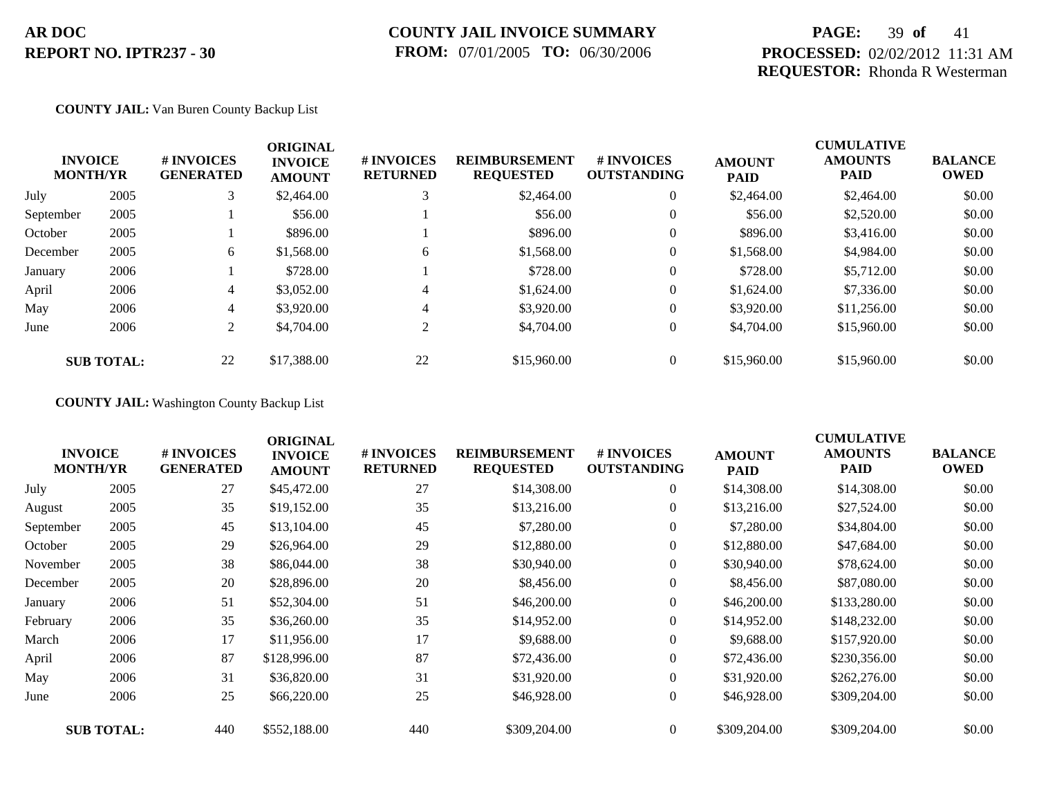**AR DOC**
**REPORT NO. IPTR237 - 30**

**COUNTY JAIL INVOICE SUMMARY**
**FROM:** 07/01/2005 **TO:** 06/30/2006

**PROCESSED:** 02/02/2012 11:31 AM
**REQUESTOR:** Rhonda R Westerman

**COUNTY JAIL:** Van Buren County Backup List

| INVOICE MONTH/YR | | # INVOICES GENERATED | ORIGINAL INVOICE AMOUNT | # INVOICES RETURNED | REIMBURSEMENT REQUESTED | # INVOICES OUTSTANDING | AMOUNT PAID | CUMULATIVE AMOUNTS PAID | BALANCE OWED |
|---|---|---|---|---|---|---|---|---|---|
| July | 2005 | 3 | $2,464.00 | 3 | $2,464.00 | 0 | $2,464.00 | $2,464.00 | $0.00 |
| September | 2005 | 1 | $56.00 | 1 | $56.00 | 0 | $56.00 | $2,520.00 | $0.00 |
| October | 2005 | 1 | $896.00 | 1 | $896.00 | 0 | $896.00 | $3,416.00 | $0.00 |
| December | 2005 | 6 | $1,568.00 | 6 | $1,568.00 | 0 | $1,568.00 | $4,984.00 | $0.00 |
| January | 2006 | 1 | $728.00 | 1 | $728.00 | 0 | $728.00 | $5,712.00 | $0.00 |
| April | 2006 | 4 | $3,052.00 | 4 | $1,624.00 | 0 | $1,624.00 | $7,336.00 | $0.00 |
| May | 2006 | 4 | $3,920.00 | 4 | $3,920.00 | 0 | $3,920.00 | $11,256.00 | $0.00 |
| June | 2006 | 2 | $4,704.00 | 2 | $4,704.00 | 0 | $4,704.00 | $15,960.00 | $0.00 |
| **SUB TOTAL:** | | 22 | $17,388.00 | 22 | $15,960.00 | 0 | $15,960.00 | $15,960.00 | $0.00 |

**COUNTY JAIL:** Washington County Backup List

| INVOICE MONTH/YR | | # INVOICES GENERATED | ORIGINAL INVOICE AMOUNT | # INVOICES RETURNED | REIMBURSEMENT REQUESTED | # INVOICES OUTSTANDING | AMOUNT PAID | CUMULATIVE AMOUNTS PAID | BALANCE OWED |
|---|---|---|---|---|---|---|---|---|---|
| July | 2005 | 27 | $45,472.00 | 27 | $14,308.00 | 0 | $14,308.00 | $14,308.00 | $0.00 |
| August | 2005 | 35 | $19,152.00 | 35 | $13,216.00 | 0 | $13,216.00 | $27,524.00 | $0.00 |
| September | 2005 | 45 | $13,104.00 | 45 | $7,280.00 | 0 | $7,280.00 | $34,804.00 | $0.00 |
| October | 2005 | 29 | $26,964.00 | 29 | $12,880.00 | 0 | $12,880.00 | $47,684.00 | $0.00 |
| November | 2005 | 38 | $86,044.00 | 38 | $30,940.00 | 0 | $30,940.00 | $78,624.00 | $0.00 |
| December | 2005 | 20 | $28,896.00 | 20 | $8,456.00 | 0 | $8,456.00 | $87,080.00 | $0.00 |
| January | 2006 | 51 | $52,304.00 | 51 | $46,200.00 | 0 | $46,200.00 | $133,280.00 | $0.00 |
| February | 2006 | 35 | $36,260.00 | 35 | $14,952.00 | 0 | $14,952.00 | $148,232.00 | $0.00 |
| March | 2006 | 17 | $11,956.00 | 17 | $9,688.00 | 0 | $9,688.00 | $157,920.00 | $0.00 |
| April | 2006 | 87 | $128,996.00 | 87 | $72,436.00 | 0 | $72,436.00 | $230,356.00 | $0.00 |
| May | 2006 | 31 | $36,820.00 | 31 | $31,920.00 | 0 | $31,920.00 | $262,276.00 | $0.00 |
| June | 2006 | 25 | $66,220.00 | 25 | $46,928.00 | 0 | $46,928.00 | $309,204.00 | $0.00 |
| **SUB TOTAL:** | | 440 | $552,188.00 | 440 | $309,204.00 | 0 | $309,204.00 | $309,204.00 | $0.00 |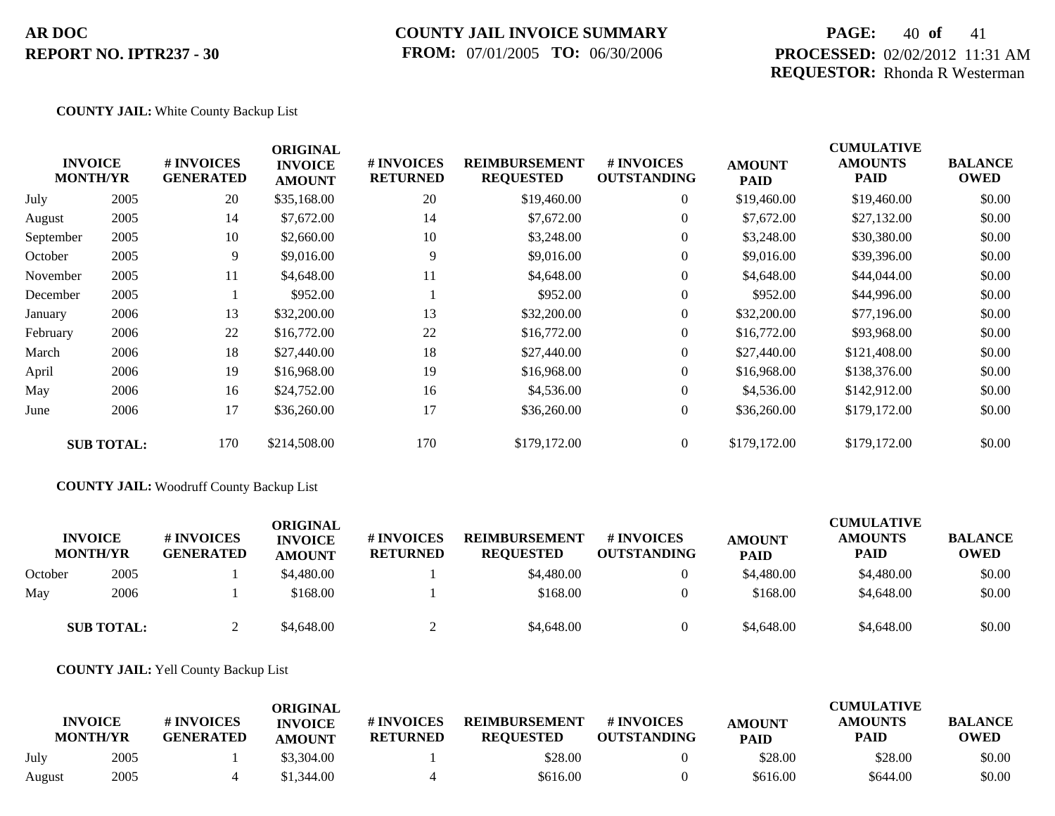**AR DOC**
**REPORT NO. IPTR237 - 30**

**COUNTY JAIL INVOICE SUMMARY**
**FROM:** 07/01/2005 **TO:** 06/30/2006

**PROCESSED:** 02/02/2012 11:31 AM
**REQUESTOR:** Rhonda R Westerman

**COUNTY JAIL:** White County Backup List

| INVOICE MONTH/YR | | # INVOICES GENERATED | ORIGINAL INVOICE AMOUNT | # INVOICES RETURNED | REIMBURSEMENT REQUESTED | # INVOICES OUTSTANDING | AMOUNT PAID | CUMULATIVE AMOUNTS PAID | BALANCE OWED |
|---|---|---|---|---|---|---|---|---|---|
| July | 2005 | 20 | $35,168.00 | 20 | $19,460.00 | 0 | $19,460.00 | $19,460.00 | $0.00 |
| August | 2005 | 14 | $7,672.00 | 14 | $7,672.00 | 0 | $7,672.00 | $27,132.00 | $0.00 |
| September | 2005 | 10 | $2,660.00 | 10 | $3,248.00 | 0 | $3,248.00 | $30,380.00 | $0.00 |
| October | 2005 | 9 | $9,016.00 | 9 | $9,016.00 | 0 | $9,016.00 | $39,396.00 | $0.00 |
| November | 2005 | 11 | $4,648.00 | 11 | $4,648.00 | 0 | $4,648.00 | $44,044.00 | $0.00 |
| December | 2005 | 1 | $952.00 | 1 | $952.00 | 0 | $952.00 | $44,996.00 | $0.00 |
| January | 2006 | 13 | $32,200.00 | 13 | $32,200.00 | 0 | $32,200.00 | $77,196.00 | $0.00 |
| February | 2006 | 22 | $16,772.00 | 22 | $16,772.00 | 0 | $16,772.00 | $93,968.00 | $0.00 |
| March | 2006 | 18 | $27,440.00 | 18 | $27,440.00 | 0 | $27,440.00 | $121,408.00 | $0.00 |
| April | 2006 | 19 | $16,968.00 | 19 | $16,968.00 | 0 | $16,968.00 | $138,376.00 | $0.00 |
| May | 2006 | 16 | $24,752.00 | 16 | $4,536.00 | 0 | $4,536.00 | $142,912.00 | $0.00 |
| June | 2006 | 17 | $36,260.00 | 17 | $36,260.00 | 0 | $36,260.00 | $179,172.00 | $0.00 |
| **SUB TOTAL:** | | 170 | $214,508.00 | 170 | $179,172.00 | 0 | $179,172.00 | $179,172.00 | $0.00 |

**COUNTY JAIL:** Woodruff County Backup List

| INVOICE MONTH/YR | | # INVOICES GENERATED | ORIGINAL INVOICE AMOUNT | # INVOICES RETURNED | REIMBURSEMENT REQUESTED | # INVOICES OUTSTANDING | AMOUNT PAID | CUMULATIVE AMOUNTS PAID | BALANCE OWED |
|---|---|---|---|---|---|---|---|---|---|
| October | 2005 | 1 | $4,480.00 | 1 | $4,480.00 | 0 | $4,480.00 | $4,480.00 | $0.00 |
| May | 2006 | 1 | $168.00 | 1 | $168.00 | 0 | $168.00 | $4,648.00 | $0.00 |
| **SUB TOTAL:** | | 2 | $4,648.00 | 2 | $4,648.00 | 0 | $4,648.00 | $4,648.00 | $0.00 |

**COUNTY JAIL:** Yell County Backup List

| INVOICE MONTH/YR | | # INVOICES GENERATED | ORIGINAL INVOICE AMOUNT | # INVOICES RETURNED | REIMBURSEMENT REQUESTED | # INVOICES OUTSTANDING | AMOUNT PAID | CUMULATIVE AMOUNTS PAID | BALANCE OWED |
|---|---|---|---|---|---|---|---|---|---|
| July | 2005 | 1 | $3,304.00 | 1 | $28.00 | 0 | $28.00 | $28.00 | $0.00 |
| August | 2005 | 4 | $1,344.00 | 4 | $616.00 | 0 | $616.00 | $644.00 | $0.00 |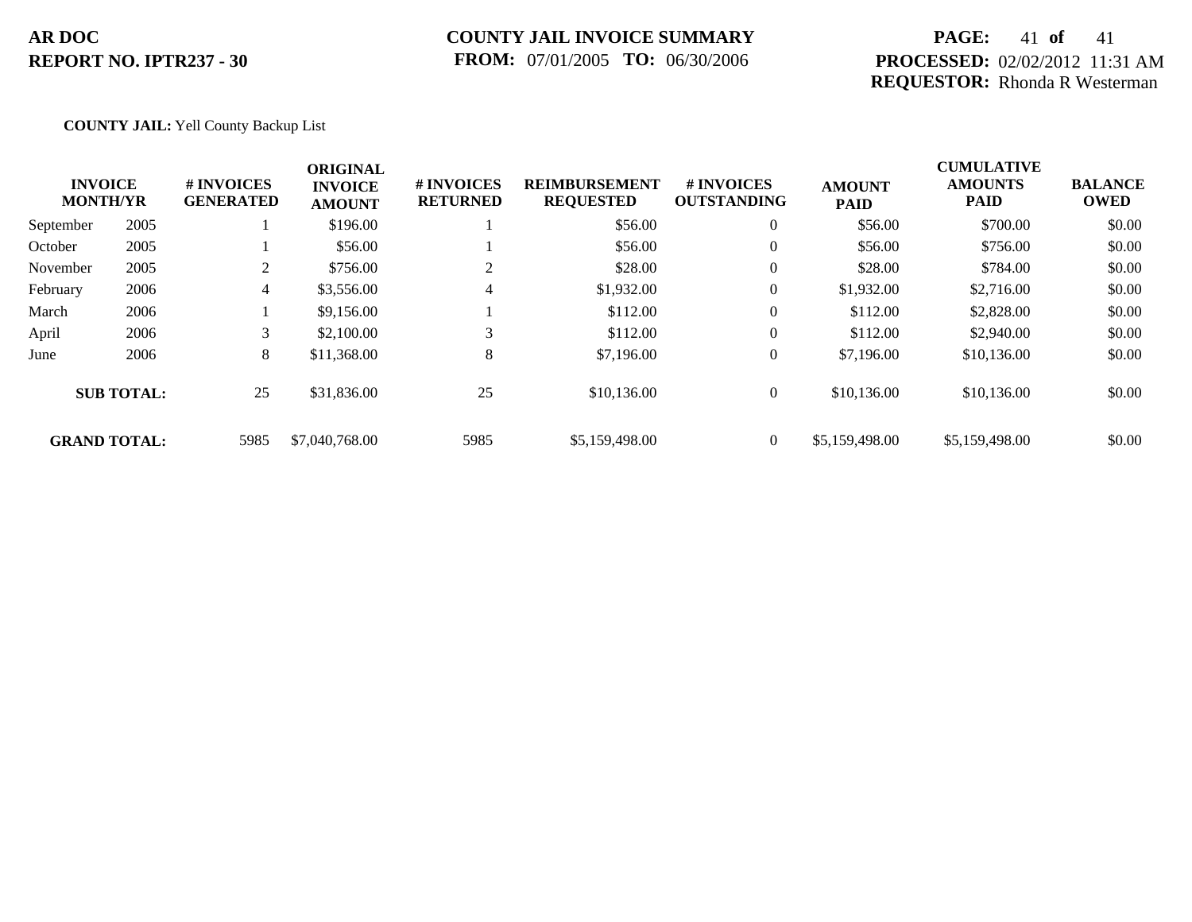**AR DOC**
**REPORT NO. IPTR237 - 30**

**COUNTY JAIL INVOICE SUMMARY**
**FROM:** 07/01/2005 **TO:** 06/30/2006

**PROCESSED:** 02/02/2012 11:31 AM
**REQUESTOR:** Rhonda R Westerman

**COUNTY JAIL:** Yell County Backup List

| INVOICE MONTH/YR | | # INVOICES GENERATED | ORIGINAL INVOICE AMOUNT | # INVOICES RETURNED | REIMBURSEMENT REQUESTED | # INVOICES OUTSTANDING | AMOUNT PAID | CUMULATIVE AMOUNTS PAID | BALANCE OWED |
|---|---|---|---|---|---|---|---|---|---|
| September | 2005 | 1 | $196.00 | 1 | $56.00 | 0 | $56.00 | $700.00 | $0.00 |
| October | 2005 | 1 | $56.00 | 1 | $56.00 | 0 | $56.00 | $756.00 | $0.00 |
| November | 2005 | 2 | $756.00 | 2 | $28.00 | 0 | $28.00 | $784.00 | $0.00 |
| February | 2006 | 4 | $3,556.00 | 4 | $1,932.00 | 0 | $1,932.00 | $2,716.00 | $0.00 |
| March | 2006 | 1 | $9,156.00 | 1 | $112.00 | 0 | $112.00 | $2,828.00 | $0.00 |
| April | 2006 | 3 | $2,100.00 | 3 | $112.00 | 0 | $112.00 | $2,940.00 | $0.00 |
| June | 2006 | 8 | $11,368.00 | 8 | $7,196.00 | 0 | $7,196.00 | $10,136.00 | $0.00 |
| **SUB TOTAL:** | | 25 | $31,836.00 | 25 | $10,136.00 | 0 | $10,136.00 | $10,136.00 | $0.00 |
| **GRAND TOTAL:** | | 5985 | $7,040,768.00 | 5985 | $5,159,498.00 | 0 | $5,159,498.00 | $5,159,498.00 | $0.00 |